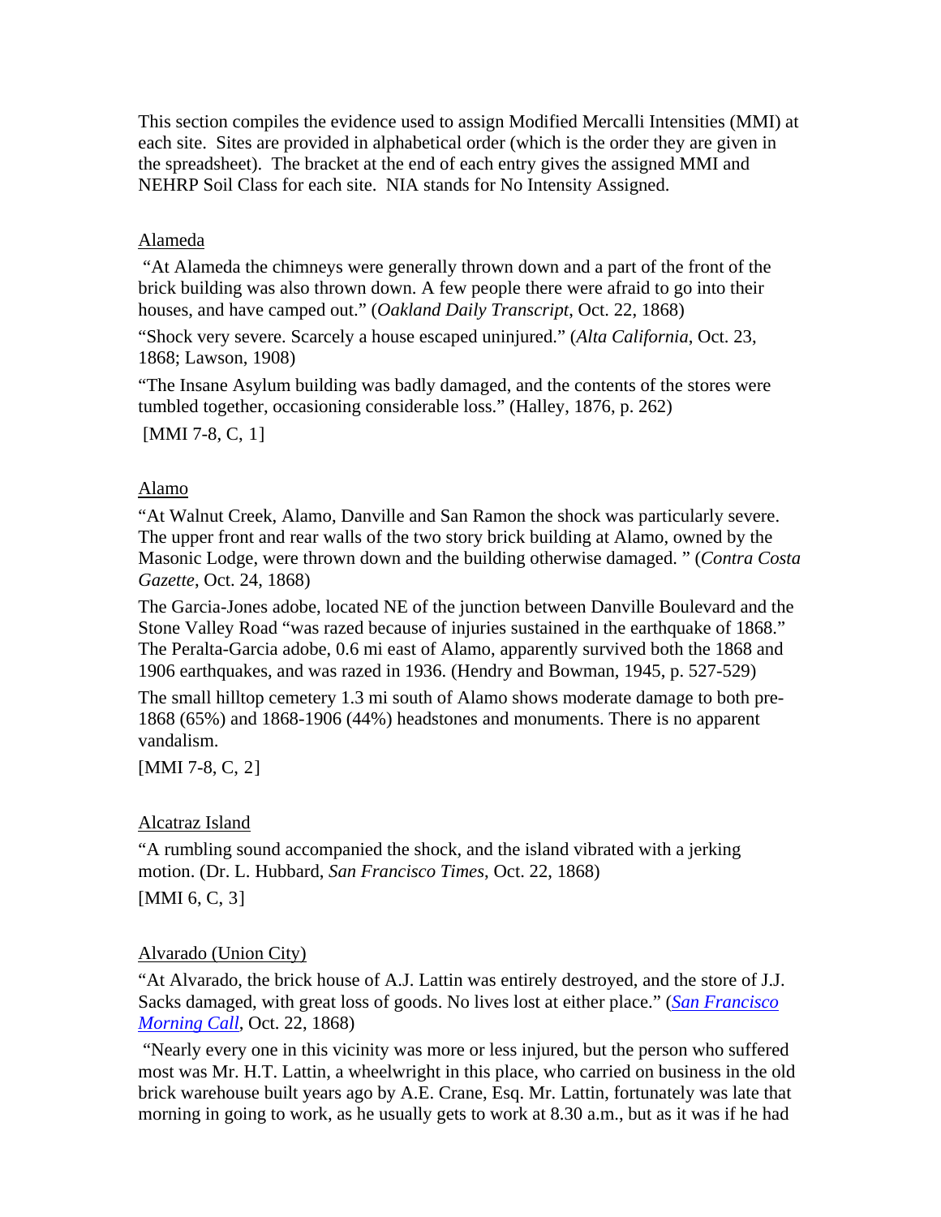This section compiles the evidence used to assign Modified Mercalli Intensities (MMI) at each site. Sites are provided in alphabetical order (which is the order they are given in the spreadsheet). The bracket at the end of each entry gives the assigned MMI and NEHRP Soil Class for each site. NIA stands for No Intensity Assigned.

Alameda

"At Alameda the chimneys were generally thrown down and a part of the front of the brick building was also thrown down. A few people there were afraid to go into their houses, and have camped out." (*Oakland Daily Transcript*, Oct. 22, 1868)

"Shock very severe. Scarcely a house escaped uninjured." (*Alta California*, Oct. 23, 1868; Lawson, 1908)

"The Insane Asylum building was badly damaged, and the contents of the stores were tumbled together, occasioning considerable loss." (Halley, 1876, p. 262)

[MMI 7-8, C, 1]

Alamo

"At Walnut Creek, Alamo, Danville and San Ramon the shock was particularly severe. The upper front and rear walls of the two story brick building at Alamo, owned by the Masonic Lodge, were thrown down and the building otherwise damaged. " (*Contra Costa Gazette*, Oct. 24, 1868)

The Garcia-Jones adobe, located NE of the junction between Danville Boulevard and the Stone Valley Road "was razed because of injuries sustained in the earthquake of 1868." The Peralta-Garcia adobe, 0.6 mi east of Alamo, apparently survived both the 1868 and 1906 earthquakes, and was razed in 1936. (Hendry and Bowman, 1945, p. 527-529)

The small hilltop cemetery 1.3 mi south of Alamo shows moderate damage to both pre-1868 (65%) and 1868-1906 (44%) headstones and monuments. There is no apparent vandalism.

[MMI 7-8, C, 2]

Alcatraz Island

"A rumbling sound accompanied the shock, and the island vibrated with a jerking motion. (Dr. L. Hubbard, *San Francisco Times*, Oct. 22, 1868)

[MMI 6, C, 3]

Alvarado (Union City)

"At Alvarado, the brick house of A.J. Lattin was entirely destroyed, and the store of J.J. Sacks damaged, with great loss of goods. No lives lost at either place." (*San Francisco Morning Call*, Oct. 22, 1868)

"Nearly every one in this vicinity was more or less injured, but the person who suffered most was Mr. H.T. Lattin, a wheelwright in this place, who carried on business in the old brick warehouse built years ago by A.E. Crane, Esq. Mr. Lattin, fortunately was late that morning in going to work, as he usually gets to work at 8.30 a.m., but as it was if he had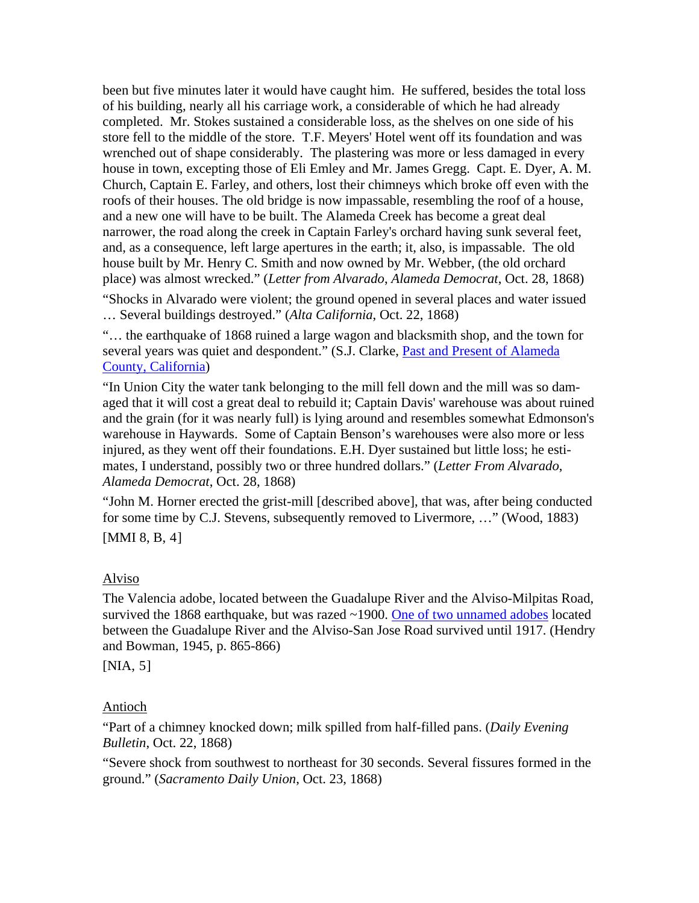been but five minutes later it would have caught him. He suffered, besides the total loss of his building, nearly all his carriage work, a considerable of which he had already completed. Mr. Stokes sustained a considerable loss, as the shelves on one side of his store fell to the middle of the store. T.F. Meyers' Hotel went off its foundation and was wrenched out of shape considerably. The plastering was more or less damaged in every house in town, excepting those of Eli Emley and Mr. James Gregg. Capt. E. Dyer, A. M. Church, Captain E. Farley, and others, lost their chimneys which broke off even with the roofs of their houses. The old bridge is now impassable, resembling the roof of a house, and a new one will have to be built. The Alameda Creek has become a great deal narrower, the road along the creek in Captain Farley's orchard having sunk several feet, and, as a consequence, left large apertures in the earth; it, also, is impassable. The old house built by Mr. Henry C. Smith and now owned by Mr. Webber, (the old orchard place) was almost wrecked." (*Letter from Alvarado*, *Alameda Democrat*, Oct. 28, 1868)

"Shocks in Alvarado were violent; the ground opened in several places and water issued … Several buildings destroyed." (*Alta California*, Oct. 22, 1868)

"… the earthquake of 1868 ruined a large wagon and blacksmith shop, and the town for several years was quiet and despondent." (S.J. Clarke, Past and Present of Alameda County, California)

"In Union City the water tank belonging to the mill fell down and the mill was so damaged that it will cost a great deal to rebuild it; Captain Davis' warehouse was about ruined and the grain (for it was nearly full) is lying around and resembles somewhat Edmonson's warehouse in Haywards. Some of Captain Benson's warehouses were also more or less injured, as they went off their foundations. E.H. Dyer sustained but little loss; he estimates, I understand, possibly two or three hundred dollars." (*Letter From Alvarado*, *Alameda Democrat*, Oct. 28, 1868)

"John M. Horner erected the grist-mill [described above], that was, after being conducted for some time by C.J. Stevens, subsequently removed to Livermore, …" (Wood, 1883)

[MMI 8, B, 4]

## Alviso

The Valencia adobe, located between the Guadalupe River and the Alviso-Milpitas Road, survived the 1868 earthquake, but was razed ~1900. One of two unnamed adobes located between the Guadalupe River and the Alviso-San Jose Road survived until 1917. (Hendry and Bowman, 1945, p. 865-866)

[NIA, 5]

## Antioch

"Part of a chimney knocked down; milk spilled from half-filled pans. (*Daily Evening Bulletin*, Oct. 22, 1868)

"Severe shock from southwest to northeast for 30 seconds. Several fissures formed in the ground." (*Sacramento Daily Union*, Oct. 23, 1868)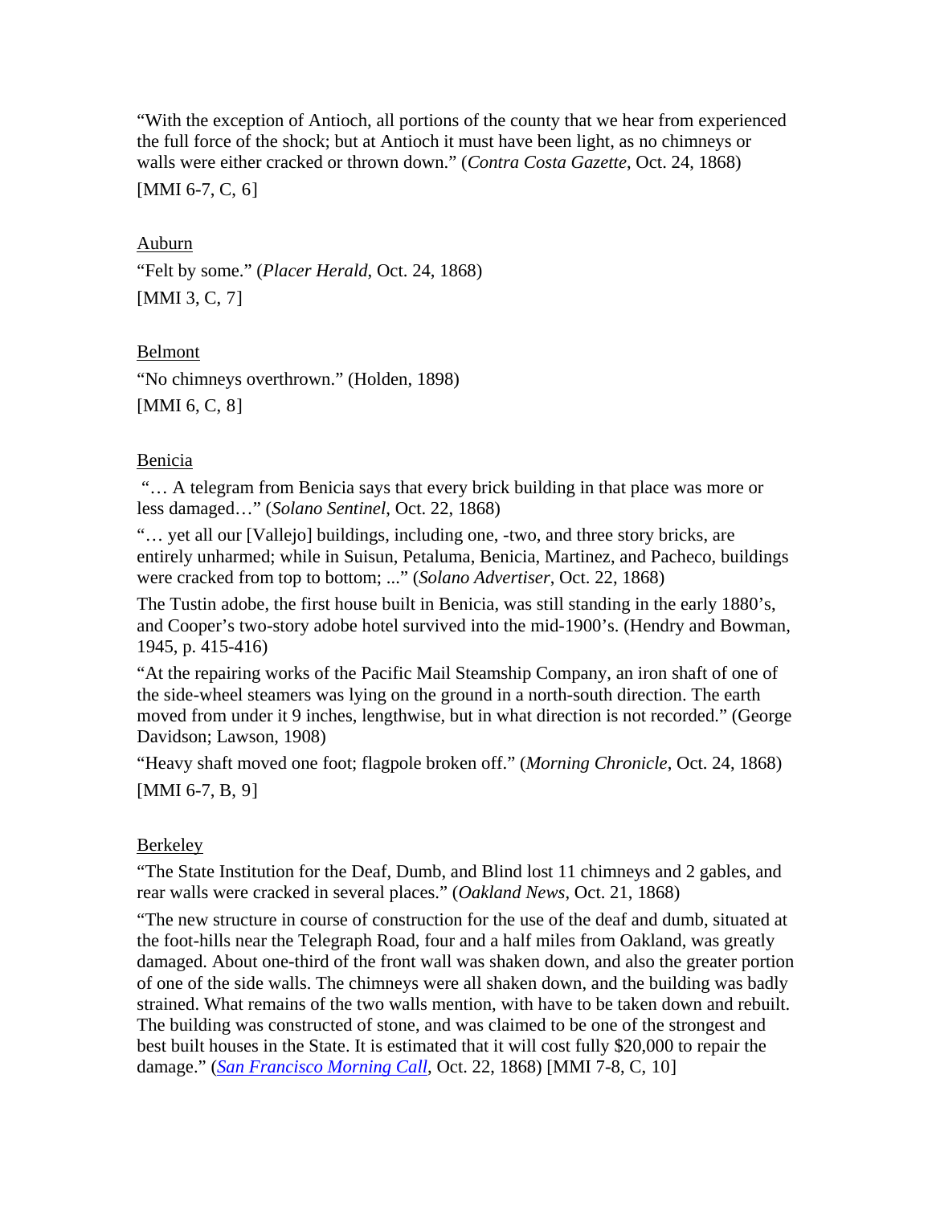"With the exception of Antioch, all portions of the county that we hear from experienced the full force of the shock; but at Antioch it must have been light, as no chimneys or walls were either cracked or thrown down." (*Contra Costa Gazette*, Oct. 24, 1868)

[MMI 6-7, C, 6]

<u>Auburn</u>

"Felt by some." (*Placer Herald*, Oct. 24, 1868)

[MMI 3, C, 7]

<u>Belmont</u>

"No chimneys overthrown." (Holden, 1898)

[MMI 6, C, 8]

<u>Benicia</u>

"… A telegram from Benicia says that every brick building in that place was more or less damaged…" (*Solano Sentinel*, Oct. 22, 1868)

"… yet all our [Vallejo] buildings, including one, -two, and three story bricks, are entirely unharmed; while in Suisun, Petaluma, Benicia, Martinez, and Pacheco, buildings were cracked from top to bottom; ..." (*Solano Advertiser*, Oct. 22, 1868)

The Tustin adobe, the first house built in Benicia, was still standing in the early 1880's, and Cooper's two-story adobe hotel survived into the mid-1900's. (Hendry and Bowman, 1945, p. 415-416)

"At the repairing works of the Pacific Mail Steamship Company, an iron shaft of one of the side-wheel steamers was lying on the ground in a north-south direction. The earth moved from under it 9 inches, lengthwise, but in what direction is not recorded." (George Davidson; Lawson, 1908)

"Heavy shaft moved one foot; flagpole broken off." (*Morning Chronicle*, Oct. 24, 1868)

[MMI 6-7, B, 9]

<u>Berkeley</u>

"The State Institution for the Deaf, Dumb, and Blind lost 11 chimneys and 2 gables, and rear walls were cracked in several places." (*Oakland News*, Oct. 21, 1868)

"The new structure in course of construction for the use of the deaf and dumb, situated at the foot-hills near the Telegraph Road, four and a half miles from Oakland, was greatly damaged. About one-third of the front wall was shaken down, and also the greater portion of one of the side walls. The chimneys were all shaken down, and the building was badly strained. What remains of the two walls mention, with have to be taken down and rebuilt. The building was constructed of stone, and was claimed to be one of the strongest and best built houses in the State. It is estimated that it will cost fully $20,000 to repair the damage." (*San Francisco Morning Call*, Oct. 22, 1868) [MMI 7-8, C, 10]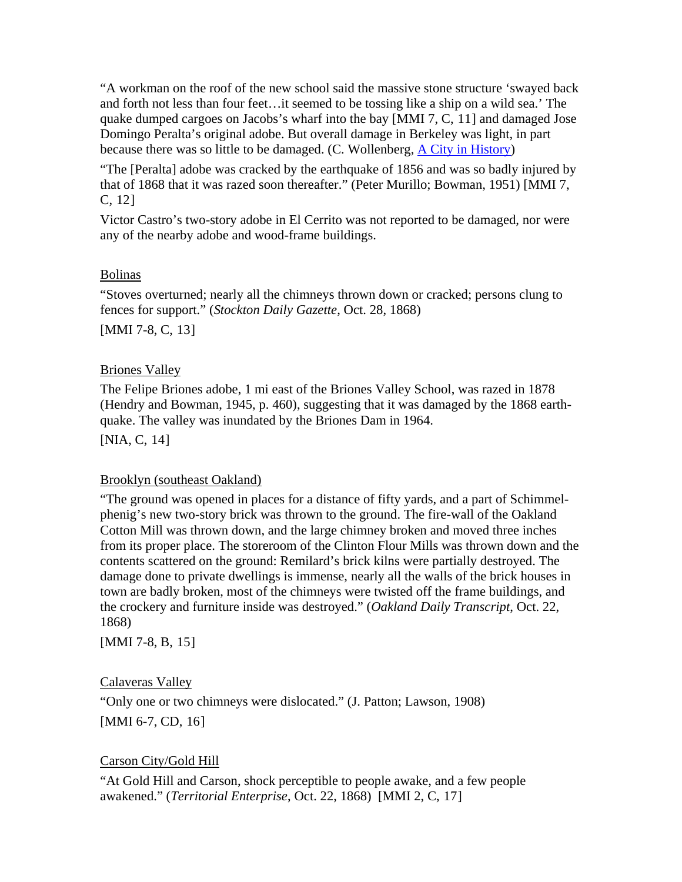"A workman on the roof of the new school said the massive stone structure 'swayed back and forth not less than four feet…it seemed to be tossing like a ship on a wild sea.' The quake dumped cargoes on Jacobs's wharf into the bay [MMI 7, C, 11] and damaged Jose Domingo Peralta's original adobe. But overall damage in Berkeley was light, in part because there was so little to be damaged. (C. Wollenberg, A City in History)

"The [Peralta] adobe was cracked by the earthquake of 1856 and was so badly injured by that of 1868 that it was razed soon thereafter." (Peter Murillo; Bowman, 1951) [MMI 7, C, 12]

Victor Castro's two-story adobe in El Cerrito was not reported to be damaged, nor were any of the nearby adobe and wood-frame buildings.

## Bolinas

"Stoves overturned; nearly all the chimneys thrown down or cracked; persons clung to fences for support." (*Stockton Daily Gazette*, Oct. 28, 1868)

[MMI 7-8, C, 13]

## Briones Valley

The Felipe Briones adobe, 1 mi east of the Briones Valley School, was razed in 1878 (Hendry and Bowman, 1945, p. 460), suggesting that it was damaged by the 1868 earthquake. The valley was inundated by the Briones Dam in 1964.

[NIA, C, 14]

## Brooklyn (southeast Oakland)

"The ground was opened in places for a distance of fifty yards, and a part of Schimmelphenig's new two-story brick was thrown to the ground. The fire-wall of the Oakland Cotton Mill was thrown down, and the large chimney broken and moved three inches from its proper place. The storeroom of the Clinton Flour Mills was thrown down and the contents scattered on the ground: Remilard's brick kilns were partially destroyed. The damage done to private dwellings is immense, nearly all the walls of the brick houses in town are badly broken, most of the chimneys were twisted off the frame buildings, and the crockery and furniture inside was destroyed." (*Oakland Daily Transcript*, Oct. 22, 1868)

[MMI 7-8, B, 15]

## Calaveras Valley

"Only one or two chimneys were dislocated." (J. Patton; Lawson, 1908)

[MMI 6-7, CD, 16]

## Carson City/Gold Hill

"At Gold Hill and Carson, shock perceptible to people awake, and a few people awakened." (*Territorial Enterprise*, Oct. 22, 1868) [MMI 2, C, 17]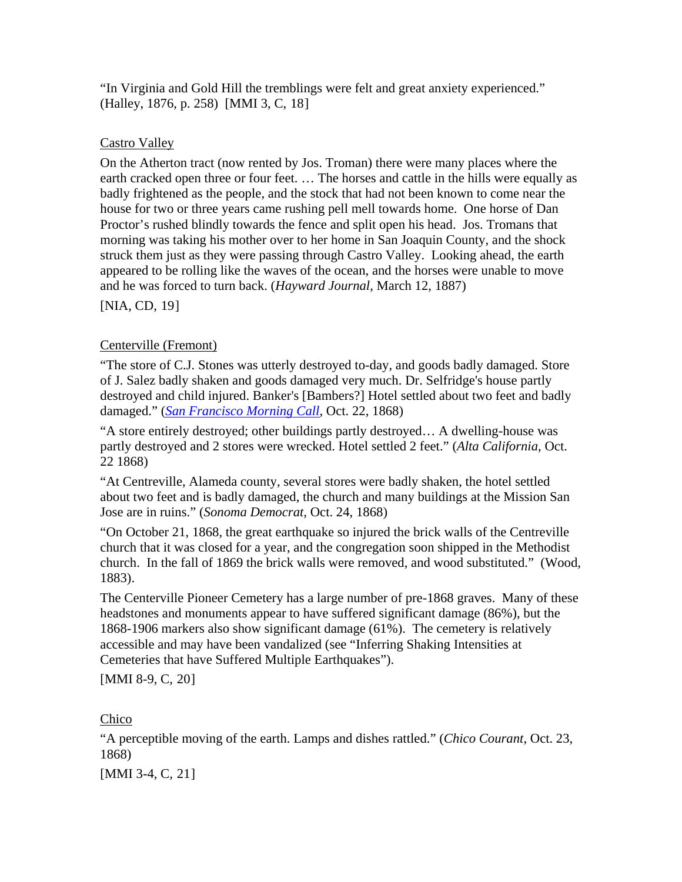"In Virginia and Gold Hill the tremblings were felt and great anxiety experienced." (Halley, 1876, p. 258) [MMI 3, C, 18]

Castro Valley

On the Atherton tract (now rented by Jos. Troman) there were many places where the earth cracked open three or four feet. … The horses and cattle in the hills were equally as badly frightened as the people, and the stock that had not been known to come near the house for two or three years came rushing pell mell towards home. One horse of Dan Proctor's rushed blindly towards the fence and split open his head. Jos. Tromans that morning was taking his mother over to her home in San Joaquin County, and the shock struck them just as they were passing through Castro Valley. Looking ahead, the earth appeared to be rolling like the waves of the ocean, and the horses were unable to move and he was forced to turn back. (*Hayward Journal*, March 12, 1887)

[NIA, CD, 19]

Centerville (Fremont)

"The store of C.J. Stones was utterly destroyed to-day, and goods badly damaged. Store of J. Salez badly shaken and goods damaged very much. Dr. Selfridge's house partly destroyed and child injured. Banker's [Bambers?] Hotel settled about two feet and badly damaged." (*San Francisco Morning Call*, Oct. 22, 1868)

"A store entirely destroyed; other buildings partly destroyed… A dwelling-house was partly destroyed and 2 stores were wrecked. Hotel settled 2 feet." (*Alta California*, Oct. 22 1868)

"At Centreville, Alameda county, several stores were badly shaken, the hotel settled about two feet and is badly damaged, the church and many buildings at the Mission San Jose are in ruins." (*Sonoma Democrat*, Oct. 24, 1868)

"On October 21, 1868, the great earthquake so injured the brick walls of the Centreville church that it was closed for a year, and the congregation soon shipped in the Methodist church. In the fall of 1869 the brick walls were removed, and wood substituted." (Wood, 1883).

The Centerville Pioneer Cemetery has a large number of pre-1868 graves. Many of these headstones and monuments appear to have suffered significant damage (86%), but the 1868-1906 markers also show significant damage (61%). The cemetery is relatively accessible and may have been vandalized (see "Inferring Shaking Intensities at Cemeteries that have Suffered Multiple Earthquakes").

[MMI 8-9, C, 20]

Chico

"A perceptible moving of the earth. Lamps and dishes rattled." (*Chico Courant*, Oct. 23, 1868)

[MMI 3-4, C, 21]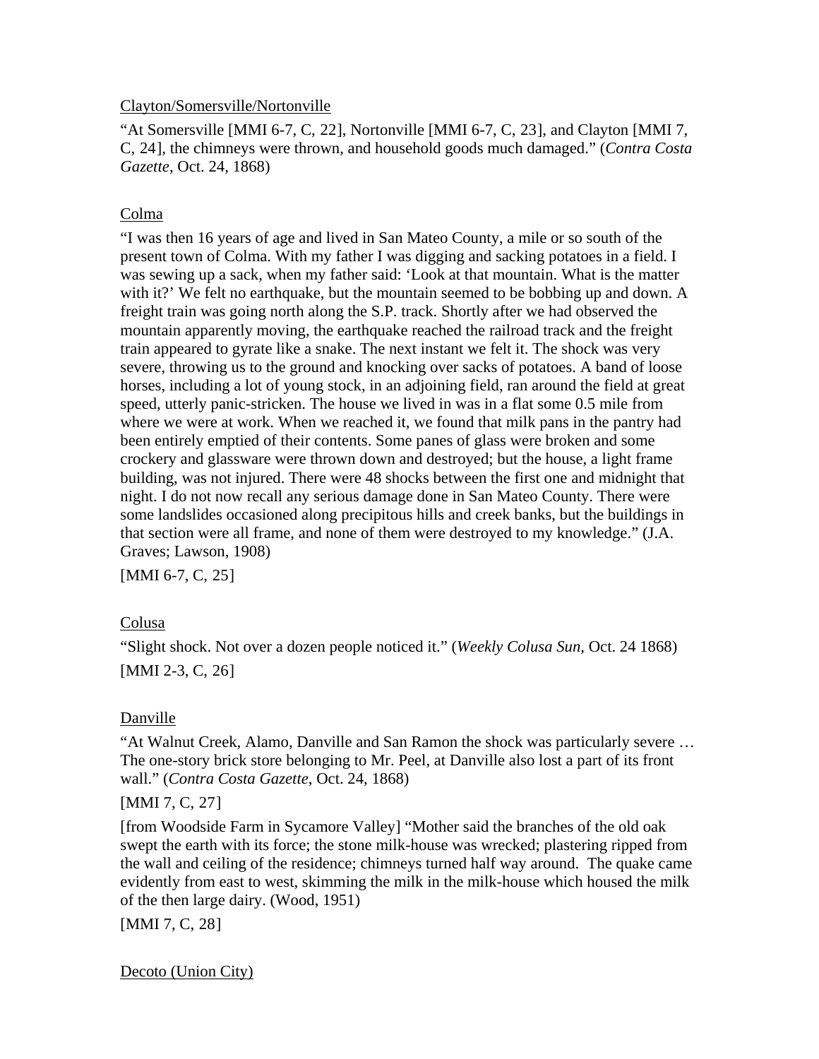<u>Clayton/Somersville/Nortonville</u>

"At Somersville [MMI 6-7, C, 22], Nortonville [MMI 6-7, C, 23], and Clayton [MMI 7, C, 24], the chimneys were thrown, and household goods much damaged." (*Contra Costa Gazette*, Oct. 24, 1868)

<u>Colma</u>

"I was then 16 years of age and lived in San Mateo County, a mile or so south of the present town of Colma. With my father I was digging and sacking potatoes in a field. I was sewing up a sack, when my father said: 'Look at that mountain. What is the matter with it?' We felt no earthquake, but the mountain seemed to be bobbing up and down. A freight train was going north along the S.P. track. Shortly after we had observed the mountain apparently moving, the earthquake reached the railroad track and the freight train appeared to gyrate like a snake. The next instant we felt it. The shock was very severe, throwing us to the ground and knocking over sacks of potatoes. A band of loose horses, including a lot of young stock, in an adjoining field, ran around the field at great speed, utterly panic-stricken. The house we lived in was in a flat some 0.5 mile from where we were at work. When we reached it, we found that milk pans in the pantry had been entirely emptied of their contents. Some panes of glass were broken and some crockery and glassware were thrown down and destroyed; but the house, a light frame building, was not injured. There were 48 shocks between the first one and midnight that night. I do not now recall any serious damage done in San Mateo County. There were some landslides occasioned along precipitous hills and creek banks, but the buildings in that section were all frame, and none of them were destroyed to my knowledge." (J.A. Graves; Lawson, 1908)

[MMI 6-7, C, 25]

<u>Colusa</u>

"Slight shock. Not over a dozen people noticed it." (*Weekly Colusa Sun*, Oct. 24 1868)

[MMI 2-3, C, 26]

<u>Danville</u>

"At Walnut Creek, Alamo, Danville and San Ramon the shock was particularly severe … The one-story brick store belonging to Mr. Peel, at Danville also lost a part of its front wall." (*Contra Costa Gazette*, Oct. 24, 1868)

[MMI 7, C, 27]

[from Woodside Farm in Sycamore Valley] "Mother said the branches of the old oak swept the earth with its force; the stone milk-house was wrecked; plastering ripped from the wall and ceiling of the residence; chimneys turned half way around. The quake came evidently from east to west, skimming the milk in the milk-house which housed the milk of the then large dairy. (Wood, 1951)

[MMI 7, C, 28]

<u>Decoto (Union City)</u>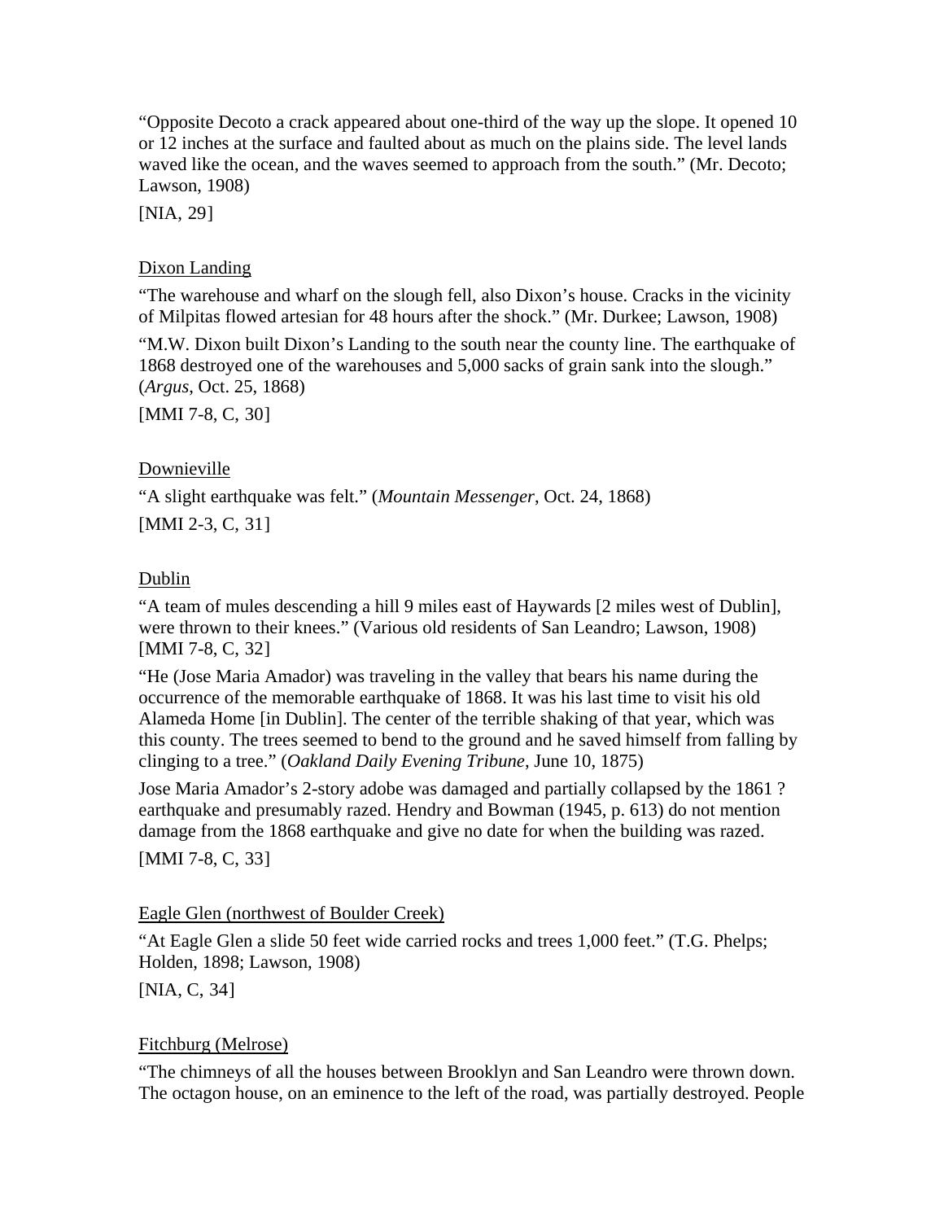"Opposite Decoto a crack appeared about one-third of the way up the slope. It opened 10 or 12 inches at the surface and faulted about as much on the plains side. The level lands waved like the ocean, and the waves seemed to approach from the south." (Mr. Decoto; Lawson, 1908)

[NIA, 29]

<u>Dixon Landing</u>

"The warehouse and wharf on the slough fell, also Dixon's house. Cracks in the vicinity of Milpitas flowed artesian for 48 hours after the shock." (Mr. Durkee; Lawson, 1908)

"M.W. Dixon built Dixon's Landing to the south near the county line. The earthquake of 1868 destroyed one of the warehouses and 5,000 sacks of grain sank into the slough." (*Argus*, Oct. 25, 1868)

[MMI 7-8, C, 30]

<u>Downieville</u>

"A slight earthquake was felt." (*Mountain Messenger*, Oct. 24, 1868)

[MMI 2-3, C, 31]

<u>Dublin</u>

"A team of mules descending a hill 9 miles east of Haywards [2 miles west of Dublin], were thrown to their knees." (Various old residents of San Leandro; Lawson, 1908)
[MMI 7-8, C, 32]

"He (Jose Maria Amador) was traveling in the valley that bears his name during the occurrence of the memorable earthquake of 1868. It was his last time to visit his old Alameda Home [in Dublin]. The center of the terrible shaking of that year, which was this county. The trees seemed to bend to the ground and he saved himself from falling by clinging to a tree." (*Oakland Daily Evening Tribune*, June 10, 1875)

Jose Maria Amador's 2-story adobe was damaged and partially collapsed by the 1861 ? earthquake and presumably razed. Hendry and Bowman (1945, p. 613) do not mention damage from the 1868 earthquake and give no date for when the building was razed.

[MMI 7-8, C, 33]

<u>Eagle Glen (northwest of Boulder Creek)</u>

"At Eagle Glen a slide 50 feet wide carried rocks and trees 1,000 feet." (T.G. Phelps; Holden, 1898; Lawson, 1908)

[NIA, C, 34]

<u>Fitchburg (Melrose)</u>

"The chimneys of all the houses between Brooklyn and San Leandro were thrown down. The octagon house, on an eminence to the left of the road, was partially destroyed. People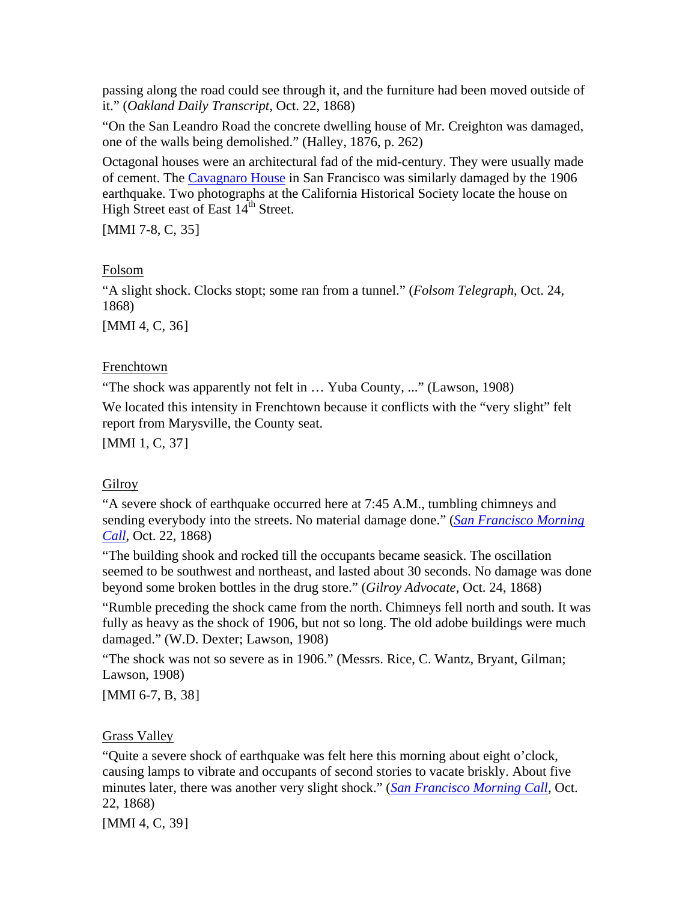passing along the road could see through it, and the furniture had been moved outside of it." (*Oakland Daily Transcript*, Oct. 22, 1868)

"On the San Leandro Road the concrete dwelling house of Mr. Creighton was damaged, one of the walls being demolished." (Halley, 1876, p. 262)

Octagonal houses were an architectural fad of the mid-century. They were usually made of cement. The Cavagnaro House in San Francisco was similarly damaged by the 1906 earthquake. Two photographs at the California Historical Society locate the house on High Street east of East 14th Street.

[MMI 7-8, C, 35]

Folsom

"A slight shock. Clocks stopt; some ran from a tunnel." (*Folsom Telegraph*, Oct. 24, 1868)

[MMI 4, C, 36]

Frenchtown

"The shock was apparently not felt in … Yuba County, ..." (Lawson, 1908)

We located this intensity in Frenchtown because it conflicts with the "very slight" felt report from Marysville, the County seat.

[MMI 1, C, 37]

Gilroy

"A severe shock of earthquake occurred here at 7:45 A.M., tumbling chimneys and sending everybody into the streets. No material damage done." (*San Francisco Morning Call*, Oct. 22, 1868)

"The building shook and rocked till the occupants became seasick. The oscillation seemed to be southwest and northeast, and lasted about 30 seconds. No damage was done beyond some broken bottles in the drug store." (*Gilroy Advocate*, Oct. 24, 1868)

"Rumble preceding the shock came from the north. Chimneys fell north and south. It was fully as heavy as the shock of 1906, but not so long. The old adobe buildings were much damaged." (W.D. Dexter; Lawson, 1908)

"The shock was not so severe as in 1906." (Messrs. Rice, C. Wantz, Bryant, Gilman; Lawson, 1908)

[MMI 6-7, B, 38]

Grass Valley

"Quite a severe shock of earthquake was felt here this morning about eight o'clock, causing lamps to vibrate and occupants of second stories to vacate briskly. About five minutes later, there was another very slight shock." (*San Francisco Morning Call*, Oct. 22, 1868)

[MMI 4, C, 39]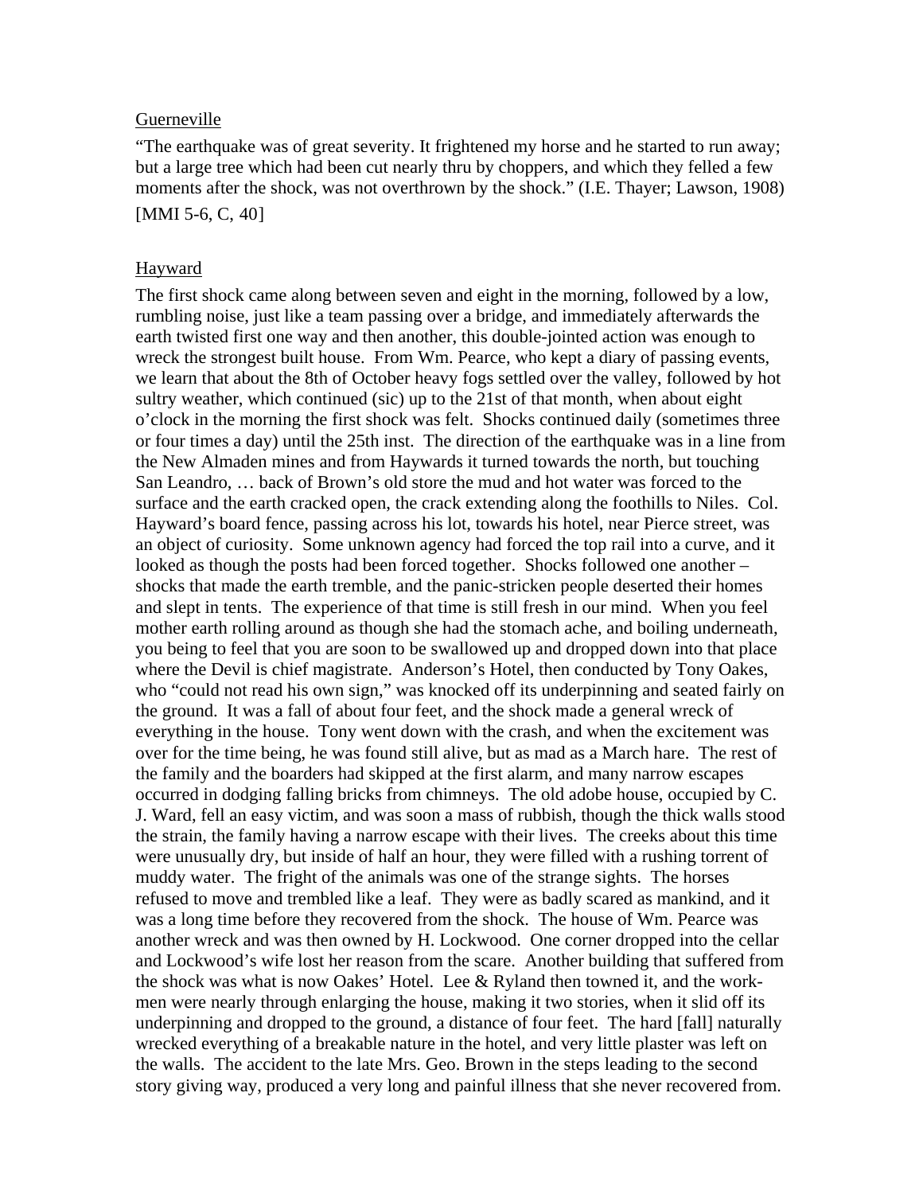<u>Guerneville</u>

"The earthquake was of great severity. It frightened my horse and he started to run away; but a large tree which had been cut nearly thru by choppers, and which they felled a few moments after the shock, was not overthrown by the shock." (I.E. Thayer; Lawson, 1908)

[MMI 5-6, C, 40]

<u>Hayward</u>

The first shock came along between seven and eight in the morning, followed by a low, rumbling noise, just like a team passing over a bridge, and immediately afterwards the earth twisted first one way and then another, this double-jointed action was enough to wreck the strongest built house. From Wm. Pearce, who kept a diary of passing events, we learn that about the 8th of October heavy fogs settled over the valley, followed by hot sultry weather, which continued (sic) up to the 21st of that month, when about eight o'clock in the morning the first shock was felt. Shocks continued daily (sometimes three or four times a day) until the 25th inst. The direction of the earthquake was in a line from the New Almaden mines and from Haywards it turned towards the north, but touching San Leandro, … back of Brown's old store the mud and hot water was forced to the surface and the earth cracked open, the crack extending along the foothills to Niles. Col. Hayward's board fence, passing across his lot, towards his hotel, near Pierce street, was an object of curiosity. Some unknown agency had forced the top rail into a curve, and it looked as though the posts had been forced together. Shocks followed one another – shocks that made the earth tremble, and the panic-stricken people deserted their homes and slept in tents. The experience of that time is still fresh in our mind. When you feel mother earth rolling around as though she had the stomach ache, and boiling underneath, you being to feel that you are soon to be swallowed up and dropped down into that place where the Devil is chief magistrate. Anderson's Hotel, then conducted by Tony Oakes, who "could not read his own sign," was knocked off its underpinning and seated fairly on the ground. It was a fall of about four feet, and the shock made a general wreck of everything in the house. Tony went down with the crash, and when the excitement was over for the time being, he was found still alive, but as mad as a March hare. The rest of the family and the boarders had skipped at the first alarm, and many narrow escapes occurred in dodging falling bricks from chimneys. The old adobe house, occupied by C. J. Ward, fell an easy victim, and was soon a mass of rubbish, though the thick walls stood the strain, the family having a narrow escape with their lives. The creeks about this time were unusually dry, but inside of half an hour, they were filled with a rushing torrent of muddy water. The fright of the animals was one of the strange sights. The horses refused to move and trembled like a leaf. They were as badly scared as mankind, and it was a long time before they recovered from the shock. The house of Wm. Pearce was another wreck and was then owned by H. Lockwood. One corner dropped into the cellar and Lockwood's wife lost her reason from the scare. Another building that suffered from the shock was what is now Oakes' Hotel. Lee & Ryland then towned it, and the work-men were nearly through enlarging the house, making it two stories, when it slid off its underpinning and dropped to the ground, a distance of four feet. The hard [fall] naturally wrecked everything of a breakable nature in the hotel, and very little plaster was left on the walls. The accident to the late Mrs. Geo. Brown in the steps leading to the second story giving way, produced a very long and painful illness that she never recovered from.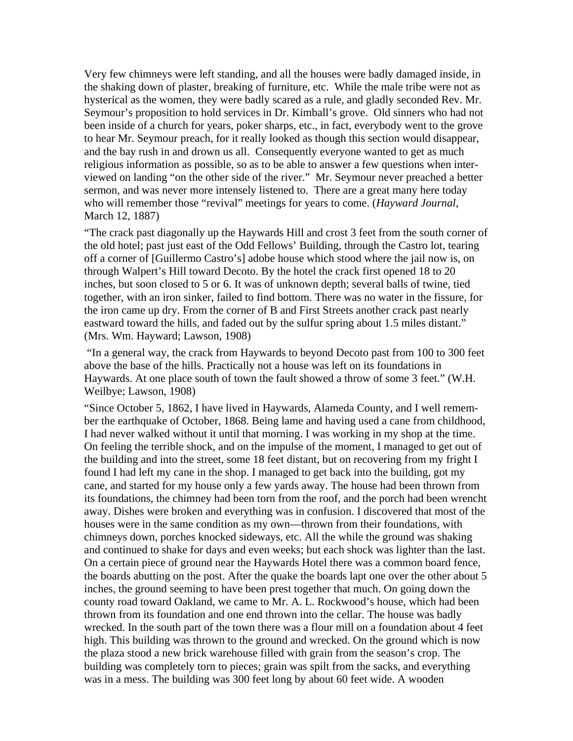Very few chimneys were left standing, and all the houses were badly damaged inside, in the shaking down of plaster, breaking of furniture, etc. While the male tribe were not as hysterical as the women, they were badly scared as a rule, and gladly seconded Rev. Mr. Seymour's proposition to hold services in Dr. Kimball's grove. Old sinners who had not been inside of a church for years, poker sharps, etc., in fact, everybody went to the grove to hear Mr. Seymour preach, for it really looked as though this section would disappear, and the bay rush in and drown us all. Consequently everyone wanted to get as much religious information as possible, so as to be able to answer a few questions when interviewed on landing "on the other side of the river." Mr. Seymour never preached a better sermon, and was never more intensely listened to. There are a great many here today who will remember those "revival" meetings for years to come. (*Hayward Journal*, March 12, 1887)

"The crack past diagonally up the Haywards Hill and crost 3 feet from the south corner of the old hotel; past just east of the Odd Fellows' Building, through the Castro lot, tearing off a corner of [Guillermo Castro's] adobe house which stood where the jail now is, on through Walpert's Hill toward Decoto. By the hotel the crack first opened 18 to 20 inches, but soon closed to 5 or 6. It was of unknown depth; several balls of twine, tied together, with an iron sinker, failed to find bottom. There was no water in the fissure, for the iron came up dry. From the corner of B and First Streets another crack past nearly eastward toward the hills, and faded out by the sulfur spring about 1.5 miles distant." (Mrs. Wm. Hayward; Lawson, 1908)

"In a general way, the crack from Haywards to beyond Decoto past from 100 to 300 feet above the base of the hills. Practically not a house was left on its foundations in Haywards. At one place south of town the fault showed a throw of some 3 feet." (W.H. Weilbye; Lawson, 1908)

"Since October 5, 1862, I have lived in Haywards, Alameda County, and I well remember the earthquake of October, 1868. Being lame and having used a cane from childhood, I had never walked without it until that morning. I was working in my shop at the time. On feeling the terrible shock, and on the impulse of the moment, I managed to get out of the building and into the street, some 18 feet distant, but on recovering from my fright I found I had left my cane in the shop. I managed to get back into the building, got my cane, and started for my house only a few yards away. The house had been thrown from its foundations, the chimney had been torn from the roof, and the porch had been wrencht away. Dishes were broken and everything was in confusion. I discovered that most of the houses were in the same condition as my own—thrown from their foundations, with chimneys down, porches knocked sideways, etc. All the while the ground was shaking and continued to shake for days and even weeks; but each shock was lighter than the last. On a certain piece of ground near the Haywards Hotel there was a common board fence, the boards abutting on the post. After the quake the boards lapt one over the other about 5 inches, the ground seeming to have been prest together that much. On going down the county road toward Oakland, we came to Mr. A. L. Rockwood's house, which had been thrown from its foundation and one end thrown into the cellar. The house was badly wrecked. In the south part of the town there was a flour mill on a foundation about 4 feet high. This building was thrown to the ground and wrecked. On the ground which is now the plaza stood a new brick warehouse filled with grain from the season's crop. The building was completely torn to pieces; grain was spilt from the sacks, and everything was in a mess. The building was 300 feet long by about 60 feet wide. A wooden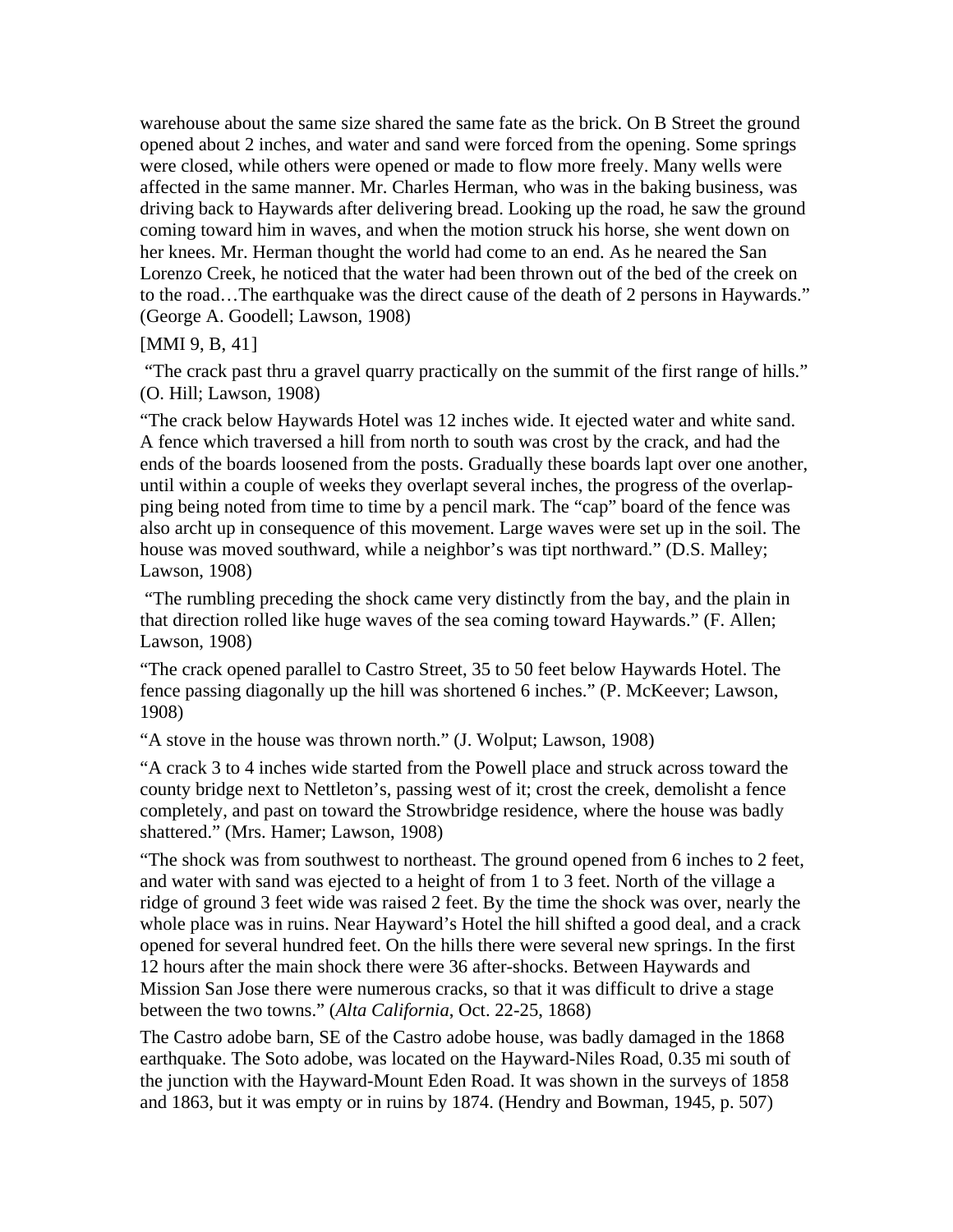warehouse about the same size shared the same fate as the brick. On B Street the ground opened about 2 inches, and water and sand were forced from the opening. Some springs were closed, while others were opened or made to flow more freely. Many wells were affected in the same manner. Mr. Charles Herman, who was in the baking business, was driving back to Haywards after delivering bread. Looking up the road, he saw the ground coming toward him in waves, and when the motion struck his horse, she went down on her knees. Mr. Herman thought the world had come to an end. As he neared the San Lorenzo Creek, he noticed that the water had been thrown out of the bed of the creek on to the road…The earthquake was the direct cause of the death of 2 persons in Haywards." (George A. Goodell; Lawson, 1908)

[MMI 9, B, 41]

"The crack past thru a gravel quarry practically on the summit of the first range of hills." (O. Hill; Lawson, 1908)

"The crack below Haywards Hotel was 12 inches wide. It ejected water and white sand. A fence which traversed a hill from north to south was crost by the crack, and had the ends of the boards loosened from the posts. Gradually these boards lapt over one another, until within a couple of weeks they overlapt several inches, the progress of the overlapping being noted from time to time by a pencil mark. The "cap" board of the fence was also archt up in consequence of this movement. Large waves were set up in the soil. The house was moved southward, while a neighbor's was tipt northward." (D.S. Malley; Lawson, 1908)

"The rumbling preceding the shock came very distinctly from the bay, and the plain in that direction rolled like huge waves of the sea coming toward Haywards." (F. Allen; Lawson, 1908)

"The crack opened parallel to Castro Street, 35 to 50 feet below Haywards Hotel. The fence passing diagonally up the hill was shortened 6 inches." (P. McKeever; Lawson, 1908)

"A stove in the house was thrown north." (J. Wolput; Lawson, 1908)

"A crack 3 to 4 inches wide started from the Powell place and struck across toward the county bridge next to Nettleton's, passing west of it; crost the creek, demolisht a fence completely, and past on toward the Strowbridge residence, where the house was badly shattered." (Mrs. Hamer; Lawson, 1908)

"The shock was from southwest to northeast. The ground opened from 6 inches to 2 feet, and water with sand was ejected to a height of from 1 to 3 feet. North of the village a ridge of ground 3 feet wide was raised 2 feet. By the time the shock was over, nearly the whole place was in ruins. Near Hayward's Hotel the hill shifted a good deal, and a crack opened for several hundred feet. On the hills there were several new springs. In the first 12 hours after the main shock there were 36 after-shocks. Between Haywards and Mission San Jose there were numerous cracks, so that it was difficult to drive a stage between the two towns." (*Alta California*, Oct. 22-25, 1868)

The Castro adobe barn, SE of the Castro adobe house, was badly damaged in the 1868 earthquake. The Soto adobe, was located on the Hayward-Niles Road, 0.35 mi south of the junction with the Hayward-Mount Eden Road. It was shown in the surveys of 1858 and 1863, but it was empty or in ruins by 1874. (Hendry and Bowman, 1945, p. 507)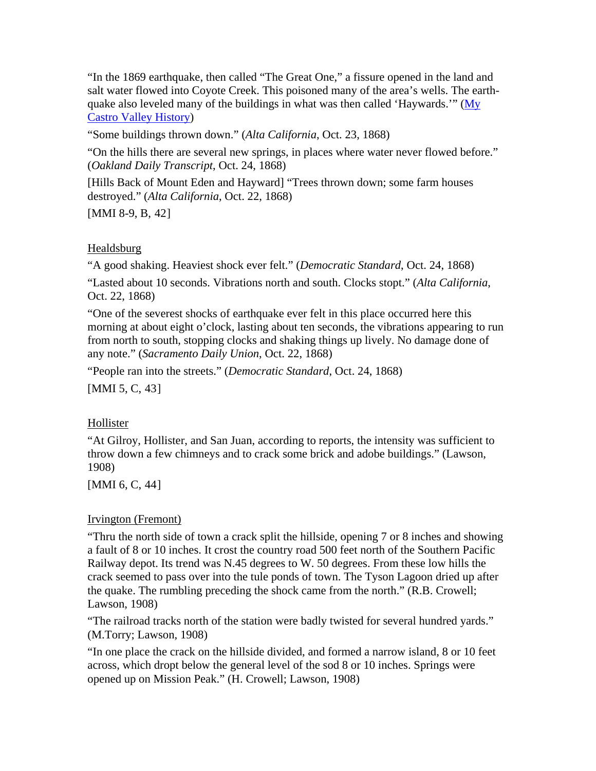"In the 1869 earthquake, then called "The Great One," a fissure opened in the land and salt water flowed into Coyote Creek. This poisoned many of the area's wells. The earthquake also leveled many of the buildings in what was then called 'Haywards.'" ([My Castro Valley History]())

"Some buildings thrown down." (*Alta California*, Oct. 23, 1868)

"On the hills there are several new springs, in places where water never flowed before." (*Oakland Daily Transcript*, Oct. 24, 1868)

[Hills Back of Mount Eden and Hayward] "Trees thrown down; some farm houses destroyed." (*Alta California*, Oct. 22, 1868)

[MMI 8-9, B, 42]

Healdsburg

"A good shaking. Heaviest shock ever felt." (*Democratic Standard*, Oct. 24, 1868)

"Lasted about 10 seconds. Vibrations north and south. Clocks stopt." (*Alta California*, Oct. 22, 1868)

"One of the severest shocks of earthquake ever felt in this place occurred here this morning at about eight o'clock, lasting about ten seconds, the vibrations appearing to run from north to south, stopping clocks and shaking things up lively. No damage done of any note." (*Sacramento Daily Union*, Oct. 22, 1868)

"People ran into the streets." (*Democratic Standard*, Oct. 24, 1868)

[MMI 5, C, 43]

Hollister

"At Gilroy, Hollister, and San Juan, according to reports, the intensity was sufficient to throw down a few chimneys and to crack some brick and adobe buildings." (Lawson, 1908)

[MMI 6, C, 44]

Irvington (Fremont)

"Thru the north side of town a crack split the hillside, opening 7 or 8 inches and showing a fault of 8 or 10 inches. It crost the country road 500 feet north of the Southern Pacific Railway depot. Its trend was N.45 degrees to W. 50 degrees. From these low hills the crack seemed to pass over into the tule ponds of town. The Tyson Lagoon dried up after the quake. The rumbling preceding the shock came from the north." (R.B. Crowell; Lawson, 1908)

"The railroad tracks north of the station were badly twisted for several hundred yards." (M.Torry; Lawson, 1908)

"In one place the crack on the hillside divided, and formed a narrow island, 8 or 10 feet across, which dropt below the general level of the sod 8 or 10 inches. Springs were opened up on Mission Peak." (H. Crowell; Lawson, 1908)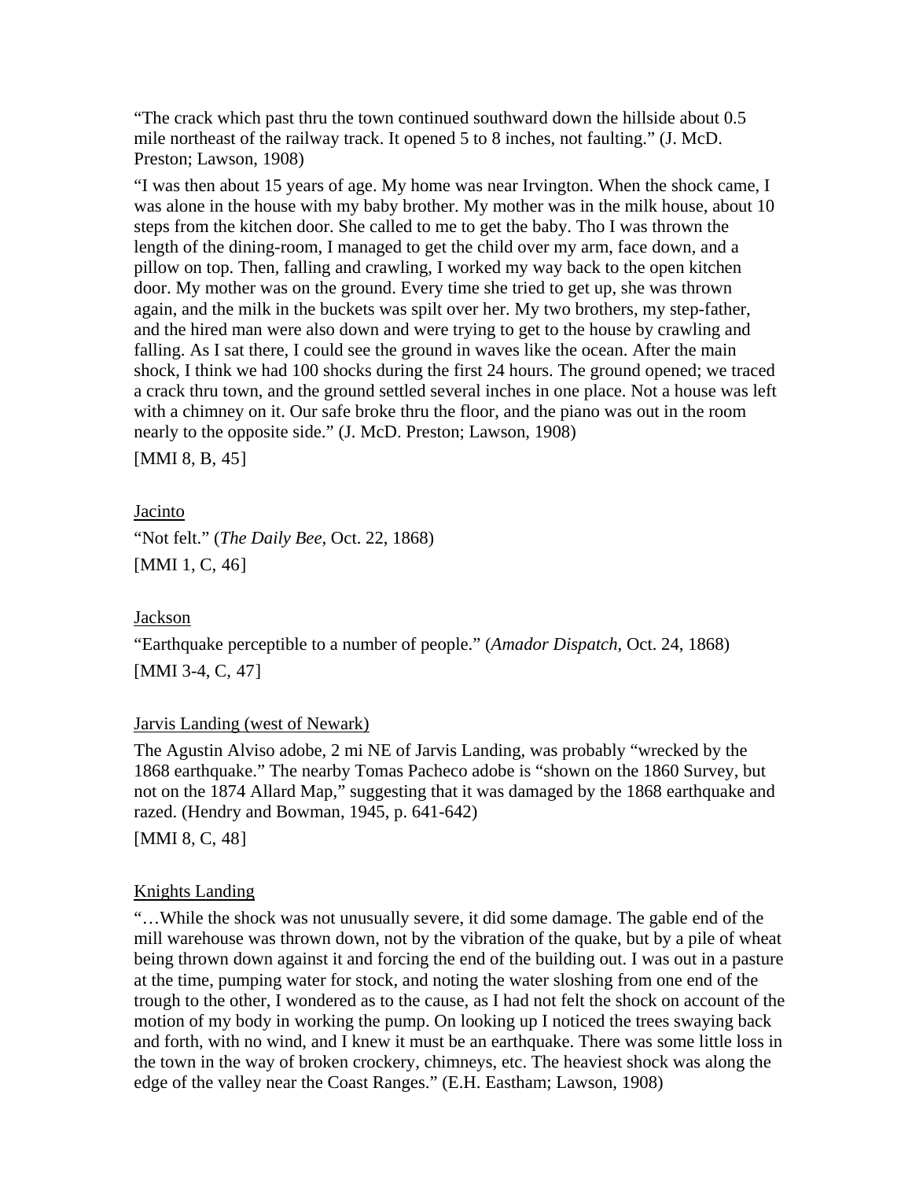"The crack which past thru the town continued southward down the hillside about 0.5 mile northeast of the railway track. It opened 5 to 8 inches, not faulting." (J. McD. Preston; Lawson, 1908)

"I was then about 15 years of age. My home was near Irvington. When the shock came, I was alone in the house with my baby brother. My mother was in the milk house, about 10 steps from the kitchen door. She called to me to get the baby. Tho I was thrown the length of the dining-room, I managed to get the child over my arm, face down, and a pillow on top. Then, falling and crawling, I worked my way back to the open kitchen door. My mother was on the ground. Every time she tried to get up, she was thrown again, and the milk in the buckets was spilt over her. My two brothers, my step-father, and the hired man were also down and were trying to get to the house by crawling and falling. As I sat there, I could see the ground in waves like the ocean. After the main shock, I think we had 100 shocks during the first 24 hours. The ground opened; we traced a crack thru town, and the ground settled several inches in one place. Not a house was left with a chimney on it. Our safe broke thru the floor, and the piano was out in the room nearly to the opposite side." (J. McD. Preston; Lawson, 1908)

[MMI 8, B, 45]

<u>Jacinto</u>

"Not felt." (*The Daily Bee*, Oct. 22, 1868)

[MMI 1, C, 46]

<u>Jackson</u>

"Earthquake perceptible to a number of people." (*Amador Dispatch*, Oct. 24, 1868)

[MMI 3-4, C, 47]

<u>Jarvis Landing (west of Newark)</u>

The Agustin Alviso adobe, 2 mi NE of Jarvis Landing, was probably "wrecked by the 1868 earthquake." The nearby Tomas Pacheco adobe is "shown on the 1860 Survey, but not on the 1874 Allard Map," suggesting that it was damaged by the 1868 earthquake and razed. (Hendry and Bowman, 1945, p. 641-642)

[MMI 8, C, 48]

<u>Knights Landing</u>

"…While the shock was not unusually severe, it did some damage. The gable end of the mill warehouse was thrown down, not by the vibration of the quake, but by a pile of wheat being thrown down against it and forcing the end of the building out. I was out in a pasture at the time, pumping water for stock, and noting the water sloshing from one end of the trough to the other, I wondered as to the cause, as I had not felt the shock on account of the motion of my body in working the pump. On looking up I noticed the trees swaying back and forth, with no wind, and I knew it must be an earthquake. There was some little loss in the town in the way of broken crockery, chimneys, etc. The heaviest shock was along the edge of the valley near the Coast Ranges." (E.H. Eastham; Lawson, 1908)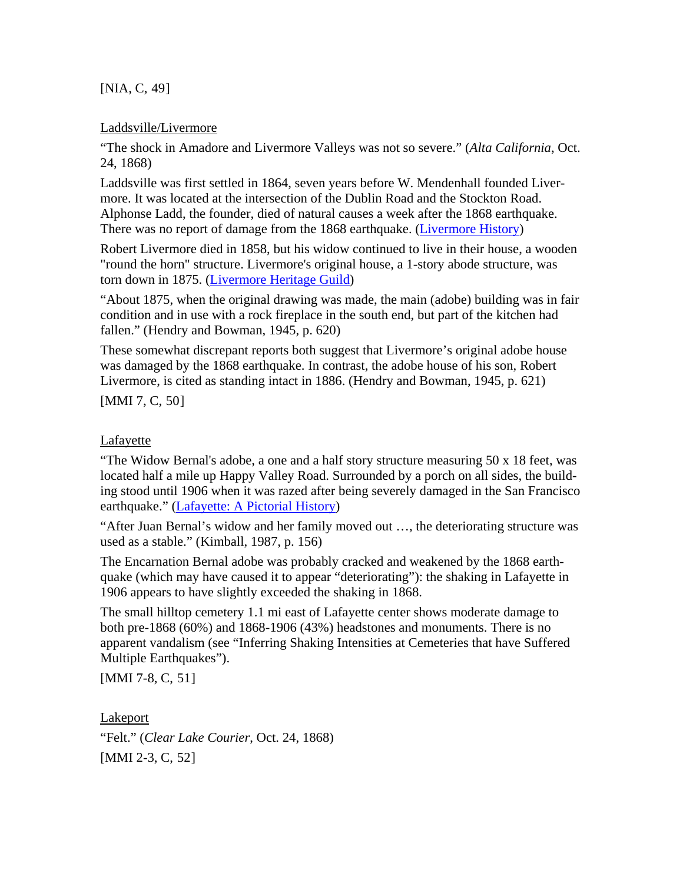[NIA, C, 49]

<u>Laddsville/Livermore</u>

"The shock in Amadore and Livermore Valleys was not so severe." (*Alta California*, Oct. 24, 1868)

Laddsville was first settled in 1864, seven years before W. Mendenhall founded Livermore. It was located at the intersection of the Dublin Road and the Stockton Road. Alphonse Ladd, the founder, died of natural causes a week after the 1868 earthquake. There was no report of damage from the 1868 earthquake. ([Livermore History](#))

Robert Livermore died in 1858, but his widow continued to live in their house, a wooden "round the horn" structure. Livermore's original house, a 1-story abode structure, was torn down in 1875. ([Livermore Heritage Guild](#))

"About 1875, when the original drawing was made, the main (adobe) building was in fair condition and in use with a rock fireplace in the south end, but part of the kitchen had fallen." (Hendry and Bowman, 1945, p. 620)

These somewhat discrepant reports both suggest that Livermore's original adobe house was damaged by the 1868 earthquake. In contrast, the adobe house of his son, Robert Livermore, is cited as standing intact in 1886. (Hendry and Bowman, 1945, p. 621)

[MMI 7, C, 50]

<u>Lafayette</u>

"The Widow Bernal's adobe, a one and a half story structure measuring 50 x 18 feet, was located half a mile up Happy Valley Road. Surrounded by a porch on all sides, the building stood until 1906 when it was razed after being severely damaged in the San Francisco earthquake." ([Lafayette: A Pictorial History](#))

"After Juan Bernal's widow and her family moved out …, the deteriorating structure was used as a stable." (Kimball, 1987, p. 156)

The Encarnation Bernal adobe was probably cracked and weakened by the 1868 earthquake (which may have caused it to appear "deteriorating"): the shaking in Lafayette in 1906 appears to have slightly exceeded the shaking in 1868.

The small hilltop cemetery 1.1 mi east of Lafayette center shows moderate damage to both pre-1868 (60%) and 1868-1906 (43%) headstones and monuments. There is no apparent vandalism (see "Inferring Shaking Intensities at Cemeteries that have Suffered Multiple Earthquakes").

[MMI 7-8, C, 51]

<u>Lakeport</u>

"Felt." (*Clear Lake Courier*, Oct. 24, 1868)

[MMI 2-3, C, 52]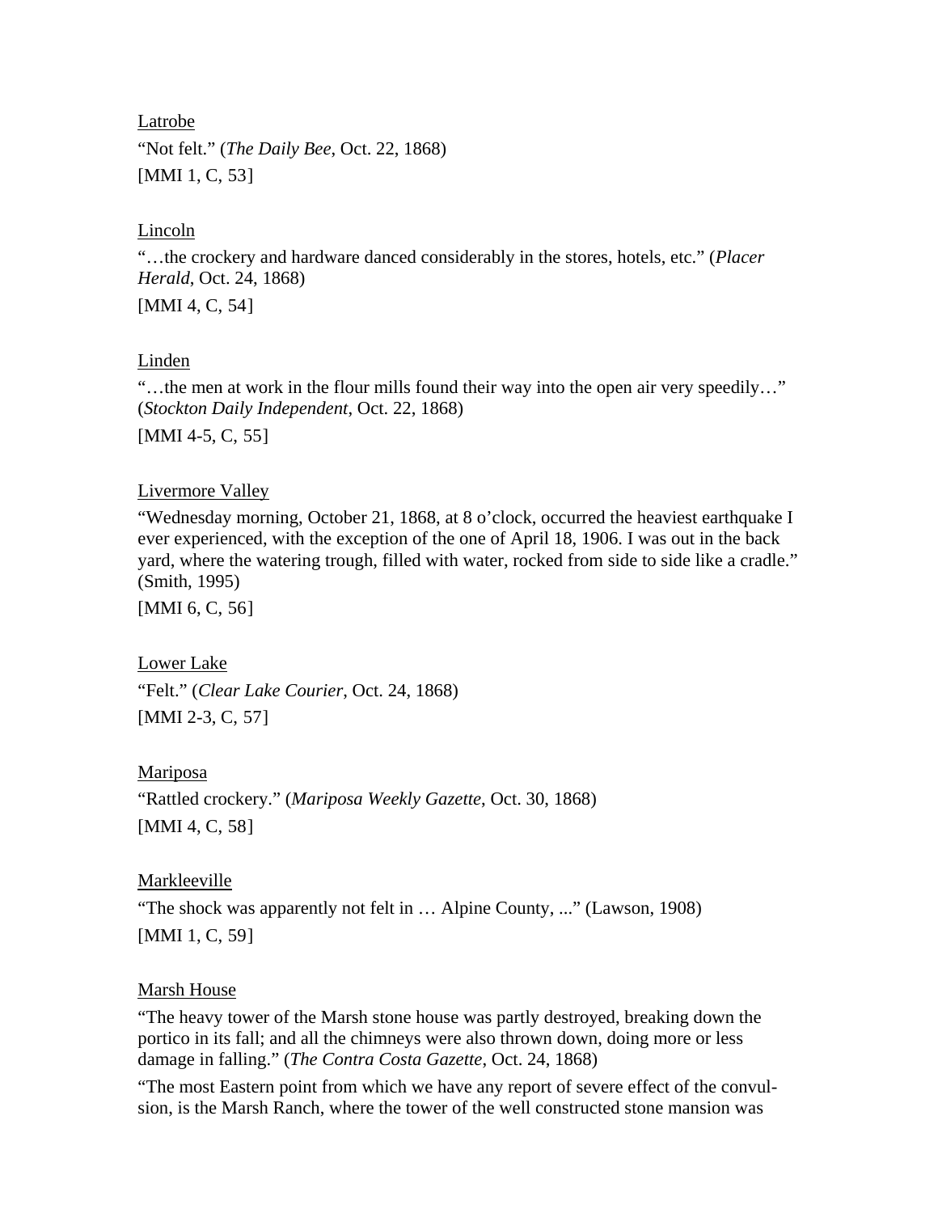<u>Latrobe</u>

"Not felt." (*The Daily Bee*, Oct. 22, 1868)

[MMI 1, C, 53]

<u>Lincoln</u>

"…the crockery and hardware danced considerably in the stores, hotels, etc." (*Placer Herald*, Oct. 24, 1868)

[MMI 4, C, 54]

<u>Linden</u>

"…the men at work in the flour mills found their way into the open air very speedily…" (*Stockton Daily Independent*, Oct. 22, 1868)

[MMI 4-5, C, 55]

<u>Livermore Valley</u>

"Wednesday morning, October 21, 1868, at 8 o'clock, occurred the heaviest earthquake I ever experienced, with the exception of the one of April 18, 1906. I was out in the back yard, where the watering trough, filled with water, rocked from side to side like a cradle." (Smith, 1995)

[MMI 6, C, 56]

<u>Lower Lake</u>

"Felt." (*Clear Lake Courier*, Oct. 24, 1868)

[MMI 2-3, C, 57]

<u>Mariposa</u>

"Rattled crockery." (*Mariposa Weekly Gazette*, Oct. 30, 1868)

[MMI 4, C, 58]

<u>Markleeville</u>

"The shock was apparently not felt in … Alpine County, ..." (Lawson, 1908)

[MMI 1, C, 59]

<u>Marsh House</u>

"The heavy tower of the Marsh stone house was partly destroyed, breaking down the portico in its fall; and all the chimneys were also thrown down, doing more or less damage in falling." (*The Contra Costa Gazette*, Oct. 24, 1868)

"The most Eastern point from which we have any report of severe effect of the convulsion, is the Marsh Ranch, where the tower of the well constructed stone mansion was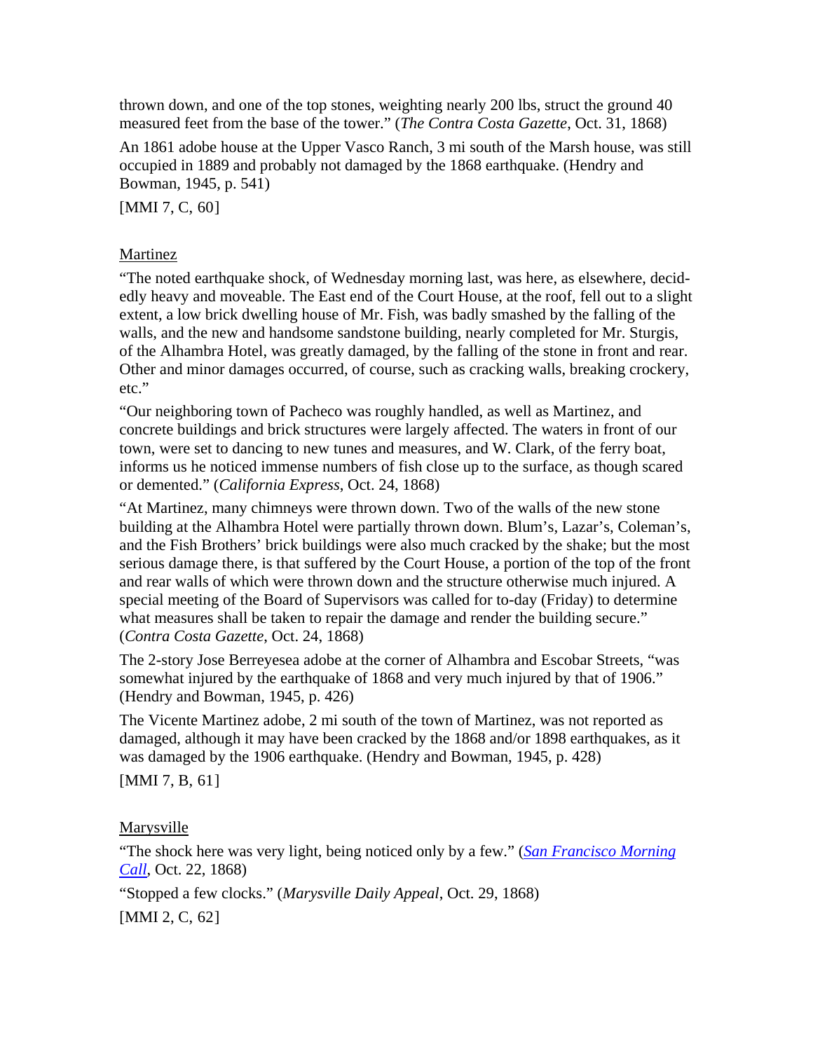thrown down, and one of the top stones, weighting nearly 200 lbs, struct the ground 40 measured feet from the base of the tower." (*The Contra Costa Gazette*, Oct. 31, 1868)

An 1861 adobe house at the Upper Vasco Ranch, 3 mi south of the Marsh house, was still occupied in 1889 and probably not damaged by the 1868 earthquake. (Hendry and Bowman, 1945, p. 541)

[MMI 7, C, 60]

## Martinez

"The noted earthquake shock, of Wednesday morning last, was here, as elsewhere, decid-edly heavy and moveable. The East end of the Court House, at the roof, fell out to a slight extent, a low brick dwelling house of Mr. Fish, was badly smashed by the falling of the walls, and the new and handsome sandstone building, nearly completed for Mr. Sturgis, of the Alhambra Hotel, was greatly damaged, by the falling of the stone in front and rear. Other and minor damages occurred, of course, such as cracking walls, breaking crockery, etc."

"Our neighboring town of Pacheco was roughly handled, as well as Martinez, and concrete buildings and brick structures were largely affected. The waters in front of our town, were set to dancing to new tunes and measures, and W. Clark, of the ferry boat, informs us he noticed immense numbers of fish close up to the surface, as though scared or demented." (*California Express*, Oct. 24, 1868)

"At Martinez, many chimneys were thrown down. Two of the walls of the new stone building at the Alhambra Hotel were partially thrown down. Blum's, Lazar's, Coleman's, and the Fish Brothers' brick buildings were also much cracked by the shake; but the most serious damage there, is that suffered by the Court House, a portion of the top of the front and rear walls of which were thrown down and the structure otherwise much injured. A special meeting of the Board of Supervisors was called for to-day (Friday) to determine what measures shall be taken to repair the damage and render the building secure." (*Contra Costa Gazette*, Oct. 24, 1868)

The 2-story Jose Berreyesea adobe at the corner of Alhambra and Escobar Streets, "was somewhat injured by the earthquake of 1868 and very much injured by that of 1906." (Hendry and Bowman, 1945, p. 426)

The Vicente Martinez adobe, 2 mi south of the town of Martinez, was not reported as damaged, although it may have been cracked by the 1868 and/or 1898 earthquakes, as it was damaged by the 1906 earthquake. (Hendry and Bowman, 1945, p. 428)

[MMI 7, B, 61]

## Marysville

"The shock here was very light, being noticed only by a few." (*San Francisco Morning Call*, Oct. 22, 1868)

"Stopped a few clocks." (*Marysville Daily Appeal*, Oct. 29, 1868)

[MMI 2, C, 62]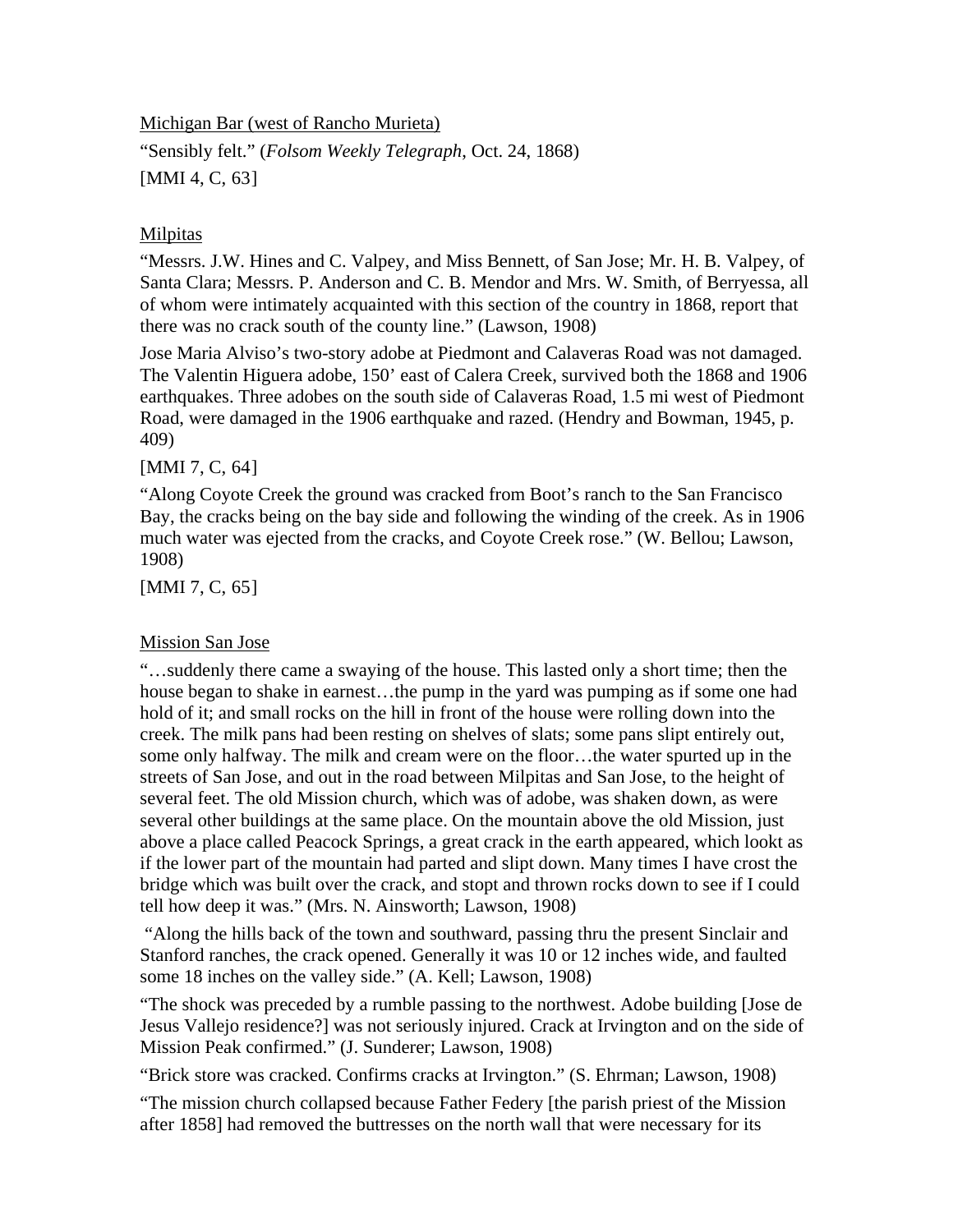Michigan Bar (west of Rancho Murieta)

"Sensibly felt." (*Folsom Weekly Telegraph*, Oct. 24, 1868)

[MMI 4, C, 63]

Milpitas

"Messrs. J.W. Hines and C. Valpey, and Miss Bennett, of San Jose; Mr. H. B. Valpey, of Santa Clara; Messrs. P. Anderson and C. B. Mendor and Mrs. W. Smith, of Berryessa, all of whom were intimately acquainted with this section of the country in 1868, report that there was no crack south of the county line." (Lawson, 1908)

Jose Maria Alviso's two-story adobe at Piedmont and Calaveras Road was not damaged. The Valentin Higuera adobe, 150' east of Calera Creek, survived both the 1868 and 1906 earthquakes. Three adobes on the south side of Calaveras Road, 1.5 mi west of Piedmont Road, were damaged in the 1906 earthquake and razed. (Hendry and Bowman, 1945, p. 409)

[MMI 7, C, 64]

"Along Coyote Creek the ground was cracked from Boot's ranch to the San Francisco Bay, the cracks being on the bay side and following the winding of the creek. As in 1906 much water was ejected from the cracks, and Coyote Creek rose." (W. Bellou; Lawson, 1908)

[MMI 7, C, 65]

Mission San Jose

"…suddenly there came a swaying of the house. This lasted only a short time; then the house began to shake in earnest…the pump in the yard was pumping as if some one had hold of it; and small rocks on the hill in front of the house were rolling down into the creek. The milk pans had been resting on shelves of slats; some pans slipt entirely out, some only halfway. The milk and cream were on the floor…the water spurted up in the streets of San Jose, and out in the road between Milpitas and San Jose, to the height of several feet. The old Mission church, which was of adobe, was shaken down, as were several other buildings at the same place. On the mountain above the old Mission, just above a place called Peacock Springs, a great crack in the earth appeared, which lookt as if the lower part of the mountain had parted and slipt down. Many times I have crost the bridge which was built over the crack, and stopt and thrown rocks down to see if I could tell how deep it was." (Mrs. N. Ainsworth; Lawson, 1908)

"Along the hills back of the town and southward, passing thru the present Sinclair and Stanford ranches, the crack opened. Generally it was 10 or 12 inches wide, and faulted some 18 inches on the valley side." (A. Kell; Lawson, 1908)

"The shock was preceded by a rumble passing to the northwest. Adobe building [Jose de Jesus Vallejo residence?] was not seriously injured. Crack at Irvington and on the side of Mission Peak confirmed." (J. Sunderer; Lawson, 1908)

"Brick store was cracked. Confirms cracks at Irvington." (S. Ehrman; Lawson, 1908)

"The mission church collapsed because Father Federy [the parish priest of the Mission after 1858] had removed the buttresses on the north wall that were necessary for its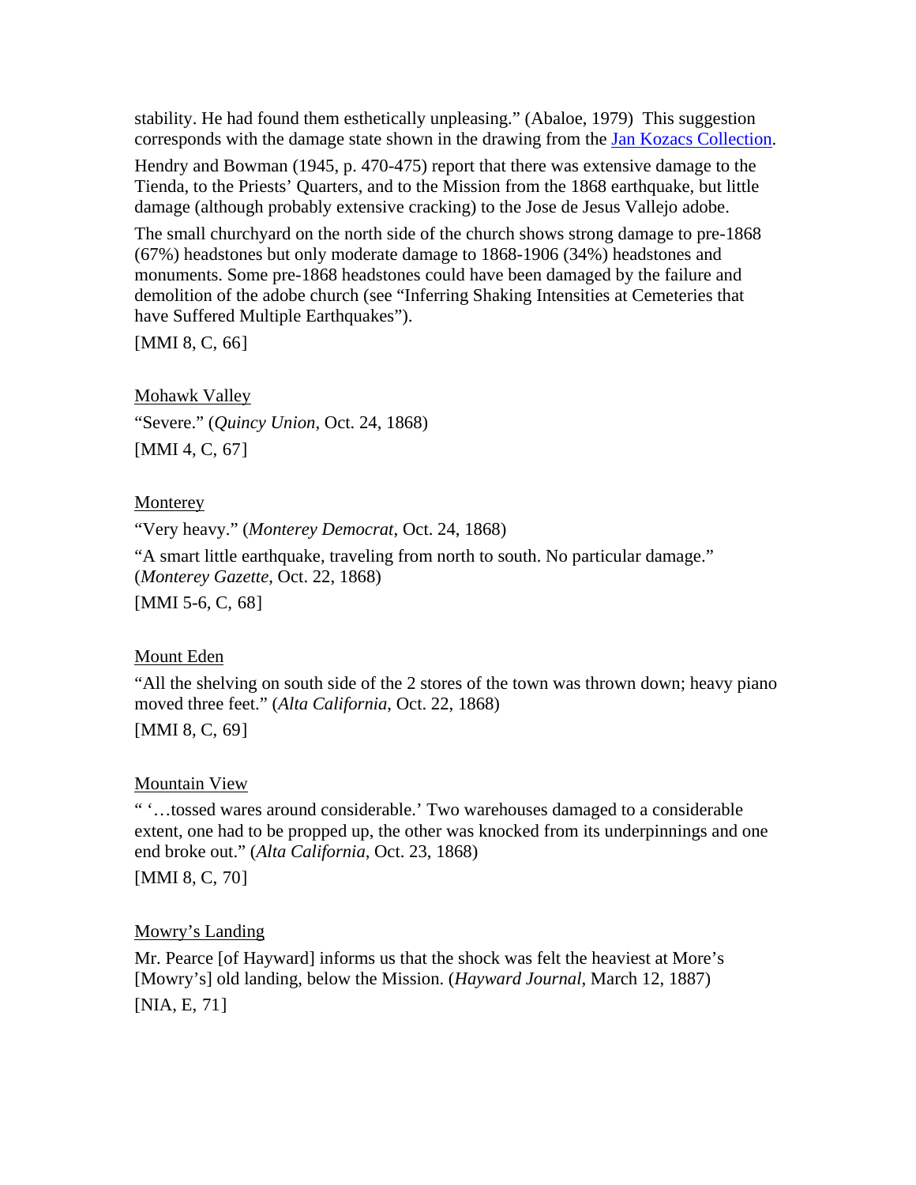stability. He had found them esthetically unpleasing." (Abaloe, 1979) This suggestion corresponds with the damage state shown in the drawing from the Jan Kozacs Collection.

Hendry and Bowman (1945, p. 470-475) report that there was extensive damage to the Tienda, to the Priests' Quarters, and to the Mission from the 1868 earthquake, but little damage (although probably extensive cracking) to the Jose de Jesus Vallejo adobe.

The small churchyard on the north side of the church shows strong damage to pre-1868 (67%) headstones but only moderate damage to 1868-1906 (34%) headstones and monuments. Some pre-1868 headstones could have been damaged by the failure and demolition of the adobe church (see "Inferring Shaking Intensities at Cemeteries that have Suffered Multiple Earthquakes").

[MMI 8, C, 66]

<u>Mohawk Valley</u>

"Severe." (*Quincy Union*, Oct. 24, 1868)

[MMI 4, C, 67]

<u>Monterey</u>

"Very heavy." (*Monterey Democrat*, Oct. 24, 1868)

"A smart little earthquake, traveling from north to south. No particular damage." (*Monterey Gazette*, Oct. 22, 1868)

[MMI 5-6, C, 68]

<u>Mount Eden</u>

"All the shelving on south side of the 2 stores of the town was thrown down; heavy piano moved three feet." (*Alta California*, Oct. 22, 1868)

[MMI 8, C, 69]

<u>Mountain View</u>

" '…tossed wares around considerable.' Two warehouses damaged to a considerable extent, one had to be propped up, the other was knocked from its underpinnings and one end broke out." (*Alta California*, Oct. 23, 1868)

[MMI 8, C, 70]

<u>Mowry's Landing</u>

Mr. Pearce [of Hayward] informs us that the shock was felt the heaviest at More's [Mowry's] old landing, below the Mission. (*Hayward Journal*, March 12, 1887)

[NIA, E, 71]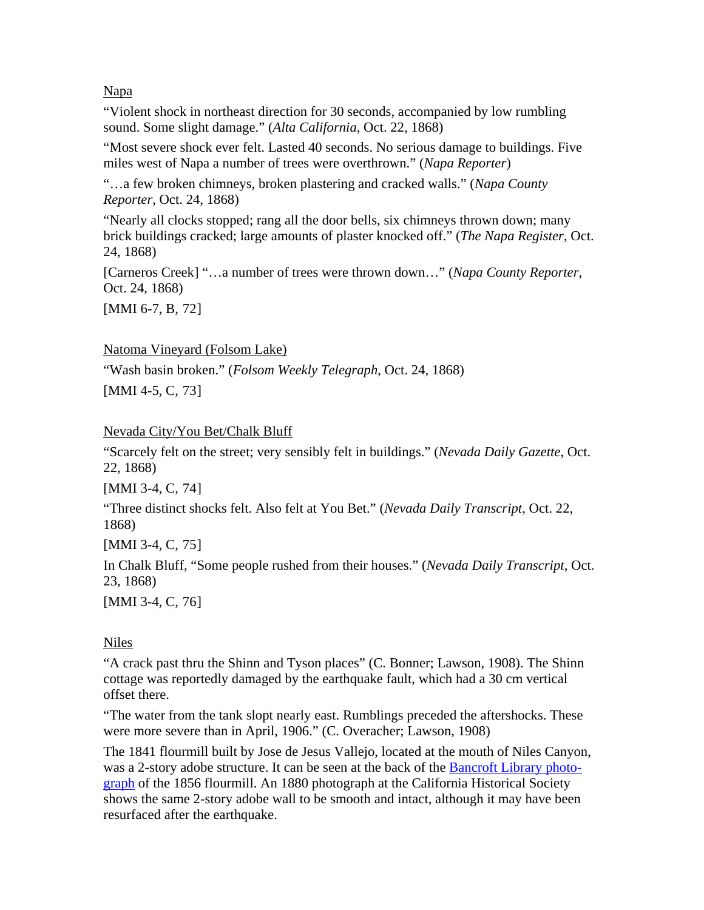<u>Napa</u>

"Violent shock in northeast direction for 30 seconds, accompanied by low rumbling sound. Some slight damage." (*Alta California*, Oct. 22, 1868)

"Most severe shock ever felt. Lasted 40 seconds. No serious damage to buildings. Five miles west of Napa a number of trees were overthrown." (*Napa Reporter*)

"…a few broken chimneys, broken plastering and cracked walls." (*Napa County Reporter*, Oct. 24, 1868)

"Nearly all clocks stopped; rang all the door bells, six chimneys thrown down; many brick buildings cracked; large amounts of plaster knocked off." (*The Napa Register*, Oct. 24, 1868)

[Carneros Creek] "…a number of trees were thrown down…" (*Napa County Reporter*, Oct. 24, 1868)

[MMI 6-7, B, 72]

<u>Natoma Vineyard (Folsom Lake)</u>

"Wash basin broken." (*Folsom Weekly Telegraph*, Oct. 24, 1868)

[MMI 4-5, C, 73]

<u>Nevada City/You Bet/Chalk Bluff</u>

"Scarcely felt on the street; very sensibly felt in buildings." (*Nevada Daily Gazette*, Oct. 22, 1868)

[MMI 3-4, C, 74]

"Three distinct shocks felt. Also felt at You Bet." (*Nevada Daily Transcript*, Oct. 22, 1868)

[MMI 3-4, C, 75]

In Chalk Bluff, "Some people rushed from their houses." (*Nevada Daily Transcript*, Oct. 23, 1868)

[MMI 3-4, C, 76]

<u>Niles</u>

"A crack past thru the Shinn and Tyson places" (C. Bonner; Lawson, 1908). The Shinn cottage was reportedly damaged by the earthquake fault, which had a 30 cm vertical offset there.

"The water from the tank slopt nearly east. Rumblings preceded the aftershocks. These were more severe than in April, 1906." (C. Overacher; Lawson, 1908)

The 1841 flourmill built by Jose de Jesus Vallejo, located at the mouth of Niles Canyon, was a 2-story adobe structure. It can be seen at the back of the Bancroft Library photograph of the 1856 flourmill. An 1880 photograph at the California Historical Society shows the same 2-story adobe wall to be smooth and intact, although it may have been resurfaced after the earthquake.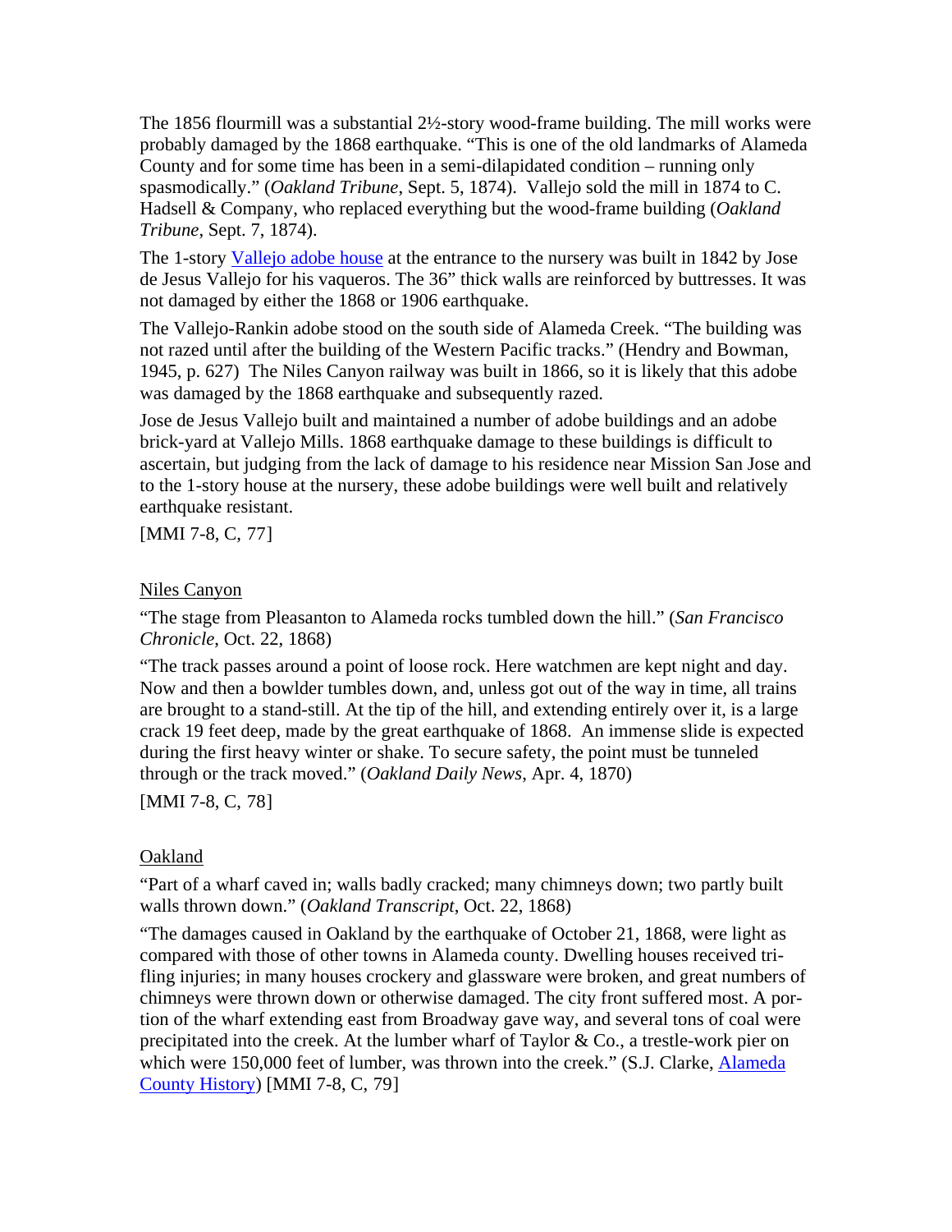The 1856 flourmill was a substantial 2½-story wood-frame building. The mill works were probably damaged by the 1868 earthquake. "This is one of the old landmarks of Alameda County and for some time has been in a semi-dilapidated condition – running only spasmodically." (*Oakland Tribune*, Sept. 5, 1874). Vallejo sold the mill in 1874 to C. Hadsell & Company, who replaced everything but the wood-frame building (*Oakland Tribune*, Sept. 7, 1874).

The 1-story Vallejo adobe house at the entrance to the nursery was built in 1842 by Jose de Jesus Vallejo for his vaqueros. The 36" thick walls are reinforced by buttresses. It was not damaged by either the 1868 or 1906 earthquake.

The Vallejo-Rankin adobe stood on the south side of Alameda Creek. "The building was not razed until after the building of the Western Pacific tracks." (Hendry and Bowman, 1945, p. 627) The Niles Canyon railway was built in 1866, so it is likely that this adobe was damaged by the 1868 earthquake and subsequently razed.

Jose de Jesus Vallejo built and maintained a number of adobe buildings and an adobe brick-yard at Vallejo Mills. 1868 earthquake damage to these buildings is difficult to ascertain, but judging from the lack of damage to his residence near Mission San Jose and to the 1-story house at the nursery, these adobe buildings were well built and relatively earthquake resistant.

[MMI 7-8, C, 77]

## Niles Canyon

"The stage from Pleasanton to Alameda rocks tumbled down the hill." (*San Francisco Chronicle*, Oct. 22, 1868)

"The track passes around a point of loose rock. Here watchmen are kept night and day. Now and then a bowlder tumbles down, and, unless got out of the way in time, all trains are brought to a stand-still. At the tip of the hill, and extending entirely over it, is a large crack 19 feet deep, made by the great earthquake of 1868. An immense slide is expected during the first heavy winter or shake. To secure safety, the point must be tunneled through or the track moved." (*Oakland Daily News*, Apr. 4, 1870)

[MMI 7-8, C, 78]

## Oakland

"Part of a wharf caved in; walls badly cracked; many chimneys down; two partly built walls thrown down." (*Oakland Transcript*, Oct. 22, 1868)

"The damages caused in Oakland by the earthquake of October 21, 1868, were light as compared with those of other towns in Alameda county. Dwelling houses received trifling injuries; in many houses crockery and glassware were broken, and great numbers of chimneys were thrown down or otherwise damaged. The city front suffered most. A portion of the wharf extending east from Broadway gave way, and several tons of coal were precipitated into the creek. At the lumber wharf of Taylor & Co., a trestle-work pier on which were 150,000 feet of lumber, was thrown into the creek." (S.J. Clarke, Alameda County History) [MMI 7-8, C, 79]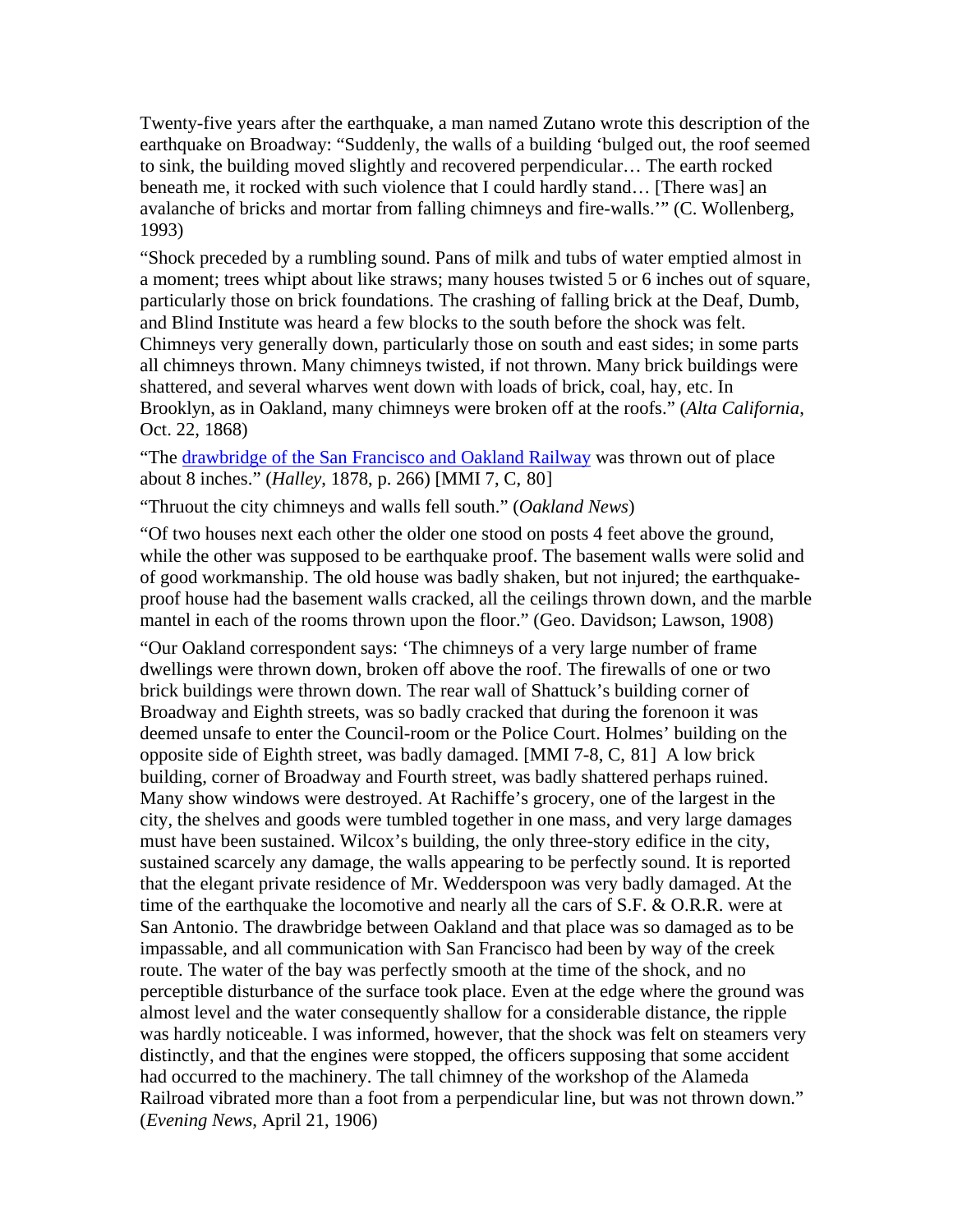Twenty-five years after the earthquake, a man named Zutano wrote this description of the earthquake on Broadway: "Suddenly, the walls of a building 'bulged out, the roof seemed to sink, the building moved slightly and recovered perpendicular… The earth rocked beneath me, it rocked with such violence that I could hardly stand… [There was] an avalanche of bricks and mortar from falling chimneys and fire-walls.'" (C. Wollenberg, 1993)

"Shock preceded by a rumbling sound. Pans of milk and tubs of water emptied almost in a moment; trees whipt about like straws; many houses twisted 5 or 6 inches out of square, particularly those on brick foundations. The crashing of falling brick at the Deaf, Dumb, and Blind Institute was heard a few blocks to the south before the shock was felt. Chimneys very generally down, particularly those on south and east sides; in some parts all chimneys thrown. Many chimneys twisted, if not thrown. Many brick buildings were shattered, and several wharves went down with loads of brick, coal, hay, etc. In Brooklyn, as in Oakland, many chimneys were broken off at the roofs." (*Alta California*, Oct. 22, 1868)

"The drawbridge of the San Francisco and Oakland Railway was thrown out of place about 8 inches." (*Halley*, 1878, p. 266) [MMI 7, C, 80]

"Thruout the city chimneys and walls fell south." (*Oakland News*)

"Of two houses next each other the older one stood on posts 4 feet above the ground, while the other was supposed to be earthquake proof. The basement walls were solid and of good workmanship. The old house was badly shaken, but not injured; the earthquake-proof house had the basement walls cracked, all the ceilings thrown down, and the marble mantel in each of the rooms thrown upon the floor." (Geo. Davidson; Lawson, 1908)

"Our Oakland correspondent says: 'The chimneys of a very large number of frame dwellings were thrown down, broken off above the roof. The firewalls of one or two brick buildings were thrown down. The rear wall of Shattuck's building corner of Broadway and Eighth streets, was so badly cracked that during the forenoon it was deemed unsafe to enter the Council-room or the Police Court. Holmes' building on the opposite side of Eighth street, was badly damaged. [MMI 7-8, C, 81] A low brick building, corner of Broadway and Fourth street, was badly shattered perhaps ruined. Many show windows were destroyed. At Rachiffe's grocery, one of the largest in the city, the shelves and goods were tumbled together in one mass, and very large damages must have been sustained. Wilcox's building, the only three-story edifice in the city, sustained scarcely any damage, the walls appearing to be perfectly sound. It is reported that the elegant private residence of Mr. Wedderspoon was very badly damaged. At the time of the earthquake the locomotive and nearly all the cars of S.F. & O.R.R. were at San Antonio. The drawbridge between Oakland and that place was so damaged as to be impassable, and all communication with San Francisco had been by way of the creek route. The water of the bay was perfectly smooth at the time of the shock, and no perceptible disturbance of the surface took place. Even at the edge where the ground was almost level and the water consequently shallow for a considerable distance, the ripple was hardly noticeable. I was informed, however, that the shock was felt on steamers very distinctly, and that the engines were stopped, the officers supposing that some accident had occurred to the machinery. The tall chimney of the workshop of the Alameda Railroad vibrated more than a foot from a perpendicular line, but was not thrown down." (*Evening News*, April 21, 1906)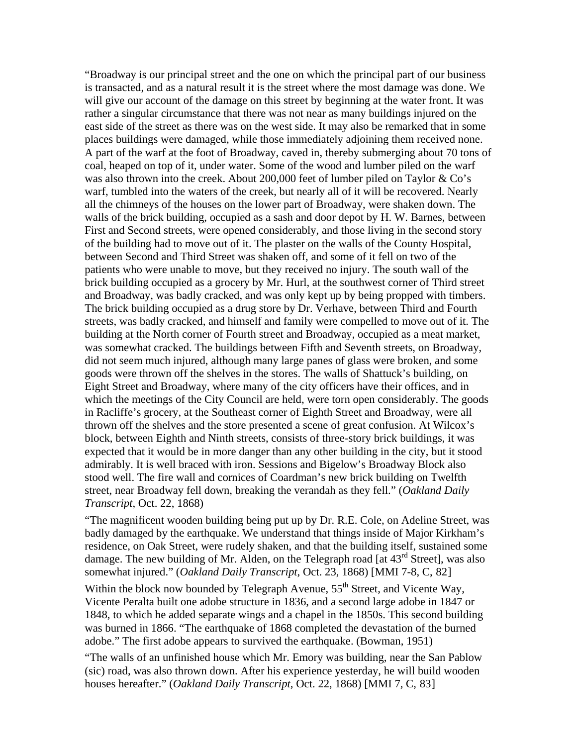"Broadway is our principal street and the one on which the principal part of our business is transacted, and as a natural result it is the street where the most damage was done. We will give our account of the damage on this street by beginning at the water front. It was rather a singular circumstance that there was not near as many buildings injured on the east side of the street as there was on the west side. It may also be remarked that in some places buildings were damaged, while those immediately adjoining them received none. A part of the warf at the foot of Broadway, caved in, thereby submerging about 70 tons of coal, heaped on top of it, under water. Some of the wood and lumber piled on the warf was also thrown into the creek. About 200,000 feet of lumber piled on Taylor & Co's warf, tumbled into the waters of the creek, but nearly all of it will be recovered. Nearly all the chimneys of the houses on the lower part of Broadway, were shaken down. The walls of the brick building, occupied as a sash and door depot by H. W. Barnes, between First and Second streets, were opened considerably, and those living in the second story of the building had to move out of it. The plaster on the walls of the County Hospital, between Second and Third Street was shaken off, and some of it fell on two of the patients who were unable to move, but they received no injury. The south wall of the brick building occupied as a grocery by Mr. Hurl, at the southwest corner of Third street and Broadway, was badly cracked, and was only kept up by being propped with timbers. The brick building occupied as a drug store by Dr. Verhave, between Third and Fourth streets, was badly cracked, and himself and family were compelled to move out of it. The building at the North corner of Fourth street and Broadway, occupied as a meat market, was somewhat cracked. The buildings between Fifth and Seventh streets, on Broadway, did not seem much injured, although many large panes of glass were broken, and some goods were thrown off the shelves in the stores. The walls of Shattuck's building, on Eight Street and Broadway, where many of the city officers have their offices, and in which the meetings of the City Council are held, were torn open considerably. The goods in Racliffe's grocery, at the Southeast corner of Eighth Street and Broadway, were all thrown off the shelves and the store presented a scene of great confusion. At Wilcox's block, between Eighth and Ninth streets, consists of three-story brick buildings, it was expected that it would be in more danger than any other building in the city, but it stood admirably. It is well braced with iron. Sessions and Bigelow's Broadway Block also stood well. The fire wall and cornices of Coardman's new brick building on Twelfth street, near Broadway fell down, breaking the verandah as they fell." (*Oakland Daily Transcript*, Oct. 22, 1868)

"The magnificent wooden building being put up by Dr. R.E. Cole, on Adeline Street, was badly damaged by the earthquake. We understand that things inside of Major Kirkham's residence, on Oak Street, were rudely shaken, and that the building itself, sustained some damage. The new building of Mr. Alden, on the Telegraph road [at 43rd Street], was also somewhat injured." (*Oakland Daily Transcript*, Oct. 23, 1868) [MMI 7-8, C, 82]

Within the block now bounded by Telegraph Avenue, 55th Street, and Vicente Way, Vicente Peralta built one adobe structure in 1836, and a second large adobe in 1847 or 1848, to which he added separate wings and a chapel in the 1850s. This second building was burned in 1866. "The earthquake of 1868 completed the devastation of the burned adobe." The first adobe appears to survived the earthquake. (Bowman, 1951)

"The walls of an unfinished house which Mr. Emory was building, near the San Pablow (sic) road, was also thrown down. After his experience yesterday, he will build wooden houses hereafter." (*Oakland Daily Transcript*, Oct. 22, 1868) [MMI 7, C, 83]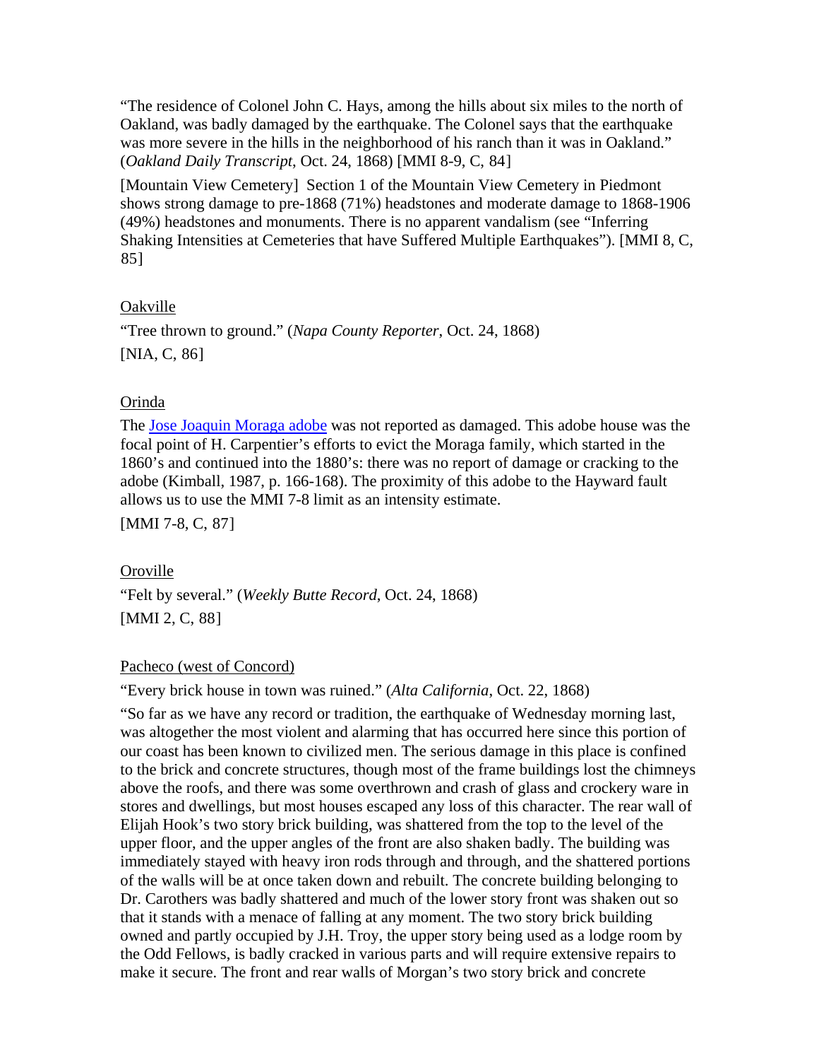"The residence of Colonel John C. Hays, among the hills about six miles to the north of Oakland, was badly damaged by the earthquake. The Colonel says that the earthquake was more severe in the hills in the neighborhood of his ranch than it was in Oakland." (*Oakland Daily Transcript*, Oct. 24, 1868) [MMI 8-9, C, 84]

[Mountain View Cemetery] Section 1 of the Mountain View Cemetery in Piedmont shows strong damage to pre-1868 (71%) headstones and moderate damage to 1868-1906 (49%) headstones and monuments. There is no apparent vandalism (see "Inferring Shaking Intensities at Cemeteries that have Suffered Multiple Earthquakes"). [MMI 8, C, 85]

Oakville

"Tree thrown to ground." (*Napa County Reporter*, Oct. 24, 1868)
[NIA, C, 86]

Orinda

The Jose Joaquin Moraga adobe was not reported as damaged. This adobe house was the focal point of H. Carpentier's efforts to evict the Moraga family, which started in the 1860's and continued into the 1880's: there was no report of damage or cracking to the adobe (Kimball, 1987, p. 166-168). The proximity of this adobe to the Hayward fault allows us to use the MMI 7-8 limit as an intensity estimate.
[MMI 7-8, C, 87]

Oroville

"Felt by several." (*Weekly Butte Record*, Oct. 24, 1868)
[MMI 2, C, 88]

Pacheco (west of Concord)

"Every brick house in town was ruined." (*Alta California*, Oct. 22, 1868)

"So far as we have any record or tradition, the earthquake of Wednesday morning last, was altogether the most violent and alarming that has occurred here since this portion of our coast has been known to civilized men. The serious damage in this place is confined to the brick and concrete structures, though most of the frame buildings lost the chimneys above the roofs, and there was some overthrown and crash of glass and crockery ware in stores and dwellings, but most houses escaped any loss of this character. The rear wall of Elijah Hook's two story brick building, was shattered from the top to the level of the upper floor, and the upper angles of the front are also shaken badly. The building was immediately stayed with heavy iron rods through and through, and the shattered portions of the walls will be at once taken down and rebuilt. The concrete building belonging to Dr. Carothers was badly shattered and much of the lower story front was shaken out so that it stands with a menace of falling at any moment. The two story brick building owned and partly occupied by J.H. Troy, the upper story being used as a lodge room by the Odd Fellows, is badly cracked in various parts and will require extensive repairs to make it secure. The front and rear walls of Morgan's two story brick and concrete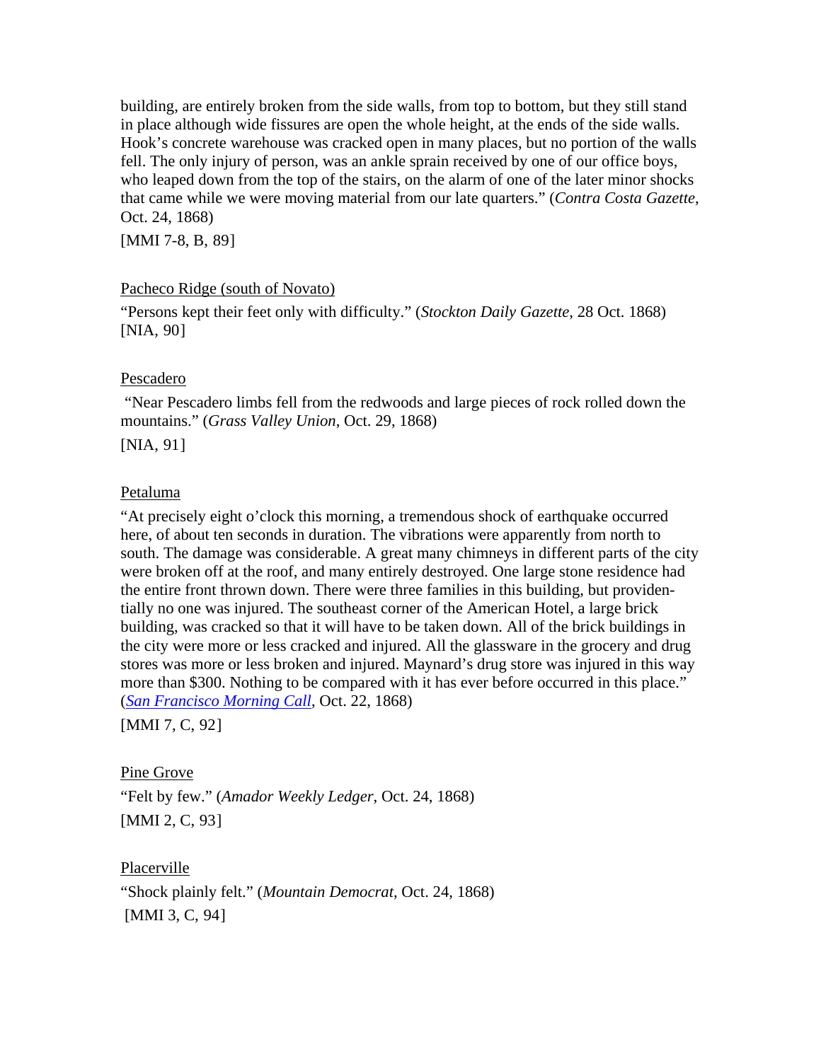building, are entirely broken from the side walls, from top to bottom, but they still stand in place although wide fissures are open the whole height, at the ends of the side walls. Hook's concrete warehouse was cracked open in many places, but no portion of the walls fell. The only injury of person, was an ankle sprain received by one of our office boys, who leaped down from the top of the stairs, on the alarm of one of the later minor shocks that came while we were moving material from our late quarters." (*Contra Costa Gazette*, Oct. 24, 1868)

[MMI 7-8, B, 89]

<u>Pacheco Ridge (south of Novato)</u>

"Persons kept their feet only with difficulty." (*Stockton Daily Gazette*, 28 Oct. 1868) [NIA, 90]

<u>Pescadero</u>

"Near Pescadero limbs fell from the redwoods and large pieces of rock rolled down the mountains." (*Grass Valley Union*, Oct. 29, 1868)

[NIA, 91]

<u>Petaluma</u>

"At precisely eight o'clock this morning, a tremendous shock of earthquake occurred here, of about ten seconds in duration. The vibrations were apparently from north to south. The damage was considerable. A great many chimneys in different parts of the city were broken off at the roof, and many entirely destroyed. One large stone residence had the entire front thrown down. There were three families in this building, but providentially no one was injured. The southeast corner of the American Hotel, a large brick building, was cracked so that it will have to be taken down. All of the brick buildings in the city were more or less cracked and injured. All the glassware in the grocery and drug stores was more or less broken and injured. Maynard's drug store was injured in this way more than $300. Nothing to be compared with it has ever before occurred in this place." (*San Francisco Morning Call*, Oct. 22, 1868)

[MMI 7, C, 92]

<u>Pine Grove</u>

"Felt by few." (*Amador Weekly Ledger*, Oct. 24, 1868)

[MMI 2, C, 93]

<u>Placerville</u>

"Shock plainly felt." (*Mountain Democrat*, Oct. 24, 1868)

[MMI 3, C, 94]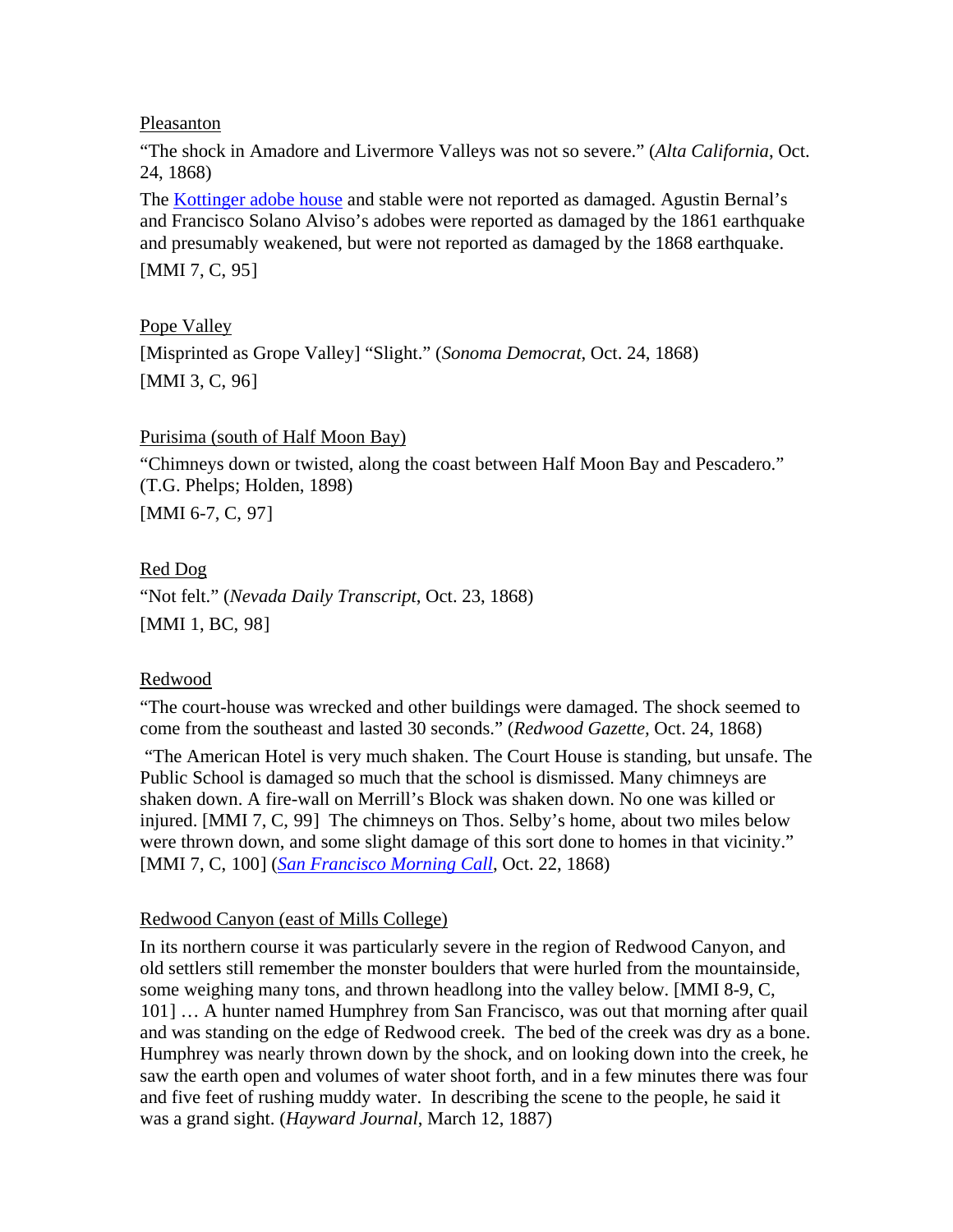Pleasanton

"The shock in Amadore and Livermore Valleys was not so severe." (*Alta California*, Oct. 24, 1868)

The Kottinger adobe house and stable were not reported as damaged. Agustin Bernal's and Francisco Solano Alviso's adobes were reported as damaged by the 1861 earthquake and presumably weakened, but were not reported as damaged by the 1868 earthquake.

[MMI 7, C, 95]

Pope Valley

[Misprinted as Grope Valley] "Slight." (*Sonoma Democrat*, Oct. 24, 1868)

[MMI 3, C, 96]

Purisima (south of Half Moon Bay)

"Chimneys down or twisted, along the coast between Half Moon Bay and Pescadero." (T.G. Phelps; Holden, 1898)

[MMI 6-7, C, 97]

Red Dog

"Not felt." (*Nevada Daily Transcript*, Oct. 23, 1868)

[MMI 1, BC, 98]

Redwood

"The court-house was wrecked and other buildings were damaged. The shock seemed to come from the southeast and lasted 30 seconds." (*Redwood Gazette*, Oct. 24, 1868)

"The American Hotel is very much shaken. The Court House is standing, but unsafe. The Public School is damaged so much that the school is dismissed. Many chimneys are shaken down. A fire-wall on Merrill's Block was shaken down. No one was killed or injured. [MMI 7, C, 99] The chimneys on Thos. Selby's home, about two miles below were thrown down, and some slight damage of this sort done to homes in that vicinity." [MMI 7, C, 100] (*San Francisco Morning Call*, Oct. 22, 1868)

Redwood Canyon (east of Mills College)

In its northern course it was particularly severe in the region of Redwood Canyon, and old settlers still remember the monster boulders that were hurled from the mountainside, some weighing many tons, and thrown headlong into the valley below. [MMI 8-9, C, 101] … A hunter named Humphrey from San Francisco, was out that morning after quail and was standing on the edge of Redwood creek. The bed of the creek was dry as a bone. Humphrey was nearly thrown down by the shock, and on looking down into the creek, he saw the earth open and volumes of water shoot forth, and in a few minutes there was four and five feet of rushing muddy water. In describing the scene to the people, he said it was a grand sight. (*Hayward Journal*, March 12, 1887)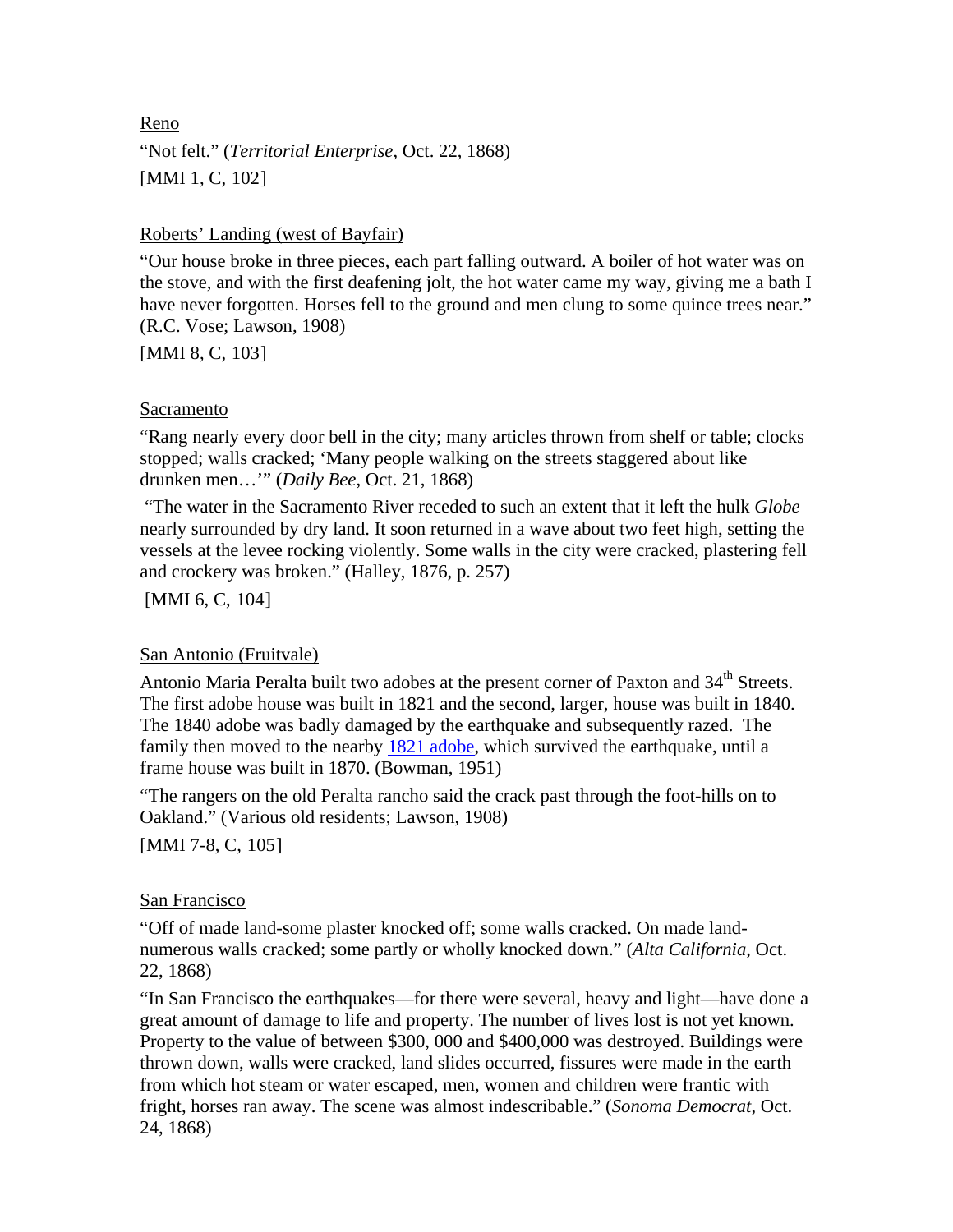Reno

"Not felt." (*Territorial Enterprise*, Oct. 22, 1868)

[MMI 1, C, 102]

Roberts' Landing (west of Bayfair)

"Our house broke in three pieces, each part falling outward. A boiler of hot water was on the stove, and with the first deafening jolt, the hot water came my way, giving me a bath I have never forgotten. Horses fell to the ground and men clung to some quince trees near." (R.C. Vose; Lawson, 1908)

[MMI 8, C, 103]

Sacramento

"Rang nearly every door bell in the city; many articles thrown from shelf or table; clocks stopped; walls cracked; 'Many people walking on the streets staggered about like drunken men…'" (*Daily Bee*, Oct. 21, 1868)

"The water in the Sacramento River receded to such an extent that it left the hulk *Globe* nearly surrounded by dry land. It soon returned in a wave about two feet high, setting the vessels at the levee rocking violently. Some walls in the city were cracked, plastering fell and crockery was broken." (Halley, 1876, p. 257)

[MMI 6, C, 104]

San Antonio (Fruitvale)

Antonio Maria Peralta built two adobes at the present corner of Paxton and 34th Streets. The first adobe house was built in 1821 and the second, larger, house was built in 1840. The 1840 adobe was badly damaged by the earthquake and subsequently razed. The family then moved to the nearby 1821 adobe, which survived the earthquake, until a frame house was built in 1870. (Bowman, 1951)

"The rangers on the old Peralta rancho said the crack past through the foot-hills on to Oakland." (Various old residents; Lawson, 1908)

[MMI 7-8, C, 105]

San Francisco

"Off of made land-some plaster knocked off; some walls cracked. On made land-numerous walls cracked; some partly or wholly knocked down." (*Alta California*, Oct. 22, 1868)

"In San Francisco the earthquakes—for there were several, heavy and light—have done a great amount of damage to life and property. The number of lives lost is not yet known. Property to the value of between $300, 000 and $400,000 was destroyed. Buildings were thrown down, walls were cracked, land slides occurred, fissures were made in the earth from which hot steam or water escaped, men, women and children were frantic with fright, horses ran away. The scene was almost indescribable." (*Sonoma Democrat*, Oct. 24, 1868)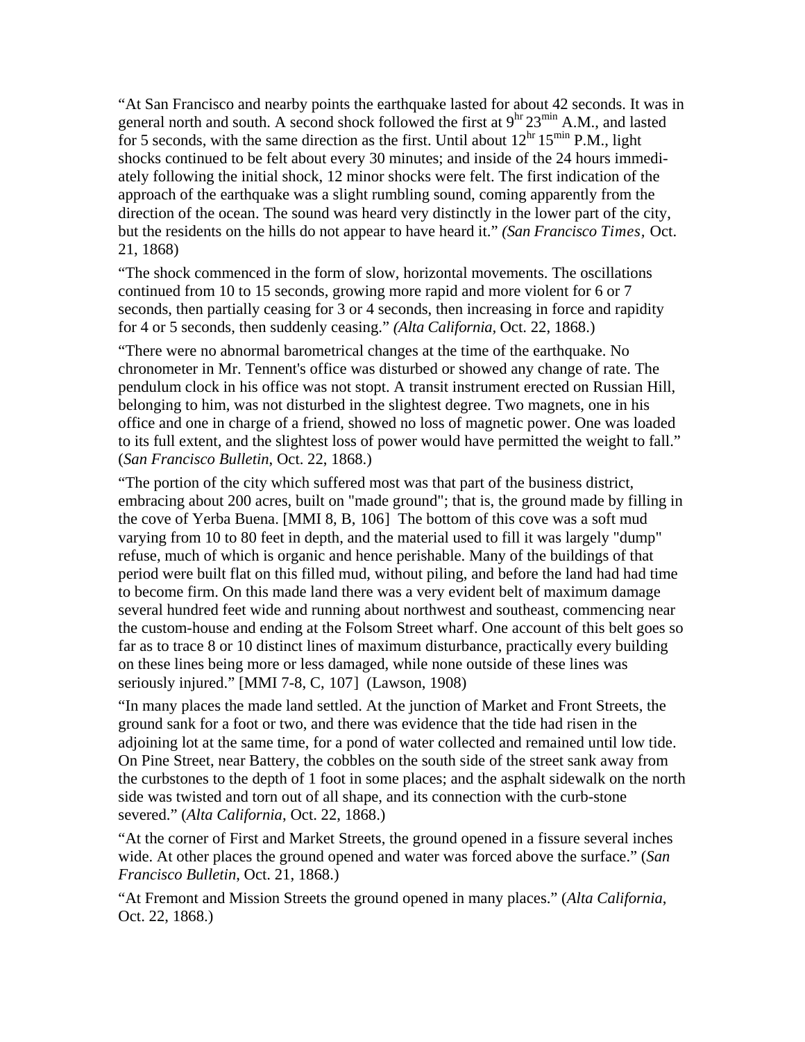"At San Francisco and nearby points the earthquake lasted for about 42 seconds. It was in general north and south. A second shock followed the first at $9^{hr}\,23^{min}$ A.M., and lasted for 5 seconds, with the same direction as the first. Until about $12^{hr}\,15^{min}$ P.M., light shocks continued to be felt about every 30 minutes; and inside of the 24 hours immediately following the initial shock, 12 minor shocks were felt. The first indication of the approach of the earthquake was a slight rumbling sound, coming apparently from the direction of the ocean. The sound was heard very distinctly in the lower part of the city, but the residents on the hills do not appear to have heard it." *(San Francisco Times,* Oct. 21, 1868)

"The shock commenced in the form of slow, horizontal movements. The oscillations continued from 10 to 15 seconds, growing more rapid and more violent for 6 or 7 seconds, then partially ceasing for 3 or 4 seconds, then increasing in force and rapidity for 4 or 5 seconds, then suddenly ceasing." *(Alta California,* Oct. 22, 1868.)

"There were no abnormal barometrical changes at the time of the earthquake. No chronometer in Mr. Tennent's office was disturbed or showed any change of rate. The pendulum clock in his office was not stopt. A transit instrument erected on Russian Hill, belonging to him, was not disturbed in the slightest degree. Two magnets, one in his office and one in charge of a friend, showed no loss of magnetic power. One was loaded to its full extent, and the slightest loss of power would have permitted the weight to fall." (*San Francisco Bulletin*, Oct. 22, 1868.)

"The portion of the city which suffered most was that part of the business district, embracing about 200 acres, built on "made ground"; that is, the ground made by filling in the cove of Yerba Buena. [MMI 8, B, 106] The bottom of this cove was a soft mud varying from 10 to 80 feet in depth, and the material used to fill it was largely "dump" refuse, much of which is organic and hence perishable. Many of the buildings of that period were built flat on this filled mud, without piling, and before the land had had time to become firm. On this made land there was a very evident belt of maximum damage several hundred feet wide and running about northwest and southeast, commencing near the custom-house and ending at the Folsom Street wharf. One account of this belt goes so far as to trace 8 or 10 distinct lines of maximum disturbance, practically every building on these lines being more or less damaged, while none outside of these lines was seriously injured." [MMI 7-8, C, 107] (Lawson, 1908)

"In many places the made land settled. At the junction of Market and Front Streets, the ground sank for a foot or two, and there was evidence that the tide had risen in the adjoining lot at the same time, for a pond of water collected and remained until low tide. On Pine Street, near Battery, the cobbles on the south side of the street sank away from the curbstones to the depth of 1 foot in some places; and the asphalt sidewalk on the north side was twisted and torn out of all shape, and its connection with the curb-stone severed." (*Alta California*, Oct. 22, 1868.)

"At the corner of First and Market Streets, the ground opened in a fissure several inches wide. At other places the ground opened and water was forced above the surface." (*San Francisco Bulletin*, Oct. 21, 1868.)

"At Fremont and Mission Streets the ground opened in many places." (*Alta California*, Oct. 22, 1868.)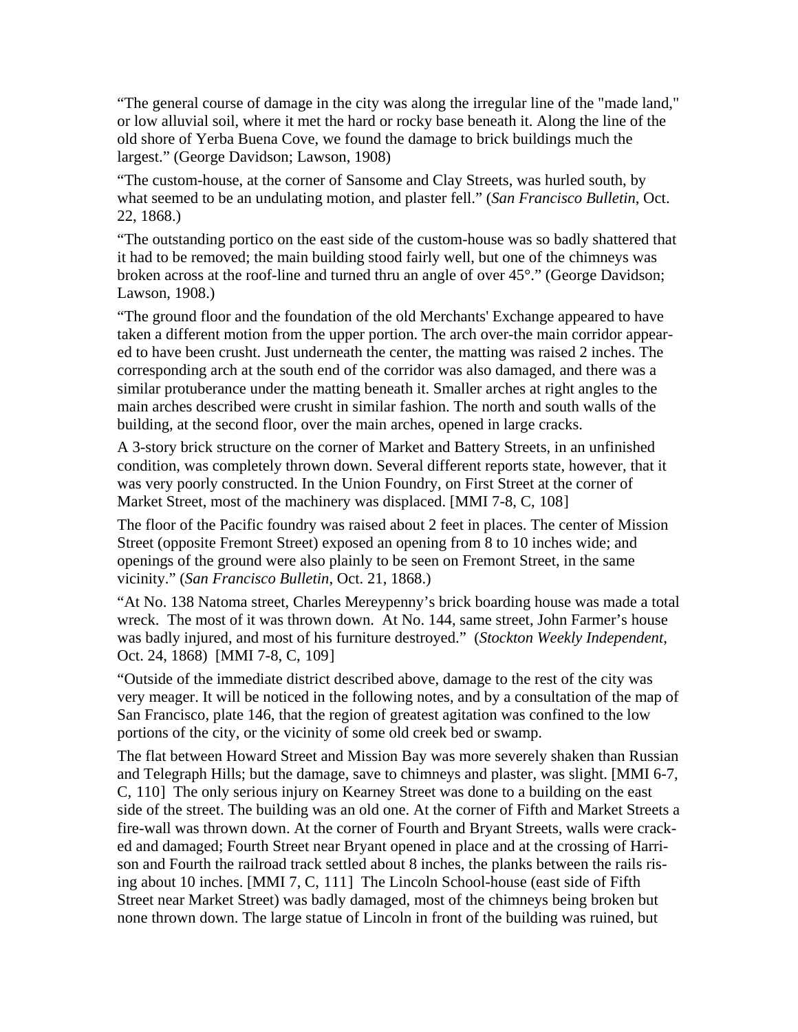"The general course of damage in the city was along the irregular line of the "made land," or low alluvial soil, where it met the hard or rocky base beneath it. Along the line of the old shore of Yerba Buena Cove, we found the damage to brick buildings much the largest." (George Davidson; Lawson, 1908)

"The custom-house, at the corner of Sansome and Clay Streets, was hurled south, by what seemed to be an undulating motion, and plaster fell." (*San Francisco Bulletin*, Oct. 22, 1868.)

"The outstanding portico on the east side of the custom-house was so badly shattered that it had to be removed; the main building stood fairly well, but one of the chimneys was broken across at the roof-line and turned thru an angle of over 45°." (George Davidson; Lawson, 1908.)

"The ground floor and the foundation of the old Merchants' Exchange appeared to have taken a different motion from the upper portion. The arch over-the main corridor appeared to have been crusht. Just underneath the center, the matting was raised 2 inches. The corresponding arch at the south end of the corridor was also damaged, and there was a similar protuberance under the matting beneath it. Smaller arches at right angles to the main arches described were crusht in similar fashion. The north and south walls of the building, at the second floor, over the main arches, opened in large cracks.

A 3-story brick structure on the corner of Market and Battery Streets, in an unfinished condition, was completely thrown down. Several different reports state, however, that it was very poorly constructed. In the Union Foundry, on First Street at the corner of Market Street, most of the machinery was displaced. [MMI 7-8, C, 108]

The floor of the Pacific foundry was raised about 2 feet in places. The center of Mission Street (opposite Fremont Street) exposed an opening from 8 to 10 inches wide; and openings of the ground were also plainly to be seen on Fremont Street, in the same vicinity." (*San Francisco Bulletin*, Oct. 21, 1868.)

"At No. 138 Natoma street, Charles Mereypenny's brick boarding house was made a total wreck. The most of it was thrown down. At No. 144, same street, John Farmer's house was badly injured, and most of his furniture destroyed." (*Stockton Weekly Independent*, Oct. 24, 1868) [MMI 7-8, C, 109]

"Outside of the immediate district described above, damage to the rest of the city was very meager. It will be noticed in the following notes, and by a consultation of the map of San Francisco, plate 146, that the region of greatest agitation was confined to the low portions of the city, or the vicinity of some old creek bed or swamp.

The flat between Howard Street and Mission Bay was more severely shaken than Russian and Telegraph Hills; but the damage, save to chimneys and plaster, was slight. [MMI 6-7, C, 110] The only serious injury on Kearney Street was done to a building on the east side of the street. The building was an old one. At the corner of Fifth and Market Streets a fire-wall was thrown down. At the corner of Fourth and Bryant Streets, walls were cracked and damaged; Fourth Street near Bryant opened in place and at the crossing of Harrison and Fourth the railroad track settled about 8 inches, the planks between the rails rising about 10 inches. [MMI 7, C, 111] The Lincoln School-house (east side of Fifth Street near Market Street) was badly damaged, most of the chimneys being broken but none thrown down. The large statue of Lincoln in front of the building was ruined, but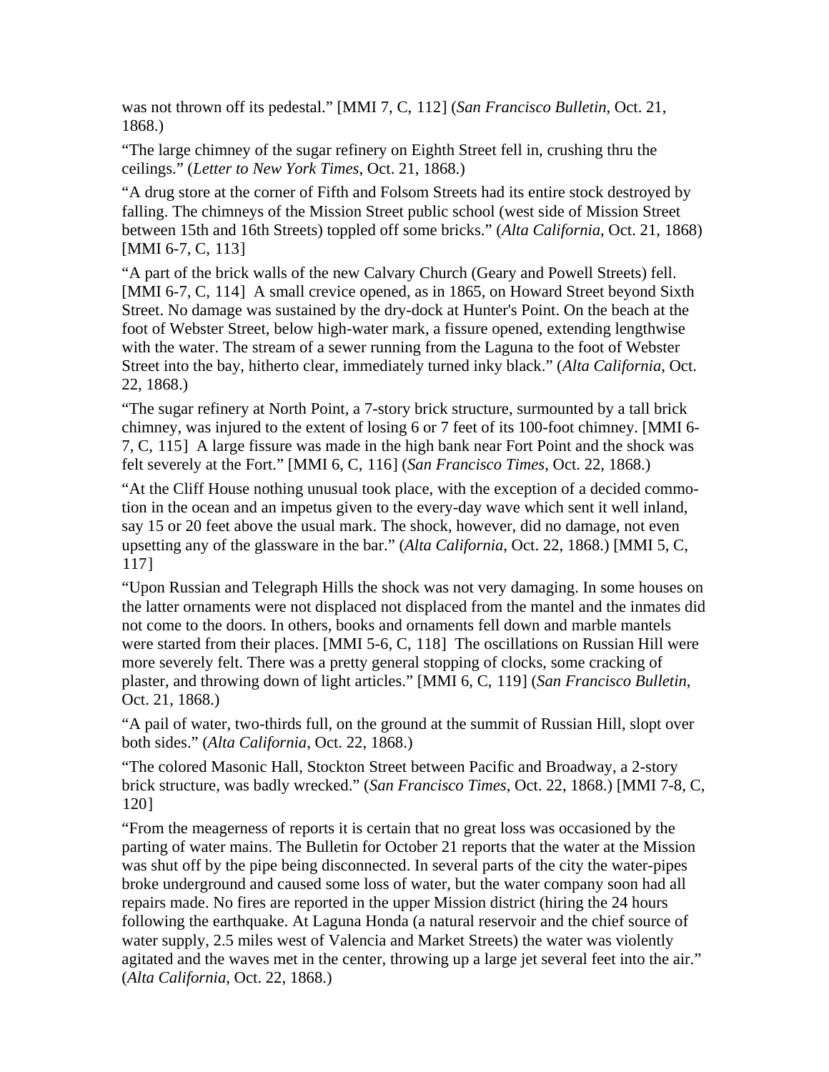was not thrown off its pedestal." [MMI 7, C, 112] (*San Francisco Bulletin*, Oct. 21, 1868.)

"The large chimney of the sugar refinery on Eighth Street fell in, crushing thru the ceilings." (*Letter to New York Times*, Oct. 21, 1868.)

"A drug store at the corner of Fifth and Folsom Streets had its entire stock destroyed by falling. The chimneys of the Mission Street public school (west side of Mission Street between 15th and 16th Streets) toppled off some bricks." (*Alta California*, Oct. 21, 1868) [MMI 6-7, C, 113]

"A part of the brick walls of the new Calvary Church (Geary and Powell Streets) fell. [MMI 6-7, C, 114] A small crevice opened, as in 1865, on Howard Street beyond Sixth Street. No damage was sustained by the dry-dock at Hunter's Point. On the beach at the foot of Webster Street, below high-water mark, a fissure opened, extending lengthwise with the water. The stream of a sewer running from the Laguna to the foot of Webster Street into the bay, hitherto clear, immediately turned inky black." (*Alta California*, Oct. 22, 1868.)

"The sugar refinery at North Point, a 7-story brick structure, surmounted by a tall brick chimney, was injured to the extent of losing 6 or 7 feet of its 100-foot chimney. [MMI 6-7, C, 115] A large fissure was made in the high bank near Fort Point and the shock was felt severely at the Fort." [MMI 6, C, 116] (*San Francisco Times*, Oct. 22, 1868.)

"At the Cliff House nothing unusual took place, with the exception of a decided commotion in the ocean and an impetus given to the every-day wave which sent it well inland, say 15 or 20 feet above the usual mark. The shock, however, did no damage, not even upsetting any of the glassware in the bar." (*Alta California*, Oct. 22, 1868.) [MMI 5, C, 117]

"Upon Russian and Telegraph Hills the shock was not very damaging. In some houses on the latter ornaments were not displaced not displaced from the mantel and the inmates did not come to the doors. In others, books and ornaments fell down and marble mantels were started from their places. [MMI 5-6, C, 118] The oscillations on Russian Hill were more severely felt. There was a pretty general stopping of clocks, some cracking of plaster, and throwing down of light articles." [MMI 6, C, 119] (*San Francisco Bulletin*, Oct. 21, 1868.)

"A pail of water, two-thirds full, on the ground at the summit of Russian Hill, slopt over both sides." (*Alta California*, Oct. 22, 1868.)

"The colored Masonic Hall, Stockton Street between Pacific and Broadway, a 2-story brick structure, was badly wrecked." (*San Francisco Times*, Oct. 22, 1868.) [MMI 7-8, C, 120]

"From the meagerness of reports it is certain that no great loss was occasioned by the parting of water mains. The Bulletin for October 21 reports that the water at the Mission was shut off by the pipe being disconnected. In several parts of the city the water-pipes broke underground and caused some loss of water, but the water company soon had all repairs made. No fires are reported in the upper Mission district (hiring the 24 hours following the earthquake. At Laguna Honda (a natural reservoir and the chief source of water supply, 2.5 miles west of Valencia and Market Streets) the water was violently agitated and the waves met in the center, throwing up a large jet several feet into the air." (*Alta California*, Oct. 22, 1868.)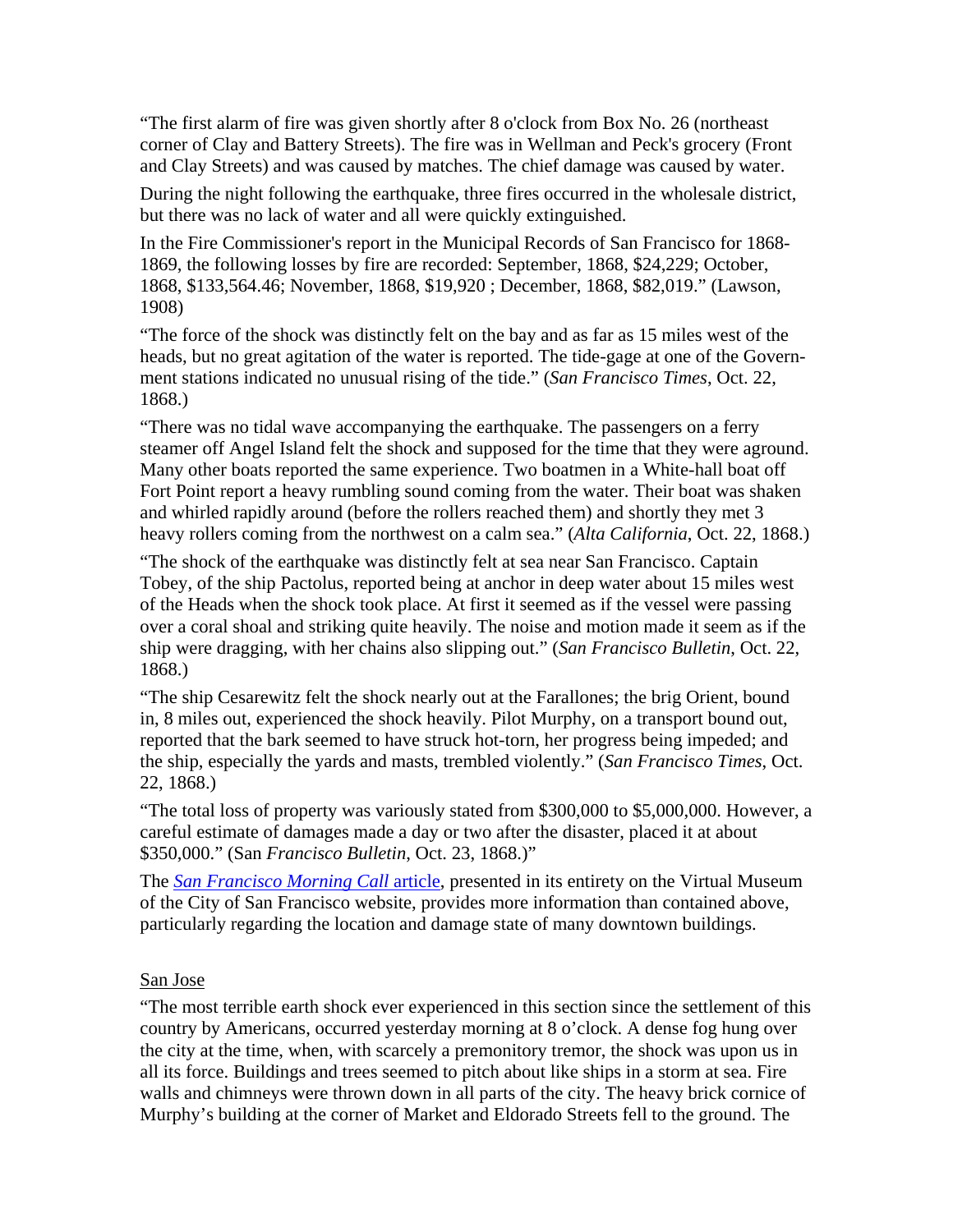"The first alarm of fire was given shortly after 8 o'clock from Box No. 26 (northeast corner of Clay and Battery Streets). The fire was in Wellman and Peck's grocery (Front and Clay Streets) and was caused by matches. The chief damage was caused by water.

During the night following the earthquake, three fires occurred in the wholesale district, but there was no lack of water and all were quickly extinguished.

In the Fire Commissioner's report in the Municipal Records of San Francisco for 1868-1869, the following losses by fire are recorded: September, 1868, $24,229; October, 1868, $133,564.46; November, 1868, $19,920 ; December, 1868, $82,019." (Lawson, 1908)

"The force of the shock was distinctly felt on the bay and as far as 15 miles west of the heads, but no great agitation of the water is reported. The tide-gage at one of the Government stations indicated no unusual rising of the tide." (*San Francisco Times*, Oct. 22, 1868.)

"There was no tidal wave accompanying the earthquake. The passengers on a ferry steamer off Angel Island felt the shock and supposed for the time that they were aground. Many other boats reported the same experience. Two boatmen in a White-hall boat off Fort Point report a heavy rumbling sound coming from the water. Their boat was shaken and whirled rapidly around (before the rollers reached them) and shortly they met 3 heavy rollers coming from the northwest on a calm sea." (*Alta California*, Oct. 22, 1868.)

"The shock of the earthquake was distinctly felt at sea near San Francisco. Captain Tobey, of the ship Pactolus, reported being at anchor in deep water about 15 miles west of the Heads when the shock took place. At first it seemed as if the vessel were passing over a coral shoal and striking quite heavily. The noise and motion made it seem as if the ship were dragging, with her chains also slipping out." (*San Francisco Bulletin*, Oct. 22, 1868.)

"The ship Cesarewitz felt the shock nearly out at the Farallones; the brig Orient, bound in, 8 miles out, experienced the shock heavily. Pilot Murphy, on a transport bound out, reported that the bark seemed to have struck hot-torn, her progress being impeded; and the ship, especially the yards and masts, trembled violently." (*San Francisco Times*, Oct. 22, 1868.)

"The total loss of property was variously stated from $300,000 to $5,000,000. However, a careful estimate of damages made a day or two after the disaster, placed it at about $350,000." (San *Francisco Bulletin*, Oct. 23, 1868.)"

The *San Francisco Morning Call* article, presented in its entirety on the Virtual Museum of the City of San Francisco website, provides more information than contained above, particularly regarding the location and damage state of many downtown buildings.

San Jose

"The most terrible earth shock ever experienced in this section since the settlement of this country by Americans, occurred yesterday morning at 8 o'clock. A dense fog hung over the city at the time, when, with scarcely a premonitory tremor, the shock was upon us in all its force. Buildings and trees seemed to pitch about like ships in a storm at sea. Fire walls and chimneys were thrown down in all parts of the city. The heavy brick cornice of Murphy's building at the corner of Market and Eldorado Streets fell to the ground. The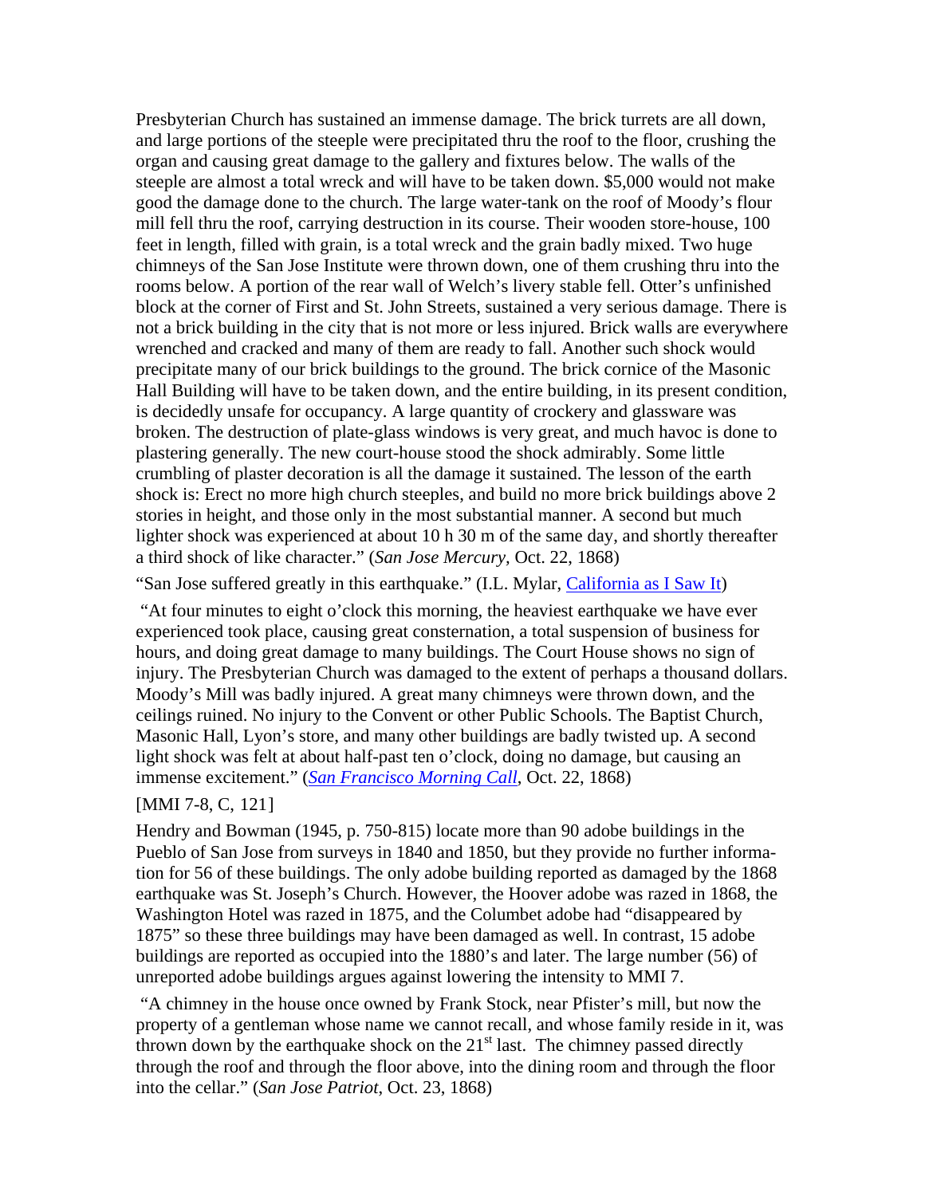Presbyterian Church has sustained an immense damage. The brick turrets are all down, and large portions of the steeple were precipitated thru the roof to the floor, crushing the organ and causing great damage to the gallery and fixtures below. The walls of the steeple are almost a total wreck and will have to be taken down. $5,000 would not make good the damage done to the church. The large water-tank on the roof of Moody's flour mill fell thru the roof, carrying destruction in its course. Their wooden store-house, 100 feet in length, filled with grain, is a total wreck and the grain badly mixed. Two huge chimneys of the San Jose Institute were thrown down, one of them crushing thru into the rooms below. A portion of the rear wall of Welch's livery stable fell. Otter's unfinished block at the corner of First and St. John Streets, sustained a very serious damage. There is not a brick building in the city that is not more or less injured. Brick walls are everywhere wrenched and cracked and many of them are ready to fall. Another such shock would precipitate many of our brick buildings to the ground. The brick cornice of the Masonic Hall Building will have to be taken down, and the entire building, in its present condition, is decidedly unsafe for occupancy. A large quantity of crockery and glassware was broken. The destruction of plate-glass windows is very great, and much havoc is done to plastering generally. The new court-house stood the shock admirably. Some little crumbling of plaster decoration is all the damage it sustained. The lesson of the earth shock is: Erect no more high church steeples, and build no more brick buildings above 2 stories in height, and those only in the most substantial manner. A second but much lighter shock was experienced at about 10 h 30 m of the same day, and shortly thereafter a third shock of like character." (*San Jose Mercury*, Oct. 22, 1868)

"San Jose suffered greatly in this earthquake." (I.L. Mylar, California as I Saw It)

"At four minutes to eight o'clock this morning, the heaviest earthquake we have ever experienced took place, causing great consternation, a total suspension of business for hours, and doing great damage to many buildings. The Court House shows no sign of injury. The Presbyterian Church was damaged to the extent of perhaps a thousand dollars. Moody's Mill was badly injured. A great many chimneys were thrown down, and the ceilings ruined. No injury to the Convent or other Public Schools. The Baptist Church, Masonic Hall, Lyon's store, and many other buildings are badly twisted up. A second light shock was felt at about half-past ten o'clock, doing no damage, but causing an immense excitement." (*San Francisco Morning Call*, Oct. 22, 1868)

[MMI 7-8, C, 121]

Hendry and Bowman (1945, p. 750-815) locate more than 90 adobe buildings in the Pueblo of San Jose from surveys in 1840 and 1850, but they provide no further information for 56 of these buildings. The only adobe building reported as damaged by the 1868 earthquake was St. Joseph's Church. However, the Hoover adobe was razed in 1868, the Washington Hotel was razed in 1875, and the Columbet adobe had "disappeared by 1875" so these three buildings may have been damaged as well. In contrast, 15 adobe buildings are reported as occupied into the 1880's and later. The large number (56) of unreported adobe buildings argues against lowering the intensity to MMI 7.

"A chimney in the house once owned by Frank Stock, near Pfister's mill, but now the property of a gentleman whose name we cannot recall, and whose family reside in it, was thrown down by the earthquake shock on the 21st last. The chimney passed directly through the roof and through the floor above, into the dining room and through the floor into the cellar." (*San Jose Patriot*, Oct. 23, 1868)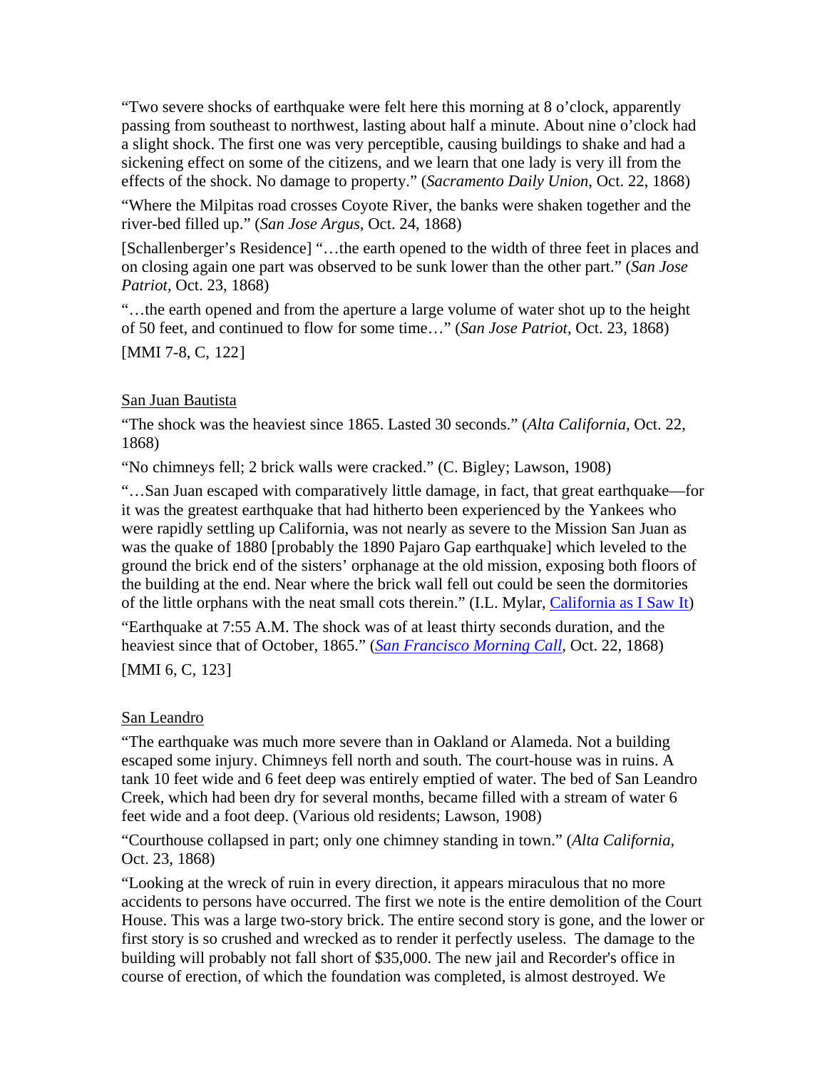"Two severe shocks of earthquake were felt here this morning at 8 o'clock, apparently passing from southeast to northwest, lasting about half a minute. About nine o'clock had a slight shock. The first one was very perceptible, causing buildings to shake and had a sickening effect on some of the citizens, and we learn that one lady is very ill from the effects of the shock. No damage to property." (*Sacramento Daily Union*, Oct. 22, 1868)

"Where the Milpitas road crosses Coyote River, the banks were shaken together and the river-bed filled up." (*San Jose Argus*, Oct. 24, 1868)

[Schallenberger's Residence] "…the earth opened to the width of three feet in places and on closing again one part was observed to be sunk lower than the other part." (*San Jose Patriot*, Oct. 23, 1868)

"…the earth opened and from the aperture a large volume of water shot up to the height of 50 feet, and continued to flow for some time…" (*San Jose Patriot*, Oct. 23, 1868)

[MMI 7-8, C, 122]

San Juan Bautista

"The shock was the heaviest since 1865. Lasted 30 seconds." (*Alta California*, Oct. 22, 1868)

"No chimneys fell; 2 brick walls were cracked." (C. Bigley; Lawson, 1908)

"…San Juan escaped with comparatively little damage, in fact, that great earthquake—for it was the greatest earthquake that had hitherto been experienced by the Yankees who were rapidly settling up California, was not nearly as severe to the Mission San Juan as was the quake of 1880 [probably the 1890 Pajaro Gap earthquake] which leveled to the ground the brick end of the sisters' orphanage at the old mission, exposing both floors of the building at the end. Near where the brick wall fell out could be seen the dormitories of the little orphans with the neat small cots therein." (I.L. Mylar, California as I Saw It)

"Earthquake at 7:55 A.M. The shock was of at least thirty seconds duration, and the heaviest since that of October, 1865." (*San Francisco Morning Call*, Oct. 22, 1868)

[MMI 6, C, 123]

San Leandro

"The earthquake was much more severe than in Oakland or Alameda. Not a building escaped some injury. Chimneys fell north and south. The court-house was in ruins. A tank 10 feet wide and 6 feet deep was entirely emptied of water. The bed of San Leandro Creek, which had been dry for several months, became filled with a stream of water 6 feet wide and a foot deep. (Various old residents; Lawson, 1908)

"Courthouse collapsed in part; only one chimney standing in town." (*Alta California*, Oct. 23, 1868)

"Looking at the wreck of ruin in every direction, it appears miraculous that no more accidents to persons have occurred. The first we note is the entire demolition of the Court House. This was a large two-story brick. The entire second story is gone, and the lower or first story is so crushed and wrecked as to render it perfectly useless. The damage to the building will probably not fall short of $35,000. The new jail and Recorder's office in course of erection, of which the foundation was completed, is almost destroyed. We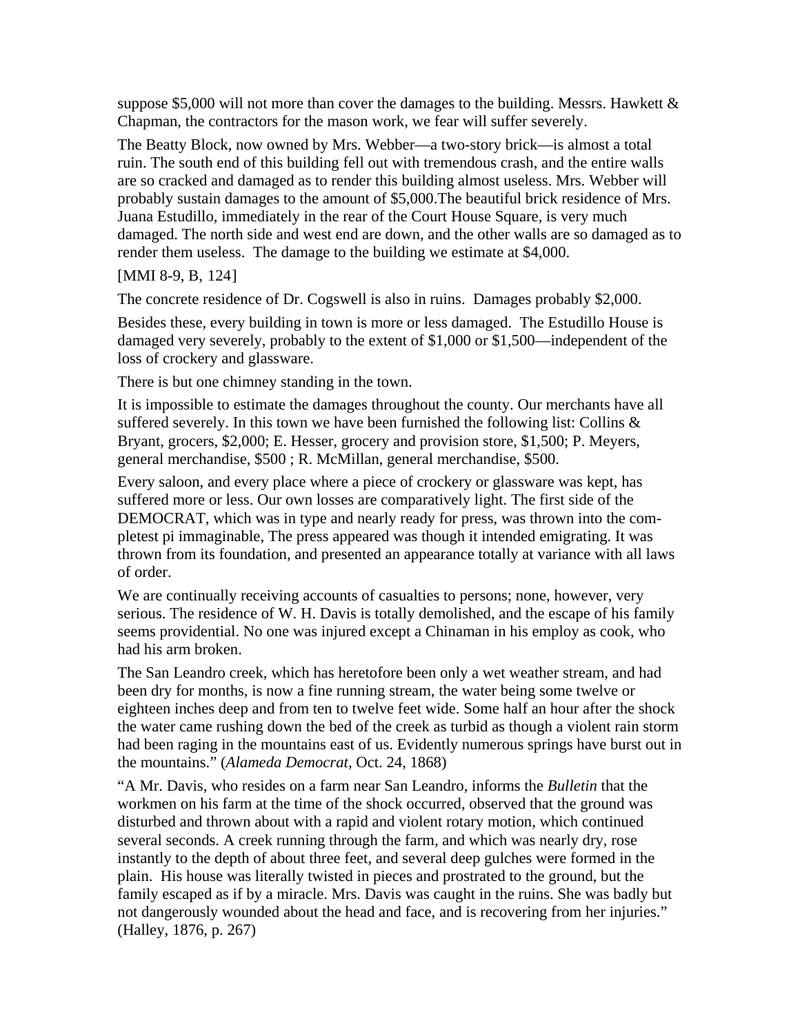suppose $5,000 will not more than cover the damages to the building. Messrs. Hawkett & Chapman, the contractors for the mason work, we fear will suffer severely.

The Beatty Block, now owned by Mrs. Webber—a two-story brick—is almost a total ruin. The south end of this building fell out with tremendous crash, and the entire walls are so cracked and damaged as to render this building almost useless. Mrs. Webber will probably sustain damages to the amount of $5,000.The beautiful brick residence of Mrs. Juana Estudillo, immediately in the rear of the Court House Square, is very much damaged. The north side and west end are down, and the other walls are so damaged as to render them useless. The damage to the building we estimate at $4,000.

[MMI 8-9, B, 124]

The concrete residence of Dr. Cogswell is also in ruins. Damages probably $2,000.

Besides these, every building in town is more or less damaged. The Estudillo House is damaged very severely, probably to the extent of $1,000 or $1,500—independent of the loss of crockery and glassware.

There is but one chimney standing in the town.

It is impossible to estimate the damages throughout the county. Our merchants have all suffered severely. In this town we have been furnished the following list: Collins & Bryant, grocers, $2,000; E. Hesser, grocery and provision store, $1,500; P. Meyers, general merchandise, $500 ; R. McMillan, general merchandise, $500.

Every saloon, and every place where a piece of crockery or glassware was kept, has suffered more or less. Our own losses are comparatively light. The first side of the DEMOCRAT, which was in type and nearly ready for press, was thrown into the com-pletest pi immaginable, The press appeared was though it intended emigrating. It was thrown from its foundation, and presented an appearance totally at variance with all laws of order.

We are continually receiving accounts of casualties to persons; none, however, very serious. The residence of W. H. Davis is totally demolished, and the escape of his family seems providential. No one was injured except a Chinaman in his employ as cook, who had his arm broken.

The San Leandro creek, which has heretofore been only a wet weather stream, and had been dry for months, is now a fine running stream, the water being some twelve or eighteen inches deep and from ten to twelve feet wide. Some half an hour after the shock the water came rushing down the bed of the creek as turbid as though a violent rain storm had been raging in the mountains east of us. Evidently numerous springs have burst out in the mountains." (*Alameda Democrat*, Oct. 24, 1868)

"A Mr. Davis, who resides on a farm near San Leandro, informs the *Bulletin* that the workmen on his farm at the time of the shock occurred, observed that the ground was disturbed and thrown about with a rapid and violent rotary motion, which continued several seconds. A creek running through the farm, and which was nearly dry, rose instantly to the depth of about three feet, and several deep gulches were formed in the plain. His house was literally twisted in pieces and prostrated to the ground, but the family escaped as if by a miracle. Mrs. Davis was caught in the ruins. She was badly but not dangerously wounded about the head and face, and is recovering from her injuries." (Halley, 1876, p. 267)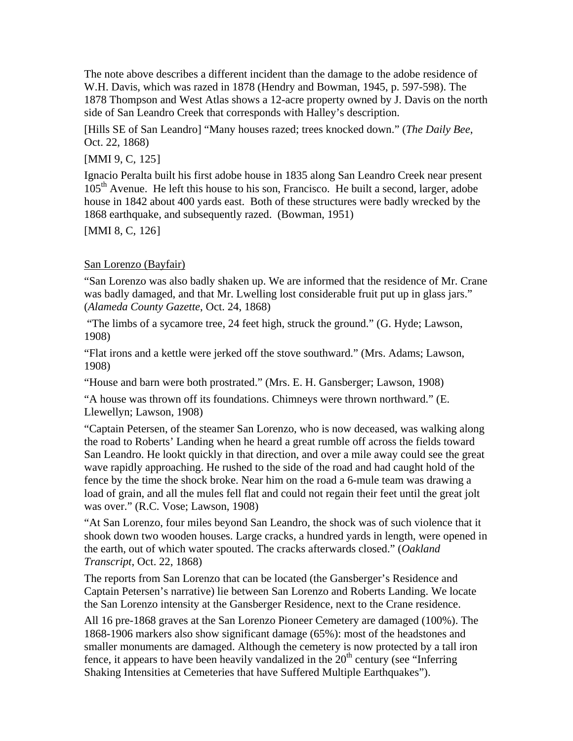The note above describes a different incident than the damage to the adobe residence of W.H. Davis, which was razed in 1878 (Hendry and Bowman, 1945, p. 597-598). The 1878 Thompson and West Atlas shows a 12-acre property owned by J. Davis on the north side of San Leandro Creek that corresponds with Halley's description.

[Hills SE of San Leandro] "Many houses razed; trees knocked down." (*The Daily Bee*, Oct. 22, 1868)

[MMI 9, C, 125]

Ignacio Peralta built his first adobe house in 1835 along San Leandro Creek near present 105th Avenue. He left this house to his son, Francisco. He built a second, larger, adobe house in 1842 about 400 yards east. Both of these structures were badly wrecked by the 1868 earthquake, and subsequently razed. (Bowman, 1951)

[MMI 8, C, 126]

<u>San Lorenzo (Bayfair)</u>

"San Lorenzo was also badly shaken up. We are informed that the residence of Mr. Crane was badly damaged, and that Mr. Lwelling lost considerable fruit put up in glass jars." (*Alameda County Gazette*, Oct. 24, 1868)

"The limbs of a sycamore tree, 24 feet high, struck the ground." (G. Hyde; Lawson, 1908)

"Flat irons and a kettle were jerked off the stove southward." (Mrs. Adams; Lawson, 1908)

"House and barn were both prostrated." (Mrs. E. H. Gansberger; Lawson, 1908)

"A house was thrown off its foundations. Chimneys were thrown northward." (E. Llewellyn; Lawson, 1908)

"Captain Petersen, of the steamer San Lorenzo, who is now deceased, was walking along the road to Roberts' Landing when he heard a great rumble off across the fields toward San Leandro. He lookt quickly in that direction, and over a mile away could see the great wave rapidly approaching. He rushed to the side of the road and had caught hold of the fence by the time the shock broke. Near him on the road a 6-mule team was drawing a load of grain, and all the mules fell flat and could not regain their feet until the great jolt was over." (R.C. Vose; Lawson, 1908)

"At San Lorenzo, four miles beyond San Leandro, the shock was of such violence that it shook down two wooden houses. Large cracks, a hundred yards in length, were opened in the earth, out of which water spouted. The cracks afterwards closed." (*Oakland Transcript*, Oct. 22, 1868)

The reports from San Lorenzo that can be located (the Gansberger's Residence and Captain Petersen's narrative) lie between San Lorenzo and Roberts Landing. We locate the San Lorenzo intensity at the Gansberger Residence, next to the Crane residence.

All 16 pre-1868 graves at the San Lorenzo Pioneer Cemetery are damaged (100%). The 1868-1906 markers also show significant damage (65%): most of the headstones and smaller monuments are damaged. Although the cemetery is now protected by a tall iron fence, it appears to have been heavily vandalized in the 20th century (see "Inferring Shaking Intensities at Cemeteries that have Suffered Multiple Earthquakes").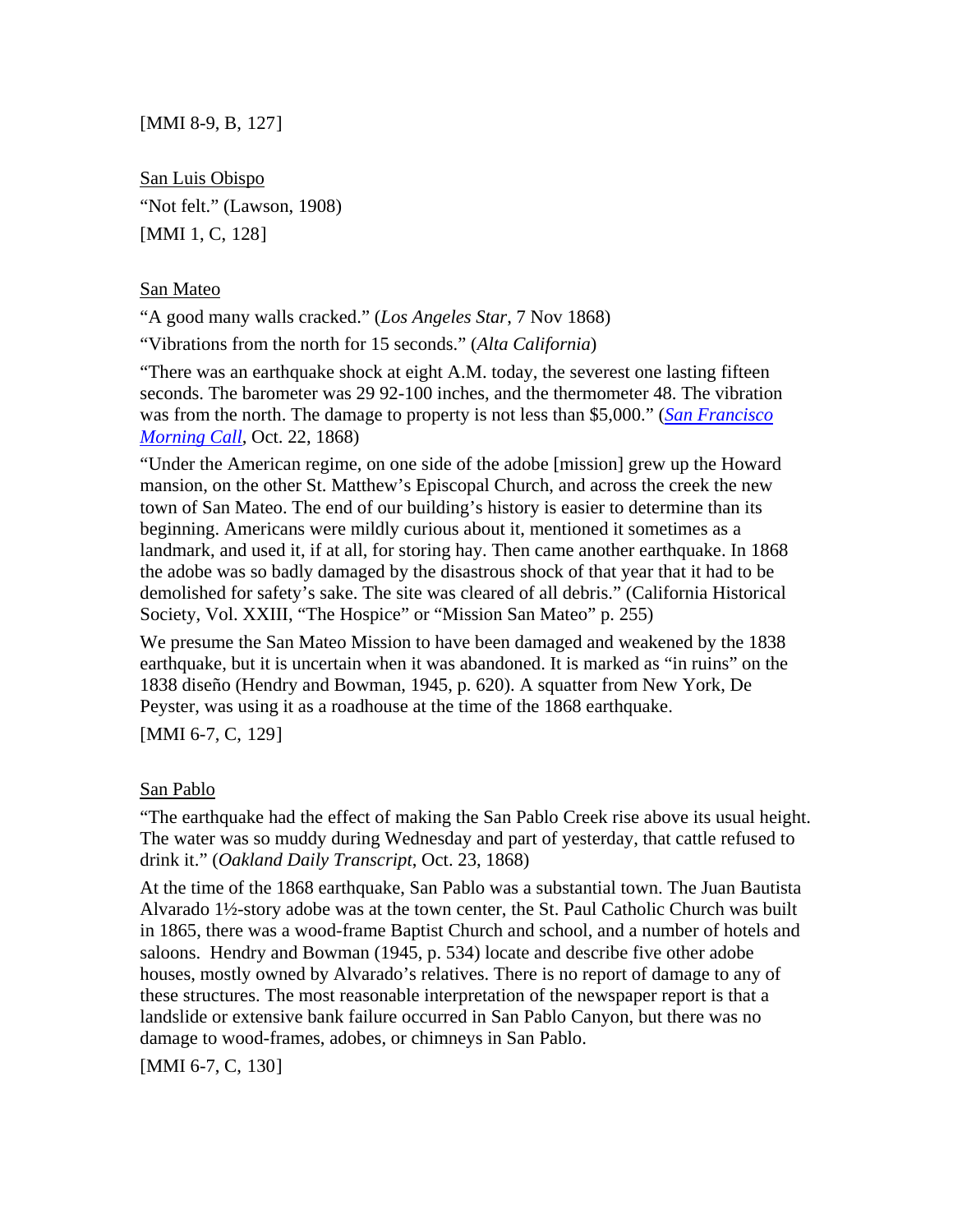[MMI 8-9, B, 127]

San Luis Obispo

"Not felt." (Lawson, 1908)

[MMI 1, C, 128]

San Mateo

"A good many walls cracked." (*Los Angeles Star*, 7 Nov 1868)

"Vibrations from the north for 15 seconds." (*Alta California*)

"There was an earthquake shock at eight A.M. today, the severest one lasting fifteen seconds. The barometer was 29 92-100 inches, and the thermometer 48. The vibration was from the north. The damage to property is not less than $5,000." (*San Francisco Morning Call*, Oct. 22, 1868)

"Under the American regime, on one side of the adobe [mission] grew up the Howard mansion, on the other St. Matthew's Episcopal Church, and across the creek the new town of San Mateo. The end of our building's history is easier to determine than its beginning. Americans were mildly curious about it, mentioned it sometimes as a landmark, and used it, if at all, for storing hay. Then came another earthquake. In 1868 the adobe was so badly damaged by the disastrous shock of that year that it had to be demolished for safety's sake. The site was cleared of all debris." (California Historical Society, Vol. XXIII, "The Hospice" or "Mission San Mateo" p. 255)

We presume the San Mateo Mission to have been damaged and weakened by the 1838 earthquake, but it is uncertain when it was abandoned. It is marked as "in ruins" on the 1838 diseño (Hendry and Bowman, 1945, p. 620). A squatter from New York, De Peyster, was using it as a roadhouse at the time of the 1868 earthquake.

[MMI 6-7, C, 129]

San Pablo

"The earthquake had the effect of making the San Pablo Creek rise above its usual height. The water was so muddy during Wednesday and part of yesterday, that cattle refused to drink it." (*Oakland Daily Transcript*, Oct. 23, 1868)

At the time of the 1868 earthquake, San Pablo was a substantial town. The Juan Bautista Alvarado 1½-story adobe was at the town center, the St. Paul Catholic Church was built in 1865, there was a wood-frame Baptist Church and school, and a number of hotels and saloons. Hendry and Bowman (1945, p. 534) locate and describe five other adobe houses, mostly owned by Alvarado's relatives. There is no report of damage to any of these structures. The most reasonable interpretation of the newspaper report is that a landslide or extensive bank failure occurred in San Pablo Canyon, but there was no damage to wood-frames, adobes, or chimneys in San Pablo.

[MMI 6-7, C, 130]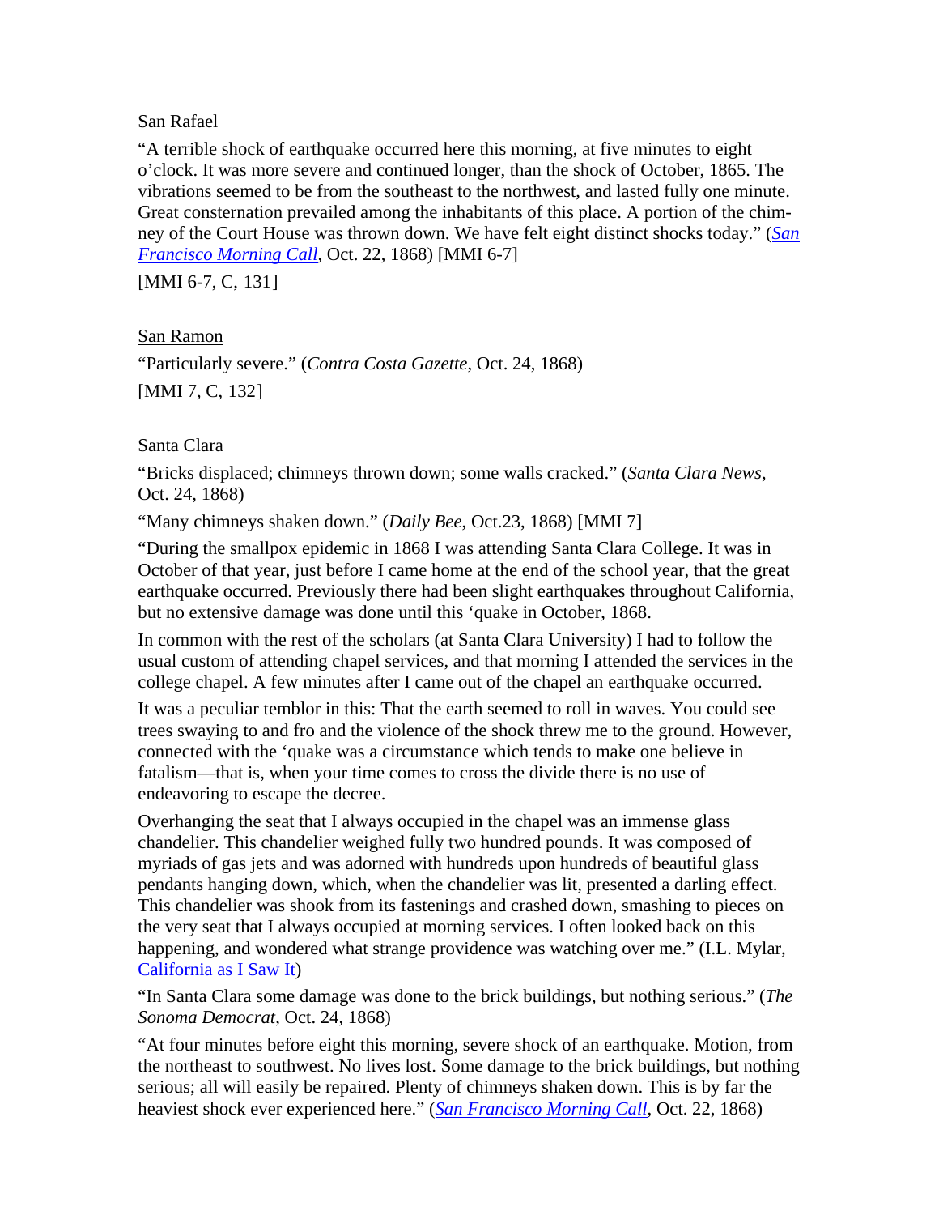San Rafael

"A terrible shock of earthquake occurred here this morning, at five minutes to eight o'clock. It was more severe and continued longer, than the shock of October, 1865. The vibrations seemed to be from the southeast to the northwest, and lasted fully one minute. Great consternation prevailed among the inhabitants of this place. A portion of the chimney of the Court House was thrown down. We have felt eight distinct shocks today." (*San Francisco Morning Call*, Oct. 22, 1868) [MMI 6-7]

[MMI 6-7, C, 131]

San Ramon

"Particularly severe." (*Contra Costa Gazette*, Oct. 24, 1868)

[MMI 7, C, 132]

Santa Clara

"Bricks displaced; chimneys thrown down; some walls cracked." (*Santa Clara News*, Oct. 24, 1868)

"Many chimneys shaken down." (*Daily Bee*, Oct.23, 1868) [MMI 7]

"During the smallpox epidemic in 1868 I was attending Santa Clara College. It was in October of that year, just before I came home at the end of the school year, that the great earthquake occurred. Previously there had been slight earthquakes throughout California, but no extensive damage was done until this 'quake in October, 1868.

In common with the rest of the scholars (at Santa Clara University) I had to follow the usual custom of attending chapel services, and that morning I attended the services in the college chapel. A few minutes after I came out of the chapel an earthquake occurred.

It was a peculiar temblor in this: That the earth seemed to roll in waves. You could see trees swaying to and fro and the violence of the shock threw me to the ground. However, connected with the 'quake was a circumstance which tends to make one believe in fatalism—that is, when your time comes to cross the divide there is no use of endeavoring to escape the decree.

Overhanging the seat that I always occupied in the chapel was an immense glass chandelier. This chandelier weighed fully two hundred pounds. It was composed of myriads of gas jets and was adorned with hundreds upon hundreds of beautiful glass pendants hanging down, which, when the chandelier was lit, presented a darling effect. This chandelier was shook from its fastenings and crashed down, smashing to pieces on the very seat that I always occupied at morning services. I often looked back on this happening, and wondered what strange providence was watching over me." (I.L. Mylar, California as I Saw It)

"In Santa Clara some damage was done to the brick buildings, but nothing serious." (*The Sonoma Democrat*, Oct. 24, 1868)

"At four minutes before eight this morning, severe shock of an earthquake. Motion, from the northeast to southwest. No lives lost. Some damage to the brick buildings, but nothing serious; all will easily be repaired. Plenty of chimneys shaken down. This is by far the heaviest shock ever experienced here." (*San Francisco Morning Call*, Oct. 22, 1868)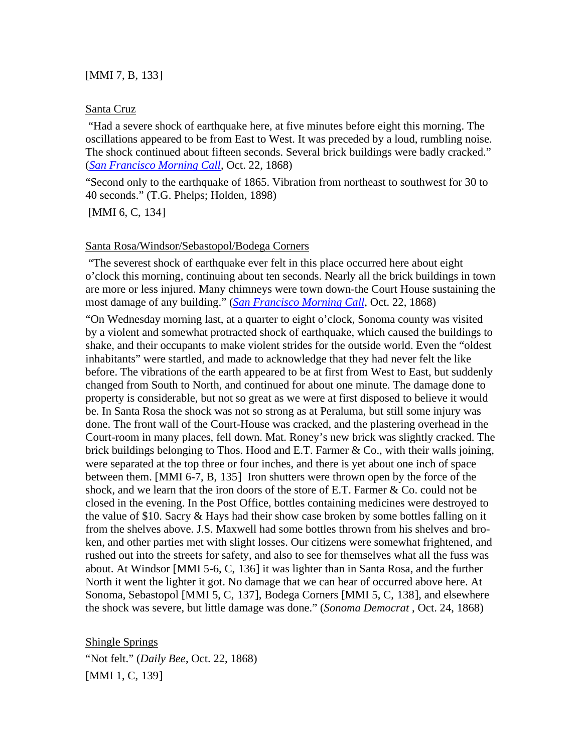[MMI 7, B, 133]

Santa Cruz

"Had a severe shock of earthquake here, at five minutes before eight this morning. The oscillations appeared to be from East to West. It was preceded by a loud, rumbling noise. The shock continued about fifteen seconds. Several brick buildings were badly cracked." (*San Francisco Morning Call*, Oct. 22, 1868)

"Second only to the earthquake of 1865. Vibration from northeast to southwest for 30 to 40 seconds." (T.G. Phelps; Holden, 1898)

[MMI 6, C, 134]

Santa Rosa/Windsor/Sebastopol/Bodega Corners

"The severest shock of earthquake ever felt in this place occurred here about eight o'clock this morning, continuing about ten seconds. Nearly all the brick buildings in town are more or less injured. Many chimneys were town down-the Court House sustaining the most damage of any building." (*San Francisco Morning Call*, Oct. 22, 1868)

"On Wednesday morning last, at a quarter to eight o'clock, Sonoma county was visited by a violent and somewhat protracted shock of earthquake, which caused the buildings to shake, and their occupants to make violent strides for the outside world. Even the "oldest inhabitants" were startled, and made to acknowledge that they had never felt the like before. The vibrations of the earth appeared to be at first from West to East, but suddenly changed from South to North, and continued for about one minute. The damage done to property is considerable, but not so great as we were at first disposed to believe it would be. In Santa Rosa the shock was not so strong as at Peraluma, but still some injury was done. The front wall of the Court-House was cracked, and the plastering overhead in the Court-room in many places, fell down. Mat. Roney's new brick was slightly cracked. The brick buildings belonging to Thos. Hood and E.T. Farmer & Co., with their walls joining, were separated at the top three or four inches, and there is yet about one inch of space between them. [MMI 6-7, B, 135] Iron shutters were thrown open by the force of the shock, and we learn that the iron doors of the store of E.T. Farmer & Co. could not be closed in the evening. In the Post Office, bottles containing medicines were destroyed to the value of $10. Sacry & Hays had their show case broken by some bottles falling on it from the shelves above. J.S. Maxwell had some bottles thrown from his shelves and broken, and other parties met with slight losses. Our citizens were somewhat frightened, and rushed out into the streets for safety, and also to see for themselves what all the fuss was about. At Windsor [MMI 5-6, C, 136] it was lighter than in Santa Rosa, and the further North it went the lighter it got. No damage that we can hear of occurred above here. At Sonoma, Sebastopol [MMI 5, C, 137], Bodega Corners [MMI 5, C, 138], and elsewhere the shock was severe, but little damage was done." (*Sonoma Democrat* , Oct. 24, 1868)

Shingle Springs

"Not felt." (*Daily Bee*, Oct. 22, 1868)

[MMI 1, C, 139]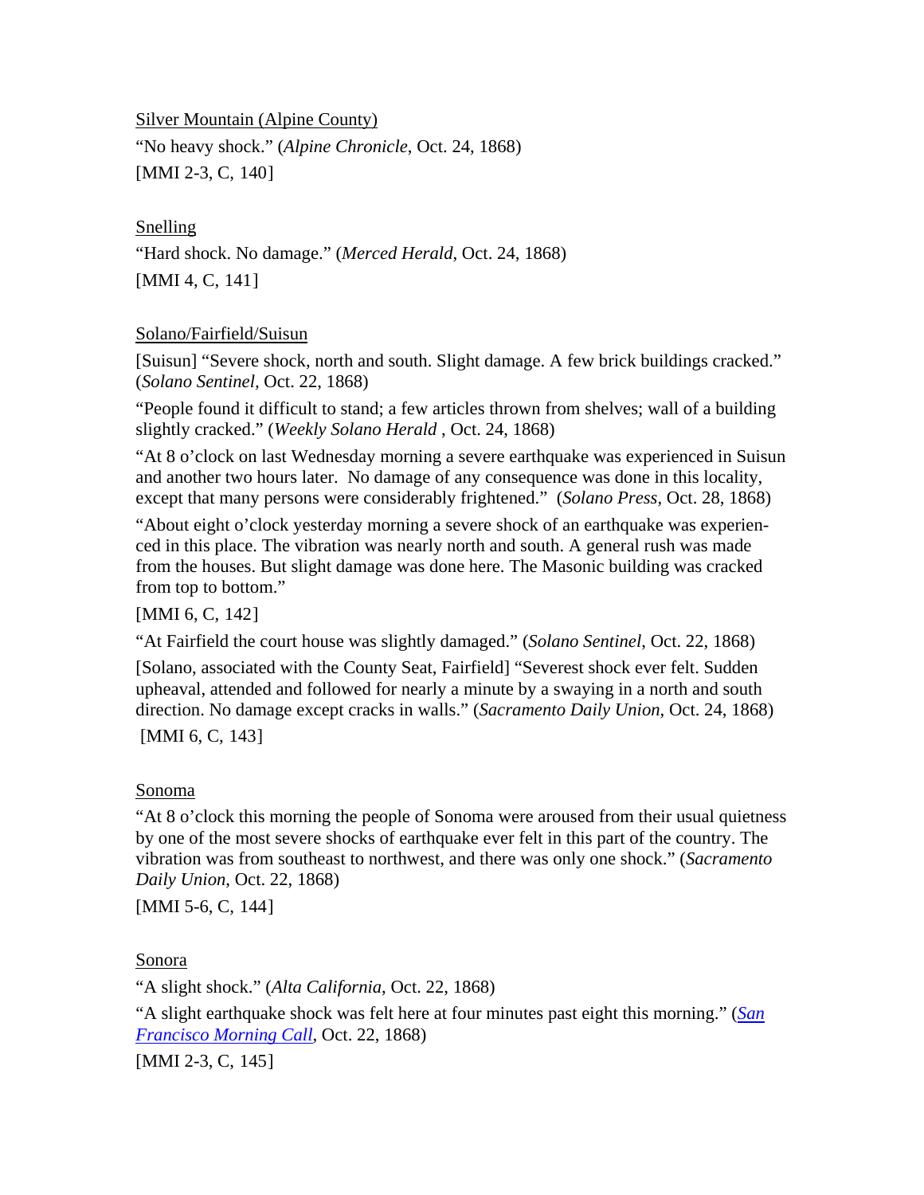Silver Mountain (Alpine County)

"No heavy shock." (*Alpine Chronicle*, Oct. 24, 1868)

[MMI 2-3, C, 140]

Snelling

"Hard shock. No damage." (*Merced Herald*, Oct. 24, 1868)

[MMI 4, C, 141]

Solano/Fairfield/Suisun

[Suisun] "Severe shock, north and south. Slight damage. A few brick buildings cracked." (*Solano Sentinel*, Oct. 22, 1868)

"People found it difficult to stand; a few articles thrown from shelves; wall of a building slightly cracked." (*Weekly Solano Herald* , Oct. 24, 1868)

"At 8 o'clock on last Wednesday morning a severe earthquake was experienced in Suisun and another two hours later. No damage of any consequence was done in this locality, except that many persons were considerably frightened." (*Solano Press*, Oct. 28, 1868)

"About eight o'clock yesterday morning a severe shock of an earthquake was experienced in this place. The vibration was nearly north and south. A general rush was made from the houses. But slight damage was done here. The Masonic building was cracked from top to bottom."

[MMI 6, C, 142]

"At Fairfield the court house was slightly damaged." (*Solano Sentinel*, Oct. 22, 1868)

[Solano, associated with the County Seat, Fairfield] "Severest shock ever felt. Sudden upheaval, attended and followed for nearly a minute by a swaying in a north and south direction. No damage except cracks in walls." (*Sacramento Daily Union*, Oct. 24, 1868)

[MMI 6, C, 143]

Sonoma

"At 8 o'clock this morning the people of Sonoma were aroused from their usual quietness by one of the most severe shocks of earthquake ever felt in this part of the country. The vibration was from southeast to northwest, and there was only one shock." (*Sacramento Daily Union*, Oct. 22, 1868)

[MMI 5-6, C, 144]

Sonora

"A slight shock." (*Alta California*, Oct. 22, 1868)

"A slight earthquake shock was felt here at four minutes past eight this morning." (*San Francisco Morning Call*, Oct. 22, 1868)

[MMI 2-3, C, 145]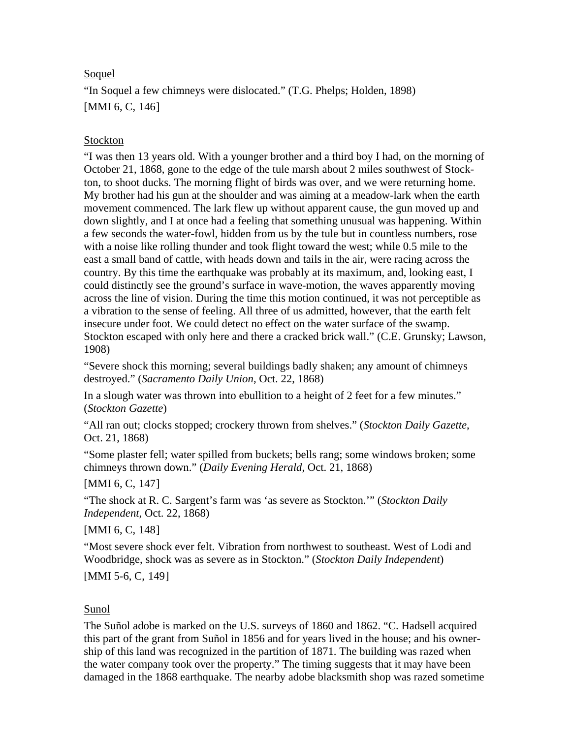Soquel

"In Soquel a few chimneys were dislocated." (T.G. Phelps; Holden, 1898)

[MMI 6, C, 146]

Stockton

"I was then 13 years old. With a younger brother and a third boy I had, on the morning of October 21, 1868, gone to the edge of the tule marsh about 2 miles southwest of Stockton, to shoot ducks. The morning flight of birds was over, and we were returning home. My brother had his gun at the shoulder and was aiming at a meadow-lark when the earth movement commenced. The lark flew up without apparent cause, the gun moved up and down slightly, and I at once had a feeling that something unusual was happening. Within a few seconds the water-fowl, hidden from us by the tule but in countless numbers, rose with a noise like rolling thunder and took flight toward the west; while 0.5 mile to the east a small band of cattle, with heads down and tails in the air, were racing across the country. By this time the earthquake was probably at its maximum, and, looking east, I could distinctly see the ground's surface in wave-motion, the waves apparently moving across the line of vision. During the time this motion continued, it was not perceptible as a vibration to the sense of feeling. All three of us admitted, however, that the earth felt insecure under foot. We could detect no effect on the water surface of the swamp. Stockton escaped with only here and there a cracked brick wall." (C.E. Grunsky; Lawson, 1908)

"Severe shock this morning; several buildings badly shaken; any amount of chimneys destroyed." (*Sacramento Daily Union*, Oct. 22, 1868)

In a slough water was thrown into ebullition to a height of 2 feet for a few minutes." (*Stockton Gazette*)

"All ran out; clocks stopped; crockery thrown from shelves." (*Stockton Daily Gazette*, Oct. 21, 1868)

"Some plaster fell; water spilled from buckets; bells rang; some windows broken; some chimneys thrown down." (*Daily Evening Herald*, Oct. 21, 1868)

[MMI 6, C, 147]

"The shock at R. C. Sargent's farm was 'as severe as Stockton.'" (*Stockton Daily Independent*, Oct. 22, 1868)

[MMI 6, C, 148]

"Most severe shock ever felt. Vibration from northwest to southeast. West of Lodi and Woodbridge, shock was as severe as in Stockton." (*Stockton Daily Independent*)

[MMI 5-6, C, 149]

Sunol

The Suñol adobe is marked on the U.S. surveys of 1860 and 1862. "C. Hadsell acquired this part of the grant from Suñol in 1856 and for years lived in the house; and his ownership of this land was recognized in the partition of 1871. The building was razed when the water company took over the property." The timing suggests that it may have been damaged in the 1868 earthquake. The nearby adobe blacksmith shop was razed sometime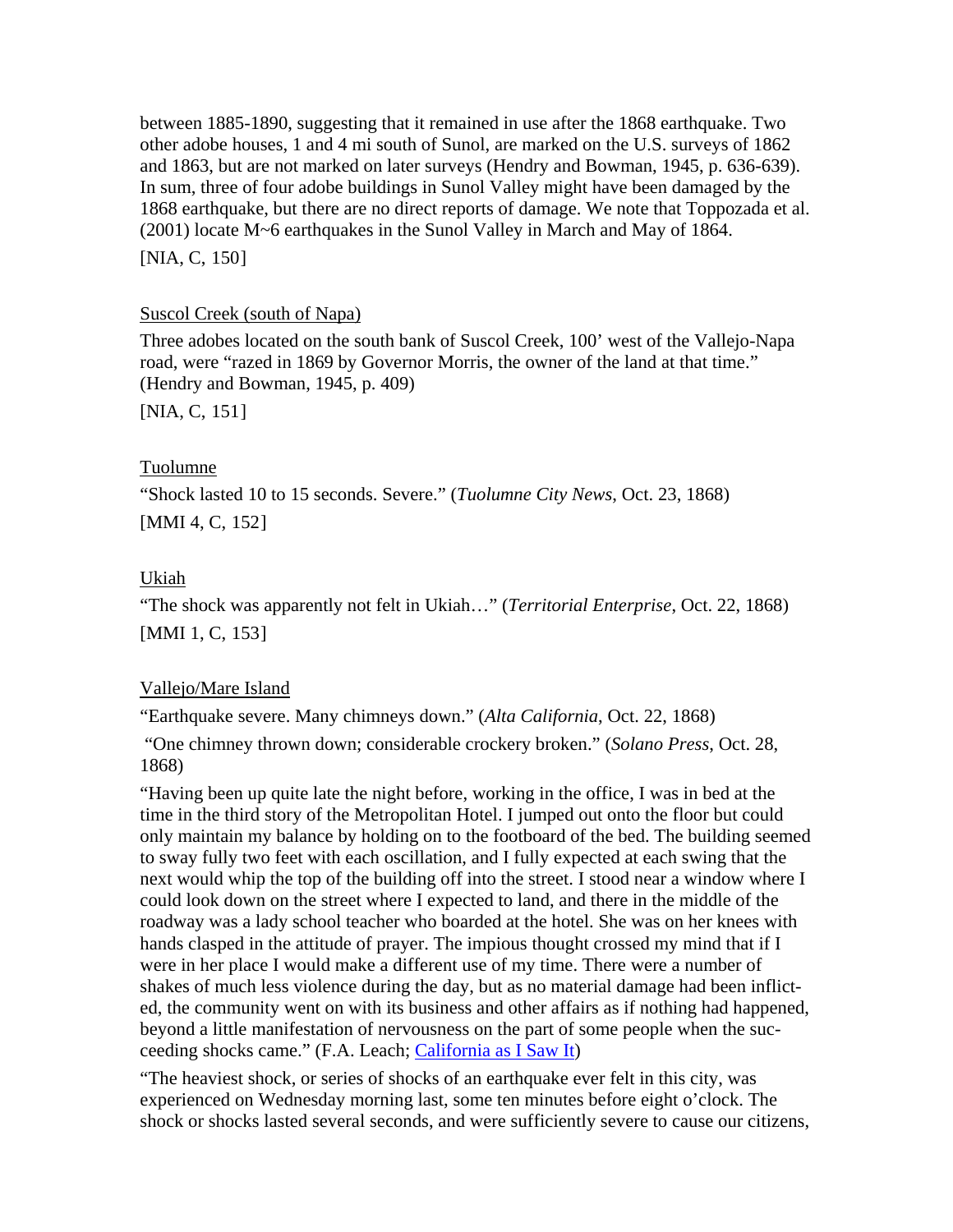between 1885-1890, suggesting that it remained in use after the 1868 earthquake. Two other adobe houses, 1 and 4 mi south of Sunol, are marked on the U.S. surveys of 1862 and 1863, but are not marked on later surveys (Hendry and Bowman, 1945, p. 636-639). In sum, three of four adobe buildings in Sunol Valley might have been damaged by the 1868 earthquake, but there are no direct reports of damage. We note that Toppozada et al. (2001) locate M~6 earthquakes in the Sunol Valley in March and May of 1864.

[NIA, C, 150]

Suscol Creek (south of Napa)

Three adobes located on the south bank of Suscol Creek, 100' west of the Vallejo-Napa road, were "razed in 1869 by Governor Morris, the owner of the land at that time." (Hendry and Bowman, 1945, p. 409)

[NIA, C, 151]

Tuolumne

"Shock lasted 10 to 15 seconds. Severe." (*Tuolumne City News*, Oct. 23, 1868)

[MMI 4, C, 152]

Ukiah

"The shock was apparently not felt in Ukiah…" (*Territorial Enterprise*, Oct. 22, 1868)

[MMI 1, C, 153]

Vallejo/Mare Island

"Earthquake severe. Many chimneys down." (*Alta California*, Oct. 22, 1868)

"One chimney thrown down; considerable crockery broken." (*Solano Press*, Oct. 28, 1868)

"Having been up quite late the night before, working in the office, I was in bed at the time in the third story of the Metropolitan Hotel. I jumped out onto the floor but could only maintain my balance by holding on to the footboard of the bed. The building seemed to sway fully two feet with each oscillation, and I fully expected at each swing that the next would whip the top of the building off into the street. I stood near a window where I could look down on the street where I expected to land, and there in the middle of the roadway was a lady school teacher who boarded at the hotel. She was on her knees with hands clasped in the attitude of prayer. The impious thought crossed my mind that if I were in her place I would make a different use of my time. There were a number of shakes of much less violence during the day, but as no material damage had been inflicted, the community went on with its business and other affairs as if nothing had happened, beyond a little manifestation of nervousness on the part of some people when the succeeding shocks came." (F.A. Leach; California as I Saw It)

"The heaviest shock, or series of shocks of an earthquake ever felt in this city, was experienced on Wednesday morning last, some ten minutes before eight o'clock. The shock or shocks lasted several seconds, and were sufficiently severe to cause our citizens,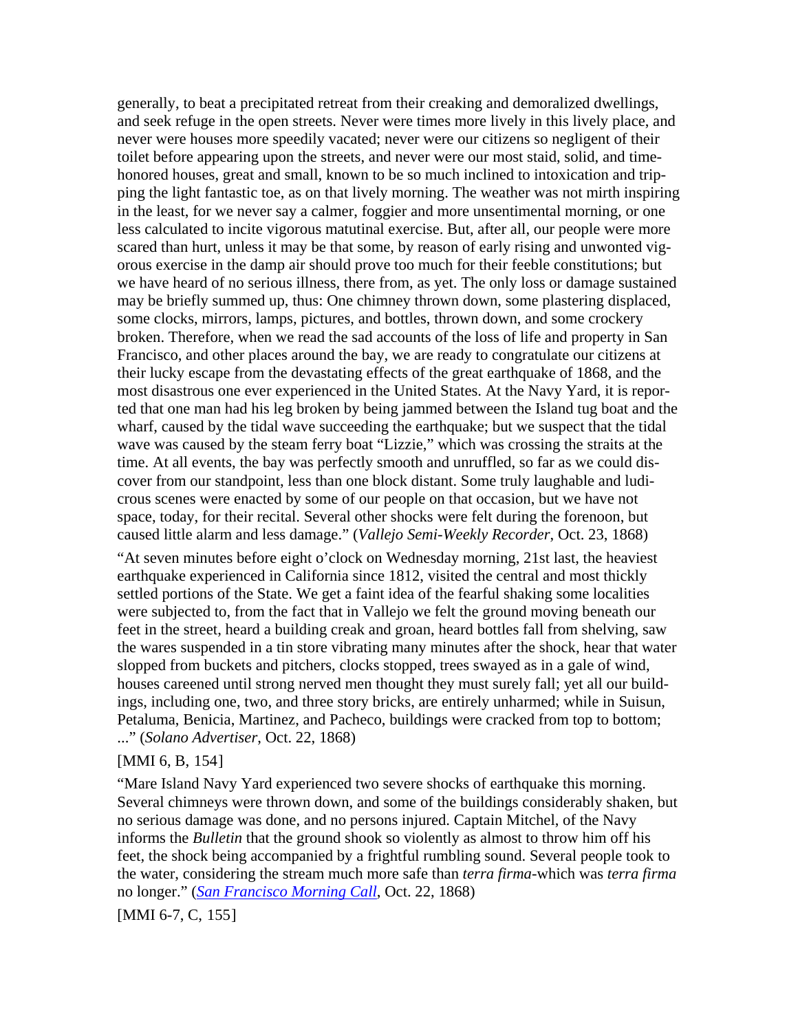generally, to beat a precipitated retreat from their creaking and demoralized dwellings, and seek refuge in the open streets. Never were times more lively in this lively place, and never were houses more speedily vacated; never were our citizens so negligent of their toilet before appearing upon the streets, and never were our most staid, solid, and time-honored houses, great and small, known to be so much inclined to intoxication and tripping the light fantastic toe, as on that lively morning. The weather was not mirth inspiring in the least, for we never say a calmer, foggier and more unsentimental morning, or one less calculated to incite vigorous matutinal exercise. But, after all, our people were more scared than hurt, unless it may be that some, by reason of early rising and unwonted vigorous exercise in the damp air should prove too much for their feeble constitutions; but we have heard of no serious illness, there from, as yet. The only loss or damage sustained may be briefly summed up, thus: One chimney thrown down, some plastering displaced, some clocks, mirrors, lamps, pictures, and bottles, thrown down, and some crockery broken. Therefore, when we read the sad accounts of the loss of life and property in San Francisco, and other places around the bay, we are ready to congratulate our citizens at their lucky escape from the devastating effects of the great earthquake of 1868, and the most disastrous one ever experienced in the United States. At the Navy Yard, it is reported that one man had his leg broken by being jammed between the Island tug boat and the wharf, caused by the tidal wave succeeding the earthquake; but we suspect that the tidal wave was caused by the steam ferry boat "Lizzie," which was crossing the straits at the time. At all events, the bay was perfectly smooth and unruffled, so far as we could discover from our standpoint, less than one block distant. Some truly laughable and ludicrous scenes were enacted by some of our people on that occasion, but we have not space, today, for their recital. Several other shocks were felt during the forenoon, but caused little alarm and less damage." (*Vallejo Semi-Weekly Recorder*, Oct. 23, 1868)

"At seven minutes before eight o'clock on Wednesday morning, 21st last, the heaviest earthquake experienced in California since 1812, visited the central and most thickly settled portions of the State. We get a faint idea of the fearful shaking some localities were subjected to, from the fact that in Vallejo we felt the ground moving beneath our feet in the street, heard a building creak and groan, heard bottles fall from shelving, saw the wares suspended in a tin store vibrating many minutes after the shock, hear that water slopped from buckets and pitchers, clocks stopped, trees swayed as in a gale of wind, houses careened until strong nerved men thought they must surely fall; yet all our buildings, including one, two, and three story bricks, are entirely unharmed; while in Suisun, Petaluma, Benicia, Martinez, and Pacheco, buildings were cracked from top to bottom; ..." (*Solano Advertiser*, Oct. 22, 1868)

[MMI 6, B, 154]

"Mare Island Navy Yard experienced two severe shocks of earthquake this morning. Several chimneys were thrown down, and some of the buildings considerably shaken, but no serious damage was done, and no persons injured. Captain Mitchel, of the Navy informs the *Bulletin* that the ground shook so violently as almost to throw him off his feet, the shock being accompanied by a frightful rumbling sound. Several people took to the water, considering the stream much more safe than *terra firma*-which was *terra firma* no longer." (*San Francisco Morning Call*, Oct. 22, 1868)

[MMI 6-7, C, 155]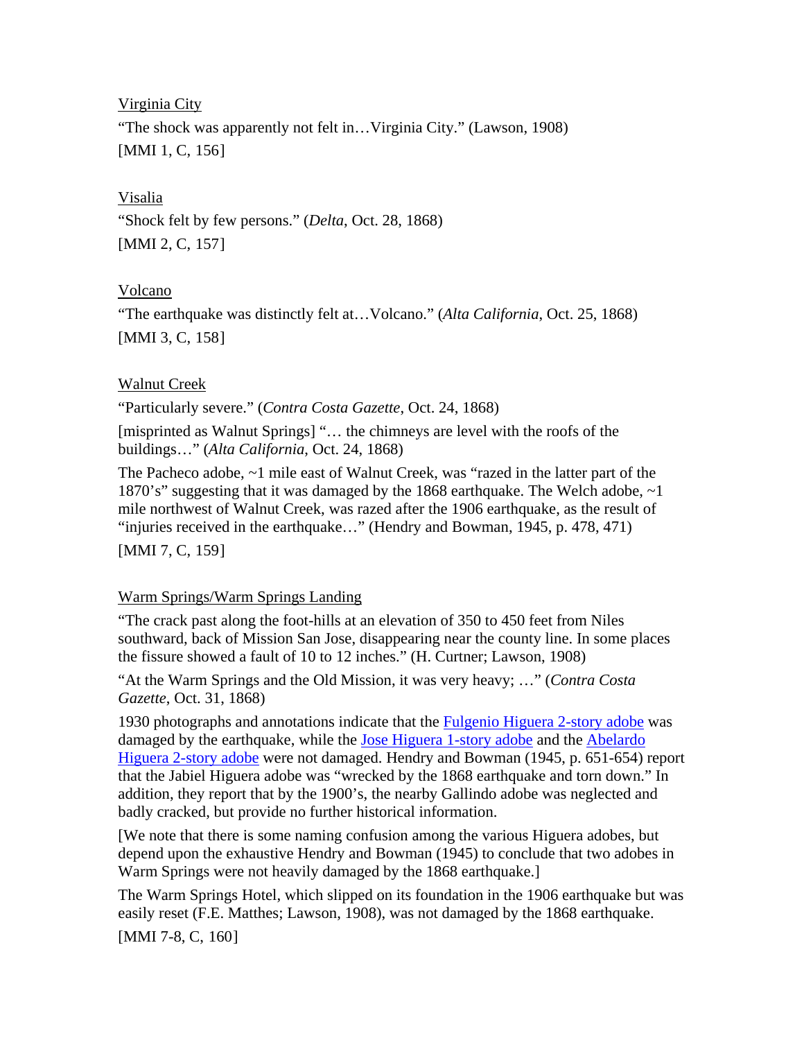<u>Virginia City</u>

“The shock was apparently not felt in…Virginia City.” (Lawson, 1908)

[MMI 1, C, 156]

<u>Visalia</u>

“Shock felt by few persons.” (*Delta*, Oct. 28, 1868)

[MMI 2, C, 157]

<u>Volcano</u>

“The earthquake was distinctly felt at…Volcano.” (*Alta California*, Oct. 25, 1868)

[MMI 3, C, 158]

<u>Walnut Creek</u>

“Particularly severe.” (*Contra Costa Gazette*, Oct. 24, 1868)

[misprinted as Walnut Springs] “… the chimneys are level with the roofs of the buildings…” (*Alta California*, Oct. 24, 1868)

The Pacheco adobe, ~1 mile east of Walnut Creek, was “razed in the latter part of the 1870’s” suggesting that it was damaged by the 1868 earthquake. The Welch adobe, ~1 mile northwest of Walnut Creek, was razed after the 1906 earthquake, as the result of “injuries received in the earthquake…” (Hendry and Bowman, 1945, p. 478, 471)

[MMI 7, C, 159]

<u>Warm Springs/Warm Springs Landing</u>

“The crack past along the foot-hills at an elevation of 350 to 450 feet from Niles southward, back of Mission San Jose, disappearing near the county line. In some places the fissure showed a fault of 10 to 12 inches.” (H. Curtner; Lawson, 1908)

“At the Warm Springs and the Old Mission, it was very heavy; …” (*Contra Costa Gazette*, Oct. 31, 1868)

1930 photographs and annotations indicate that the Fulgenio Higuera 2-story adobe was damaged by the earthquake, while the Jose Higuera 1-story adobe and the Abelardo Higuera 2-story adobe were not damaged. Hendry and Bowman (1945, p. 651-654) report that the Jabiel Higuera adobe was “wrecked by the 1868 earthquake and torn down.” In addition, they report that by the 1900’s, the nearby Gallindo adobe was neglected and badly cracked, but provide no further historical information.

[We note that there is some naming confusion among the various Higuera adobes, but depend upon the exhaustive Hendry and Bowman (1945) to conclude that two adobes in Warm Springs were not heavily damaged by the 1868 earthquake.]

The Warm Springs Hotel, which slipped on its foundation in the 1906 earthquake but was easily reset (F.E. Matthes; Lawson, 1908), was not damaged by the 1868 earthquake.

[MMI 7-8, C, 160]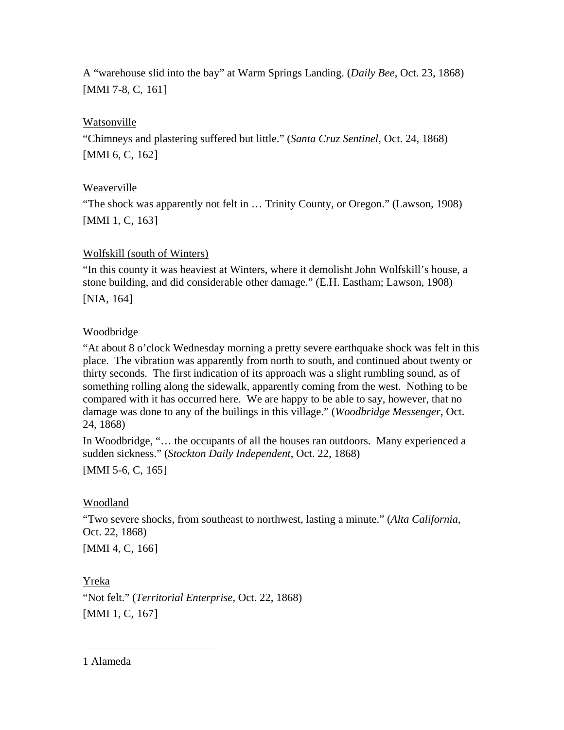A "warehouse slid into the bay" at Warm Springs Landing. (*Daily Bee*, Oct. 23, 1868)
[MMI 7-8, C, 161]

<u>Watsonville</u>

"Chimneys and plastering suffered but little." (*Santa Cruz Sentinel*, Oct. 24, 1868)
[MMI 6, C, 162]

<u>Weaverville</u>

"The shock was apparently not felt in … Trinity County, or Oregon." (Lawson, 1908)
[MMI 1, C, 163]

<u>Wolfskill (south of Winters)</u>

"In this county it was heaviest at Winters, where it demolisht John Wolfskill's house, a stone building, and did considerable other damage." (E.H. Eastham; Lawson, 1908)
[NIA, 164]

<u>Woodbridge</u>

"At about 8 o'clock Wednesday morning a pretty severe earthquake shock was felt in this place. The vibration was apparently from north to south, and continued about twenty or thirty seconds. The first indication of its approach was a slight rumbling sound, as of something rolling along the sidewalk, apparently coming from the west. Nothing to be compared with it has occurred here. We are happy to be able to say, however, that no damage was done to any of the builings in this village." (*Woodbridge Messenger*, Oct. 24, 1868)

In Woodbridge, "… the occupants of all the houses ran outdoors. Many experienced a sudden sickness." (*Stockton Daily Independent*, Oct. 22, 1868)
[MMI 5-6, C, 165]

<u>Woodland</u>

"Two severe shocks, from southeast to northwest, lasting a minute." (*Alta California*, Oct. 22, 1868)
[MMI 4, C, 166]

<u>Yreka</u>

"Not felt." (*Territorial Enterprise*, Oct. 22, 1868)
[MMI 1, C, 167]

---

1 Alameda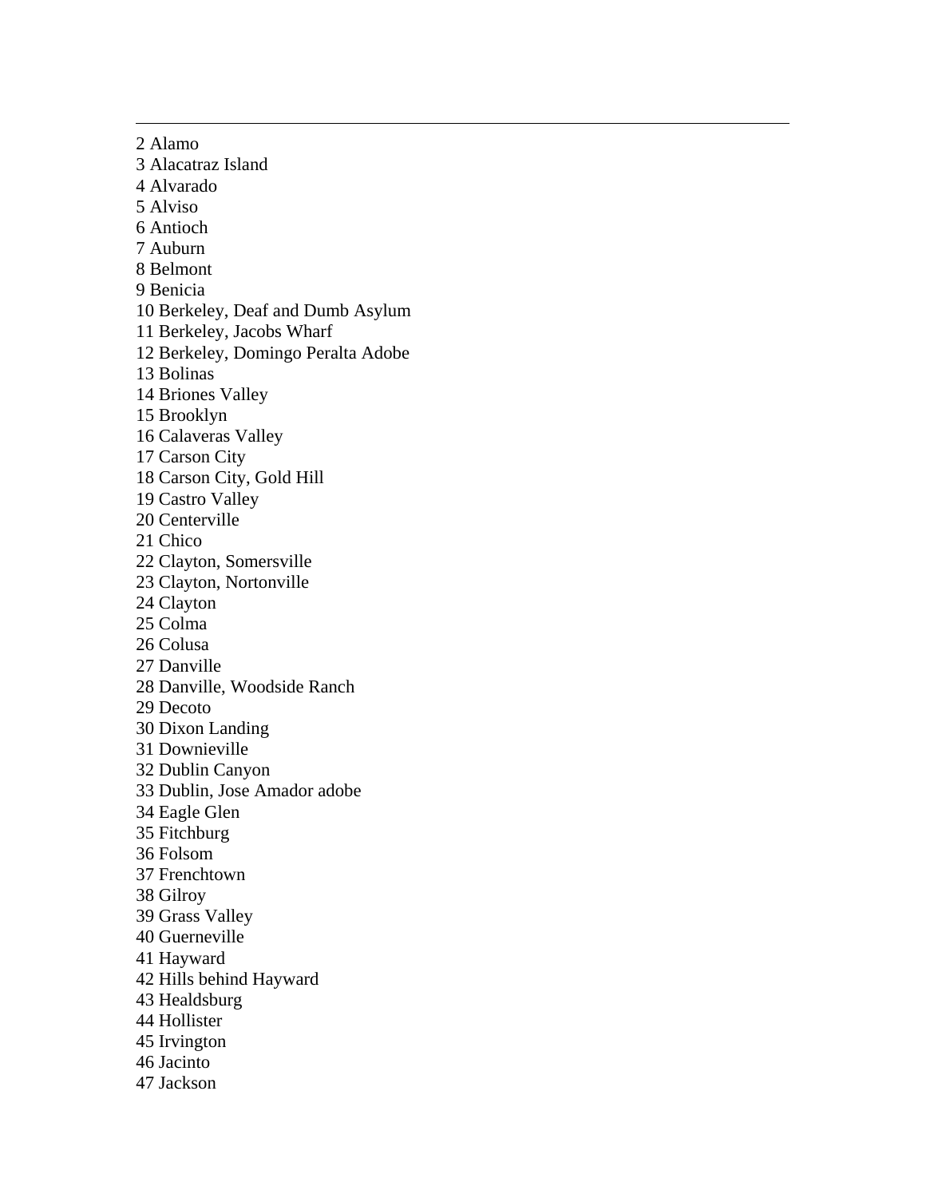---

2 Alamo
3 Alacatraz Island
4 Alvarado
5 Alviso
6 Antioch
7 Auburn
8 Belmont
9 Benicia
10 Berkeley, Deaf and Dumb Asylum
11 Berkeley, Jacobs Wharf
12 Berkeley, Domingo Peralta Adobe
13 Bolinas
14 Briones Valley
15 Brooklyn
16 Calaveras Valley
17 Carson City
18 Carson City, Gold Hill
19 Castro Valley
20 Centerville
21 Chico
22 Clayton, Somersville
23 Clayton, Nortonville
24 Clayton
25 Colma
26 Colusa
27 Danville
28 Danville, Woodside Ranch
29 Decoto
30 Dixon Landing
31 Downieville
32 Dublin Canyon
33 Dublin, Jose Amador adobe
34 Eagle Glen
35 Fitchburg
36 Folsom
37 Frenchtown
38 Gilroy
39 Grass Valley
40 Guerneville
41 Hayward
42 Hills behind Hayward
43 Healdsburg
44 Hollister
45 Irvington
46 Jacinto
47 Jackson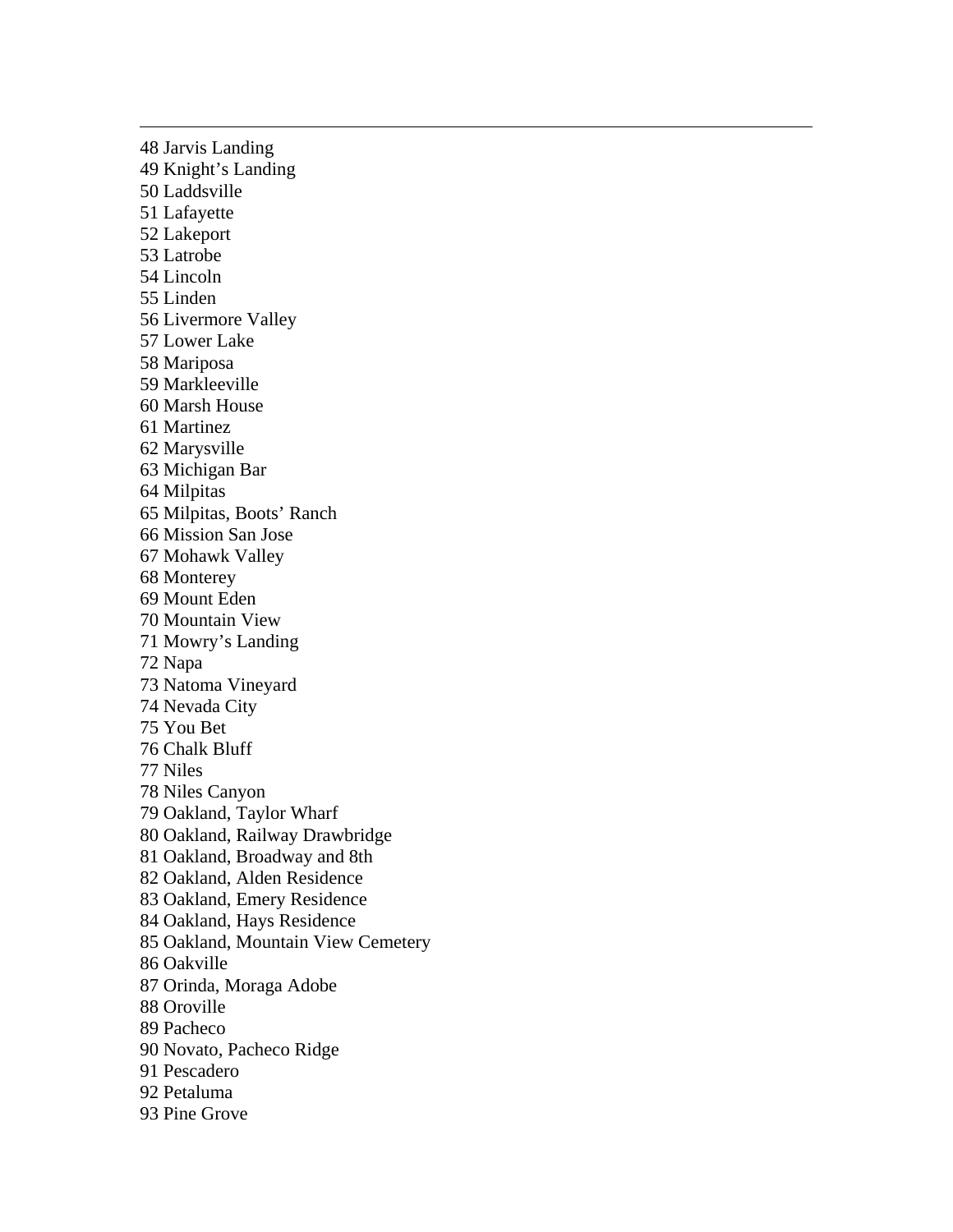48 Jarvis Landing  
49 Knight’s Landing  
50 Laddsville  
51 Lafayette  
52 Lakeport  
53 Latrobe  
54 Lincoln  
55 Linden  
56 Livermore Valley  
57 Lower Lake  
58 Mariposa  
59 Markleeville  
60 Marsh House  
61 Martinez  
62 Marysville  
63 Michigan Bar  
64 Milpitas  
65 Milpitas, Boots’ Ranch  
66 Mission San Jose  
67 Mohawk Valley  
68 Monterey  
69 Mount Eden  
70 Mountain View  
71 Mowry’s Landing  
72 Napa  
73 Natoma Vineyard  
74 Nevada City  
75 You Bet  
76 Chalk Bluff  
77 Niles  
78 Niles Canyon  
79 Oakland, Taylor Wharf  
80 Oakland, Railway Drawbridge  
81 Oakland, Broadway and 8th  
82 Oakland, Alden Residence  
83 Oakland, Emery Residence  
84 Oakland, Hays Residence  
85 Oakland, Mountain View Cemetery  
86 Oakville  
87 Orinda, Moraga Adobe  
88 Oroville  
89 Pacheco  
90 Novato, Pacheco Ridge  
91 Pescadero  
92 Petaluma  
93 Pine Grove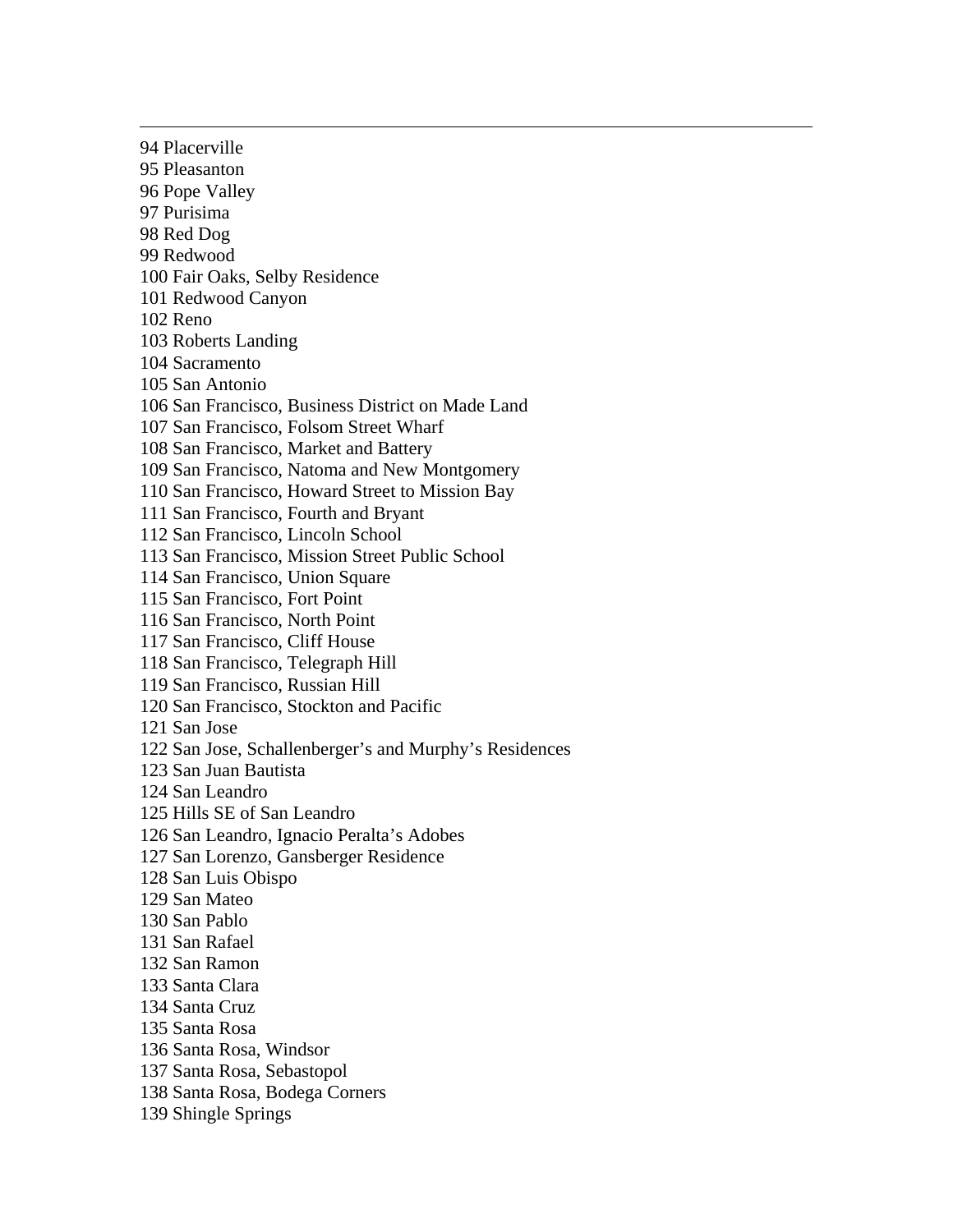94 Placerville
95 Pleasanton
96 Pope Valley
97 Purisima
98 Red Dog
99 Redwood
100 Fair Oaks, Selby Residence
101 Redwood Canyon
102 Reno
103 Roberts Landing
104 Sacramento
105 San Antonio
106 San Francisco, Business District on Made Land
107 San Francisco, Folsom Street Wharf
108 San Francisco, Market and Battery
109 San Francisco, Natoma and New Montgomery
110 San Francisco, Howard Street to Mission Bay
111 San Francisco, Fourth and Bryant
112 San Francisco, Lincoln School
113 San Francisco, Mission Street Public School
114 San Francisco, Union Square
115 San Francisco, Fort Point
116 San Francisco, North Point
117 San Francisco, Cliff House
118 San Francisco, Telegraph Hill
119 San Francisco, Russian Hill
120 San Francisco, Stockton and Pacific
121 San Jose
122 San Jose, Schallenberger's and Murphy's Residences
123 San Juan Bautista
124 San Leandro
125 Hills SE of San Leandro
126 San Leandro, Ignacio Peralta's Adobes
127 San Lorenzo, Gansberger Residence
128 San Luis Obispo
129 San Mateo
130 San Pablo
131 San Rafael
132 San Ramon
133 Santa Clara
134 Santa Cruz
135 Santa Rosa
136 Santa Rosa, Windsor
137 Santa Rosa, Sebastopol
138 Santa Rosa, Bodega Corners
139 Shingle Springs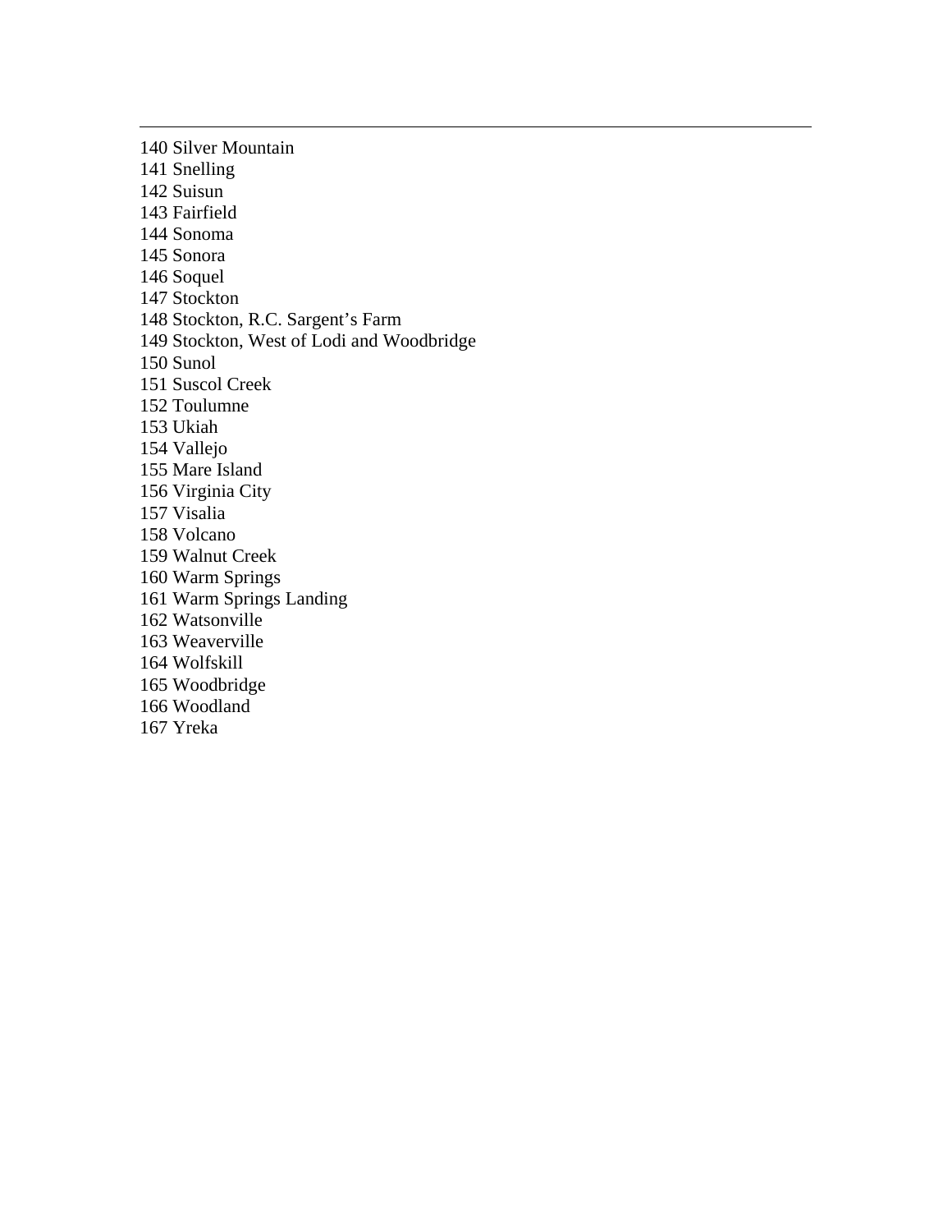---

140 Silver Mountain
141 Snelling
142 Suisun
143 Fairfield
144 Sonoma
145 Sonora
146 Soquel
147 Stockton
148 Stockton, R.C. Sargent's Farm
149 Stockton, West of Lodi and Woodbridge
150 Sunol
151 Suscol Creek
152 Toulumne
153 Ukiah
154 Vallejo
155 Mare Island
156 Virginia City
157 Visalia
158 Volcano
159 Walnut Creek
160 Warm Springs
161 Warm Springs Landing
162 Watsonville
163 Weaverville
164 Wolfskill
165 Woodbridge
166 Woodland
167 Yreka